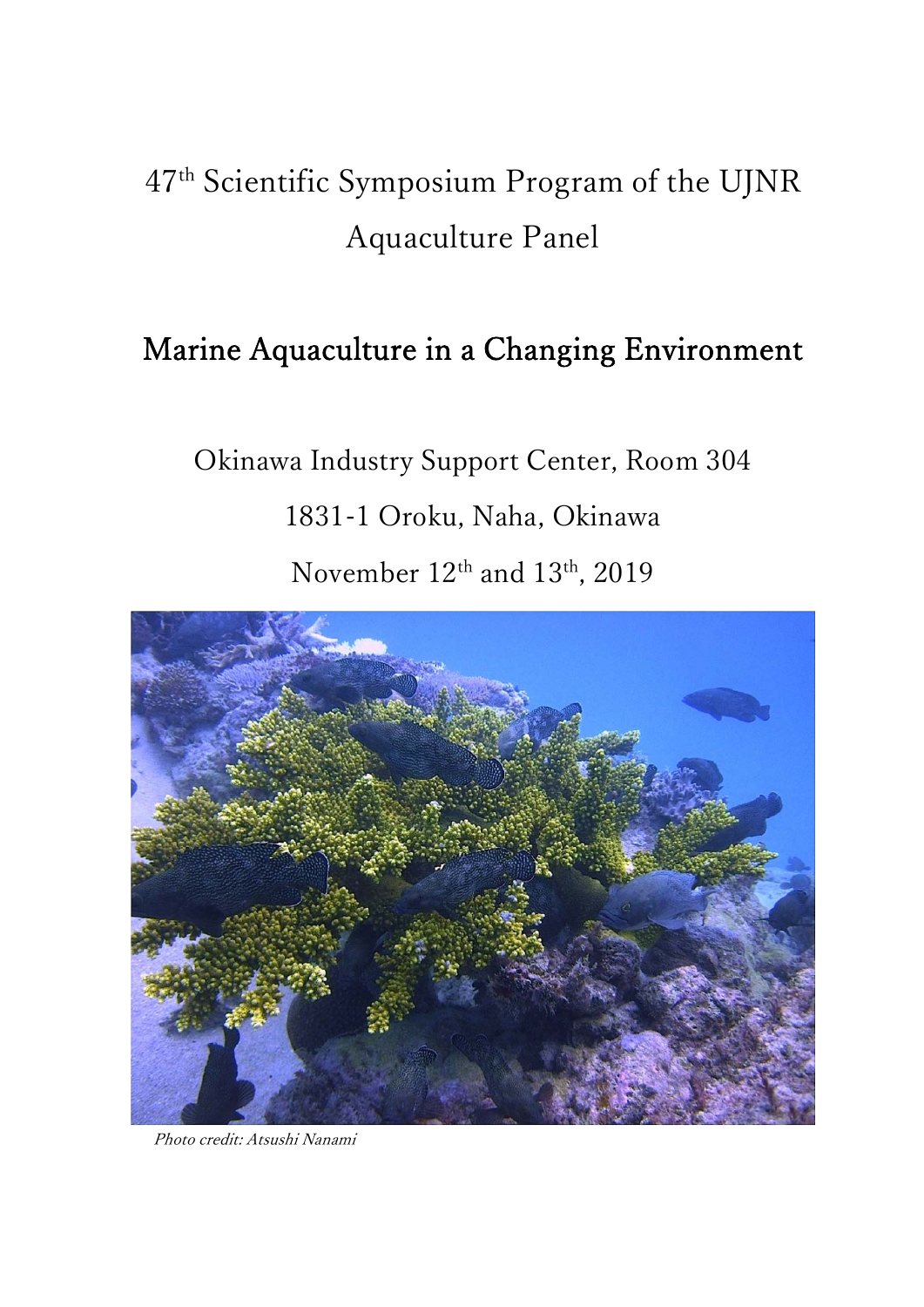# 47th Scientific Symposium Program of the UJNR Aquaculture Panel

## Marine Aquaculture in a Changing Environment

Okinawa Industry Support Center, Room 304

1831-1 Oroku, Naha, Okinawa

November 12th and 13th, 2019

*Photo credit: Atsushi Nanami*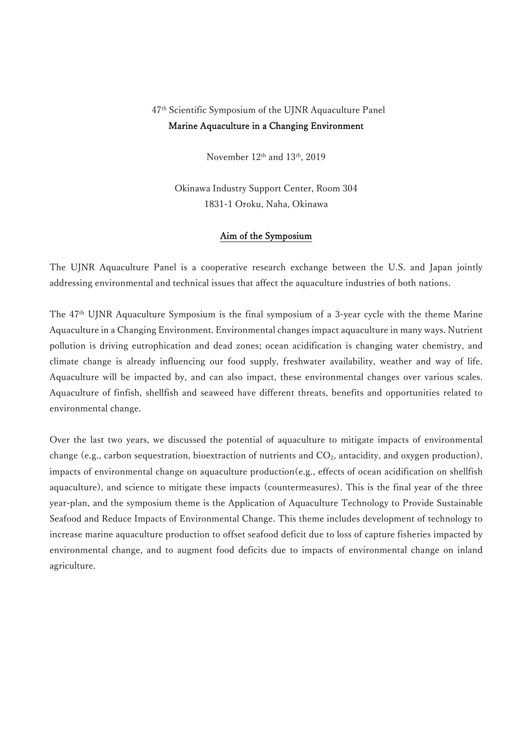47th Scientific Symposium of the UJNR Aquaculture Panel

**Marine Aquaculture in a Changing Environment**

November 12th and 13th, 2019

Okinawa Industry Support Center, Room 304
1831-1 Oroku, Naha, Okinawa

## Aim of the Symposium

The UJNR Aquaculture Panel is a cooperative research exchange between the U.S. and Japan jointly addressing environmental and technical issues that affect the aquaculture industries of both nations.

The 47th UJNR Aquaculture Symposium is the final symposium of a 3-year cycle with the theme Marine Aquaculture in a Changing Environment. Environmental changes impact aquaculture in many ways. Nutrient pollution is driving eutrophication and dead zones; ocean acidification is changing water chemistry, and climate change is already influencing our food supply, freshwater availability, weather and way of life. Aquaculture will be impacted by, and can also impact, these environmental changes over various scales. Aquaculture of finfish, shellfish and seaweed have different threats, benefits and opportunities related to environmental change.

Over the last two years, we discussed the potential of aquaculture to mitigate impacts of environmental change (e.g., carbon sequestration, bioextraction of nutrients and $CO_2$, antacidity, and oxygen production), impacts of environmental change on aquaculture production(e.g., effects of ocean acidification on shellfish aquaculture), and science to mitigate these impacts (countermeasures). This is the final year of the three year-plan, and the symposium theme is the Application of Aquaculture Technology to Provide Sustainable Seafood and Reduce Impacts of Environmental Change. This theme includes development of technology to increase marine aquaculture production to offset seafood deficit due to loss of capture fisheries impacted by environmental change, and to augment food deficits due to impacts of environmental change on inland agriculture.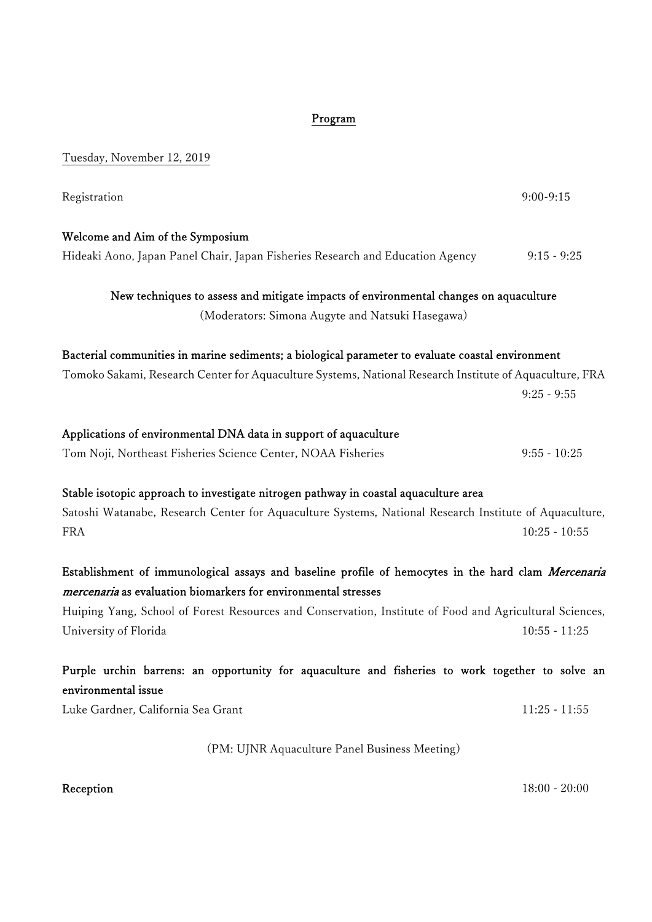## Program

Tuesday, November 12, 2019

Registration 9:00-9:15

**Welcome and Aim of the Symposium**
Hideaki Aono, Japan Panel Chair, Japan Fisheries Research and Education Agency 9:15 - 9:25

### New techniques to assess and mitigate impacts of environmental changes on aquaculture

(Moderators: Simona Augyte and Natsuki Hasegawa)

**Bacterial communities in marine sediments; a biological parameter to evaluate coastal environment**
Tomoko Sakami, Research Center for Aquaculture Systems, National Research Institute of Aquaculture, FRA
9:25 - 9:55

**Applications of environmental DNA data in support of aquaculture**
Tom Noji, Northeast Fisheries Science Center, NOAA Fisheries 9:55 - 10:25

**Stable isotopic approach to investigate nitrogen pathway in coastal aquaculture area**
Satoshi Watanabe, Research Center for Aquaculture Systems, National Research Institute of Aquaculture, FRA 10:25 - 10:55

**Establishment of immunological assays and baseline profile of hemocytes in the hard clam *Mercenaria mercenaria* as evaluation biomarkers for environmental stresses**
Huiping Yang, School of Forest Resources and Conservation, Institute of Food and Agricultural Sciences, University of Florida 10:55 - 11:25

**Purple urchin barrens: an opportunity for aquaculture and fisheries to work together to solve an environmental issue**
Luke Gardner, California Sea Grant 11:25 - 11:55

(PM: UJNR Aquaculture Panel Business Meeting)

**Reception** 18:00 - 20:00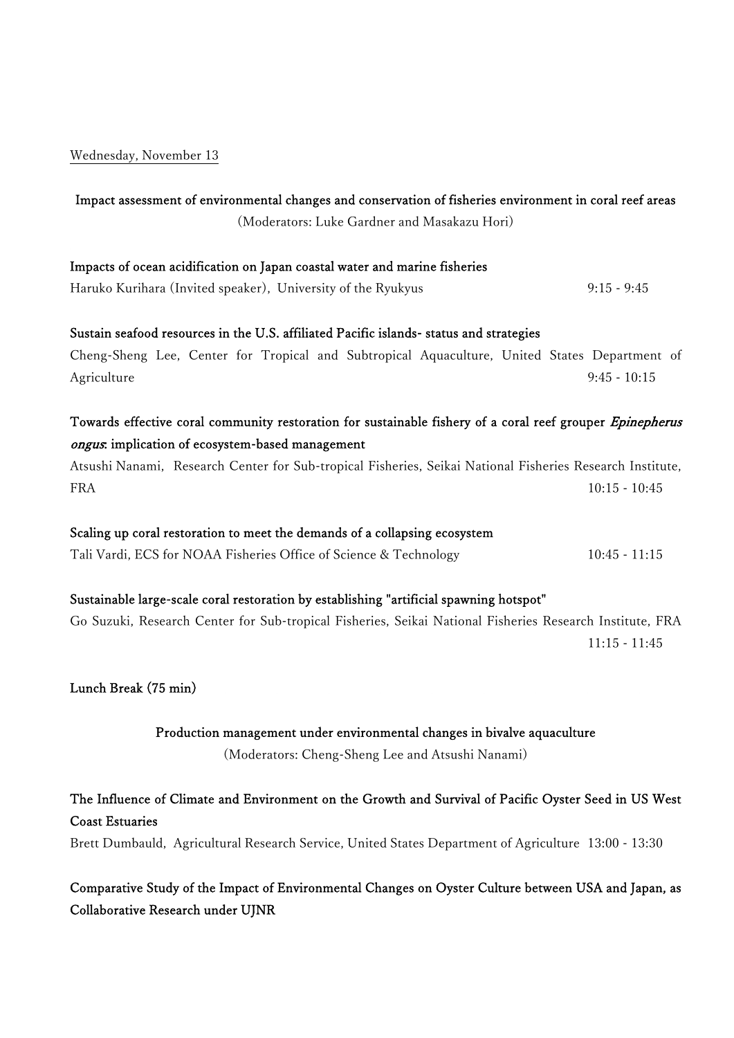Wednesday, November 13

## Impact assessment of environmental changes and conservation of fisheries environment in coral reef areas

(Moderators: Luke Gardner and Masakazu Hori)

**Impacts of ocean acidification on Japan coastal water and marine fisheries**
Haruko Kurihara (Invited speaker), University of the Ryukyus 9:15 - 9:45

**Sustain seafood resources in the U.S. affiliated Pacific islands- status and strategies**
Cheng-Sheng Lee, Center for Tropical and Subtropical Aquaculture, United States Department of Agriculture 9:45 - 10:15

**Towards effective coral community restoration for sustainable fishery of a coral reef grouper *Epinepherus ongus*: implication of ecosystem-based management**
Atsushi Nanami, Research Center for Sub-tropical Fisheries, Seikai National Fisheries Research Institute, FRA 10:15 - 10:45

**Scaling up coral restoration to meet the demands of a collapsing ecosystem**
Tali Vardi, ECS for NOAA Fisheries Office of Science & Technology 10:45 - 11:15

**Sustainable large-scale coral restoration by establishing "artificial spawning hotspot"**
Go Suzuki, Research Center for Sub-tropical Fisheries, Seikai National Fisheries Research Institute, FRA 11:15 - 11:45

**Lunch Break (75 min)**

## Production management under environmental changes in bivalve aquaculture

(Moderators: Cheng-Sheng Lee and Atsushi Nanami)

**The Influence of Climate and Environment on the Growth and Survival of Pacific Oyster Seed in US West Coast Estuaries**
Brett Dumbauld, Agricultural Research Service, United States Department of Agriculture 13:00 - 13:30

**Comparative Study of the Impact of Environmental Changes on Oyster Culture between USA and Japan, as Collaborative Research under UJNR**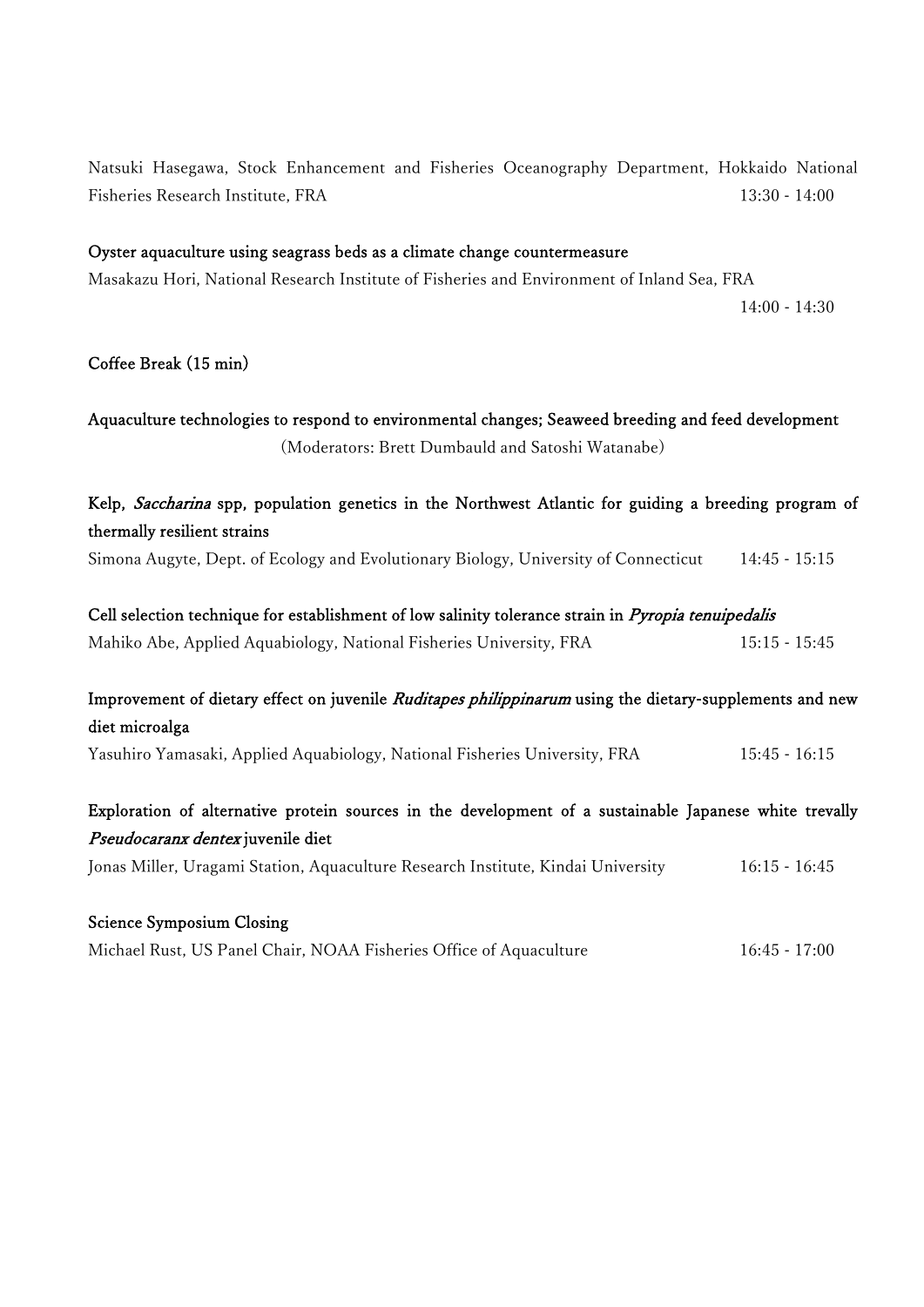Natsuki Hasegawa, Stock Enhancement and Fisheries Oceanography Department, Hokkaido National Fisheries Research Institute, FRA 13:30 - 14:00

**Oyster aquaculture using seagrass beds as a climate change countermeasure**
Masakazu Hori, National Research Institute of Fisheries and Environment of Inland Sea, FRA 14:00 - 14:30

**Coffee Break (15 min)**

**Aquaculture technologies to respond to environmental changes; Seaweed breeding and feed development**
(Moderators: Brett Dumbauld and Satoshi Watanabe)

**Kelp, *Saccharina* spp, population genetics in the Northwest Atlantic for guiding a breeding program of thermally resilient strains**
Simona Augyte, Dept. of Ecology and Evolutionary Biology, University of Connecticut 14:45 - 15:15

**Cell selection technique for establishment of low salinity tolerance strain in *Pyropia tenuipedalis***
Mahiko Abe, Applied Aquabiology, National Fisheries University, FRA 15:15 - 15:45

**Improvement of dietary effect on juvenile *Ruditapes philippinarum* using the dietary-supplements and new diet microalga**
Yasuhiro Yamasaki, Applied Aquabiology, National Fisheries University, FRA 15:45 - 16:15

**Exploration of alternative protein sources in the development of a sustainable Japanese white trevally *Pseudocaranx dentex* juvenile diet**
Jonas Miller, Uragami Station, Aquaculture Research Institute, Kindai University 16:15 - 16:45

**Science Symposium Closing**
Michael Rust, US Panel Chair, NOAA Fisheries Office of Aquaculture 16:45 - 17:00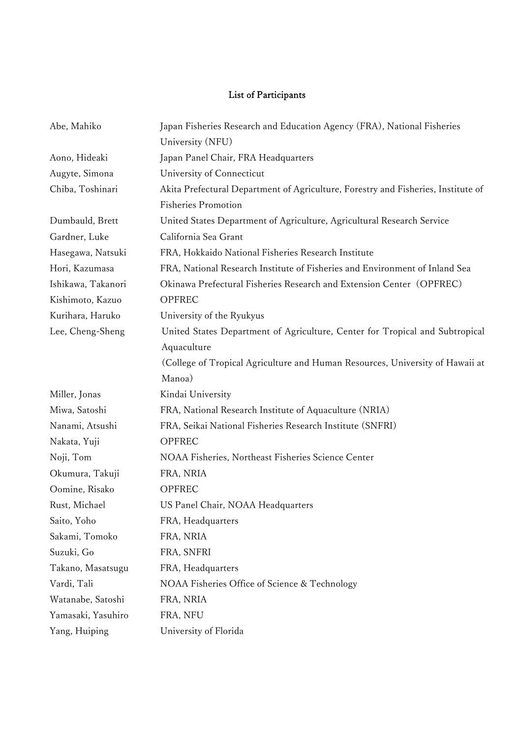# List of Participants

| | |
|---|---|
| Abe, Mahiko | Japan Fisheries Research and Education Agency (FRA), National Fisheries University (NFU) |
| Aono, Hideaki | Japan Panel Chair, FRA Headquarters |
| Augyte, Simona | University of Connecticut |
| Chiba, Toshinari | Akita Prefectural Department of Agriculture, Forestry and Fisheries, Institute of Fisheries Promotion |
| Dumbauld, Brett | United States Department of Agriculture, Agricultural Research Service |
| Gardner, Luke | California Sea Grant |
| Hasegawa, Natsuki | FRA, Hokkaido National Fisheries Research Institute |
| Hori, Kazumasa | FRA, National Research Institute of Fisheries and Environment of Inland Sea |
| Ishikawa, Takanori | Okinawa Prefectural Fisheries Research and Extension Center（OPFREC） |
| Kishimoto, Kazuo | OPFREC |
| Kurihara, Haruko | University of the Ryukyus |
| Lee, Cheng-Sheng | United States Department of Agriculture, Center for Tropical and Subtropical Aquaculture (College of Tropical Agriculture and Human Resources, University of Hawaii at Manoa) |
| Miller, Jonas | Kindai University |
| Miwa, Satoshi | FRA, National Research Institute of Aquaculture (NRIA) |
| Nanami, Atsushi | FRA, Seikai National Fisheries Research Institute (SNFRI) |
| Nakata, Yuji | OPFREC |
| Noji, Tom | NOAA Fisheries, Northeast Fisheries Science Center |
| Okumura, Takuji | FRA, NRIA |
| Oomine, Risako | OPFREC |
| Rust, Michael | US Panel Chair, NOAA Headquarters |
| Saito, Yoho | FRA, Headquarters |
| Sakami, Tomoko | FRA, NRIA |
| Suzuki, Go | FRA, SNFRI |
| Takano, Masatsugu | FRA, Headquarters |
| Vardi, Tali | NOAA Fisheries Office of Science & Technology |
| Watanabe, Satoshi | FRA, NRIA |
| Yamasaki, Yasuhiro | FRA, NFU |
| Yang, Huiping | University of Florida |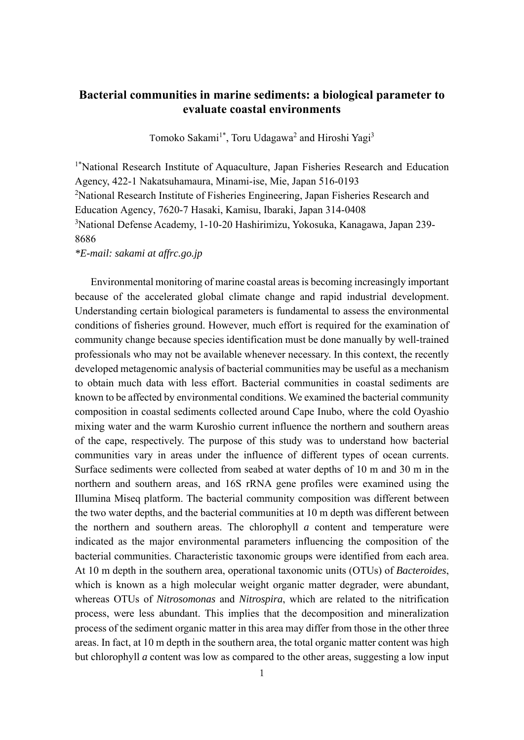# Bacterial communities in marine sediments: a biological parameter to evaluate coastal environments

Tomoko Sakami[1*], Toru Udagawa[2] and Hiroshi Yagi[3]

[1*]National Research Institute of Aquaculture, Japan Fisheries Research and Education Agency, 422-1 Nakatsuhamaura, Minami-ise, Mie, Japan 516-0193
[2]National Research Institute of Fisheries Engineering, Japan Fisheries Research and Education Agency, 7620-7 Hasaki, Kamisu, Ibaraki, Japan 314-0408
[3]National Defense Academy, 1-10-20 Hashirimizu, Yokosuka, Kanagawa, Japan 239-8686
*E-mail: sakami at affrc.go.jp*

Environmental monitoring of marine coastal areas is becoming increasingly important because of the accelerated global climate change and rapid industrial development. Understanding certain biological parameters is fundamental to assess the environmental conditions of fisheries ground. However, much effort is required for the examination of community change because species identification must be done manually by well-trained professionals who may not be available whenever necessary. In this context, the recently developed metagenomic analysis of bacterial communities may be useful as a mechanism to obtain much data with less effort. Bacterial communities in coastal sediments are known to be affected by environmental conditions. We examined the bacterial community composition in coastal sediments collected around Cape Inubo, where the cold Oyashio mixing water and the warm Kuroshio current influence the northern and southern areas of the cape, respectively. The purpose of this study was to understand how bacterial communities vary in areas under the influence of different types of ocean currents. Surface sediments were collected from seabed at water depths of 10 m and 30 m in the northern and southern areas, and 16S rRNA gene profiles were examined using the Illumina Miseq platform. The bacterial community composition was different between the two water depths, and the bacterial communities at 10 m depth was different between the northern and southern areas. The chlorophyll *a* content and temperature were indicated as the major environmental parameters influencing the composition of the bacterial communities. Characteristic taxonomic groups were identified from each area. At 10 m depth in the southern area, operational taxonomic units (OTUs) of *Bacteroides*, which is known as a high molecular weight organic matter degrader, were abundant, whereas OTUs of *Nitrosomonas* and *Nitrospira*, which are related to the nitrification process, were less abundant. This implies that the decomposition and mineralization process of the sediment organic matter in this area may differ from those in the other three areas. In fact, at 10 m depth in the southern area, the total organic matter content was high but chlorophyll *a* content was low as compared to the other areas, suggesting a low input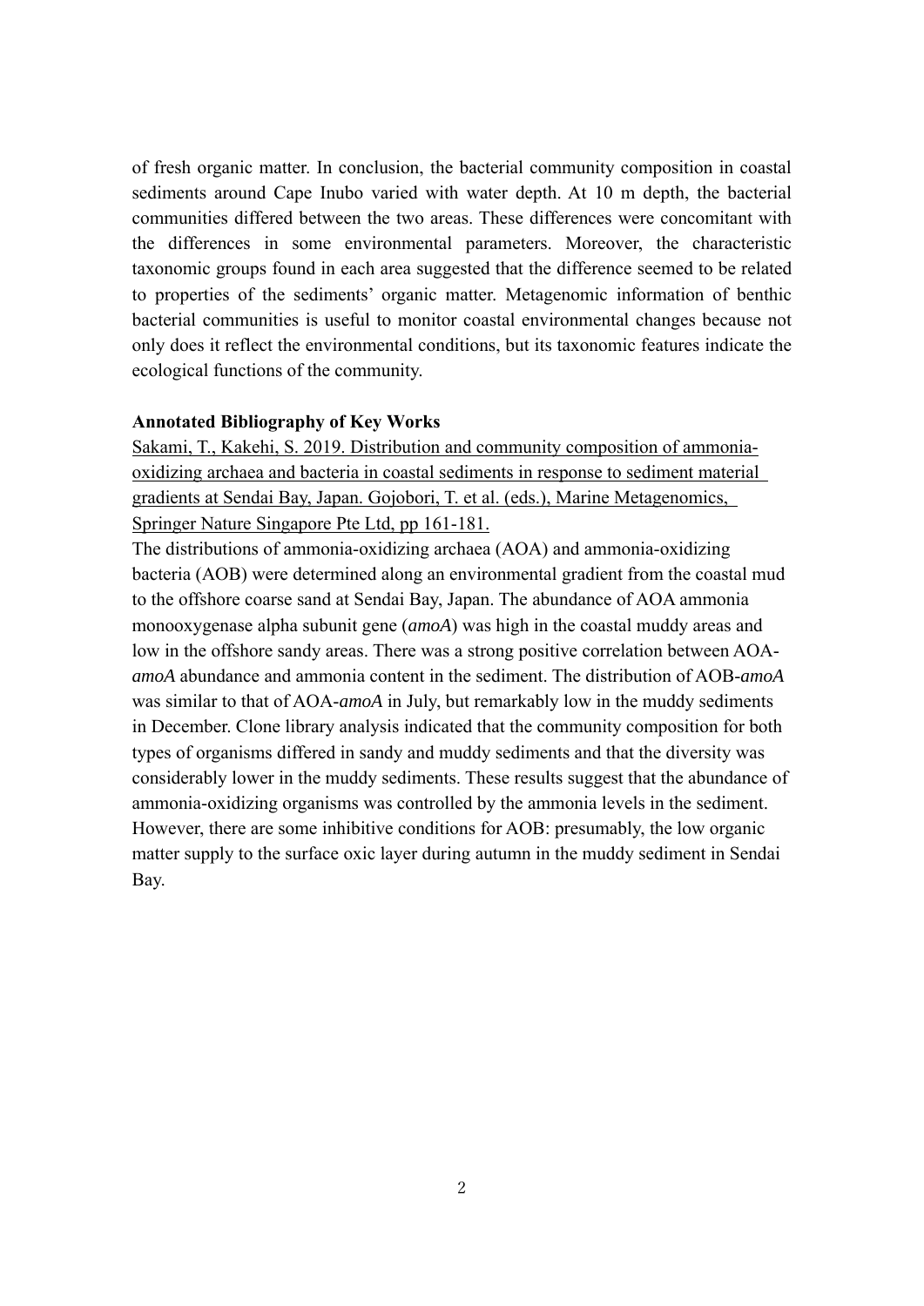of fresh organic matter. In conclusion, the bacterial community composition in coastal sediments around Cape Inubo varied with water depth. At 10 m depth, the bacterial communities differed between the two areas. These differences were concomitant with the differences in some environmental parameters. Moreover, the characteristic taxonomic groups found in each area suggested that the difference seemed to be related to properties of the sediments' organic matter. Metagenomic information of benthic bacterial communities is useful to monitor coastal environmental changes because not only does it reflect the environmental conditions, but its taxonomic features indicate the ecological functions of the community.

**Annotated Bibliography of Key Works**

Sakami, T., Kakehi, S. 2019. Distribution and community composition of ammonia-oxidizing archaea and bacteria in coastal sediments in response to sediment material gradients at Sendai Bay, Japan. Gojobori, T. et al. (eds.), Marine Metagenomics, Springer Nature Singapore Pte Ltd, pp 161-181.

The distributions of ammonia-oxidizing archaea (AOA) and ammonia-oxidizing bacteria (AOB) were determined along an environmental gradient from the coastal mud to the offshore coarse sand at Sendai Bay, Japan. The abundance of AOA ammonia monooxygenase alpha subunit gene (*amoA*) was high in the coastal muddy areas and low in the offshore sandy areas. There was a strong positive correlation between AOA-*amoA* abundance and ammonia content in the sediment. The distribution of AOB-*amoA* was similar to that of AOA-*amoA* in July, but remarkably low in the muddy sediments in December. Clone library analysis indicated that the community composition for both types of organisms differed in sandy and muddy sediments and that the diversity was considerably lower in the muddy sediments. These results suggest that the abundance of ammonia-oxidizing organisms was controlled by the ammonia levels in the sediment. However, there are some inhibitive conditions for AOB: presumably, the low organic matter supply to the surface oxic layer during autumn in the muddy sediment in Sendai Bay.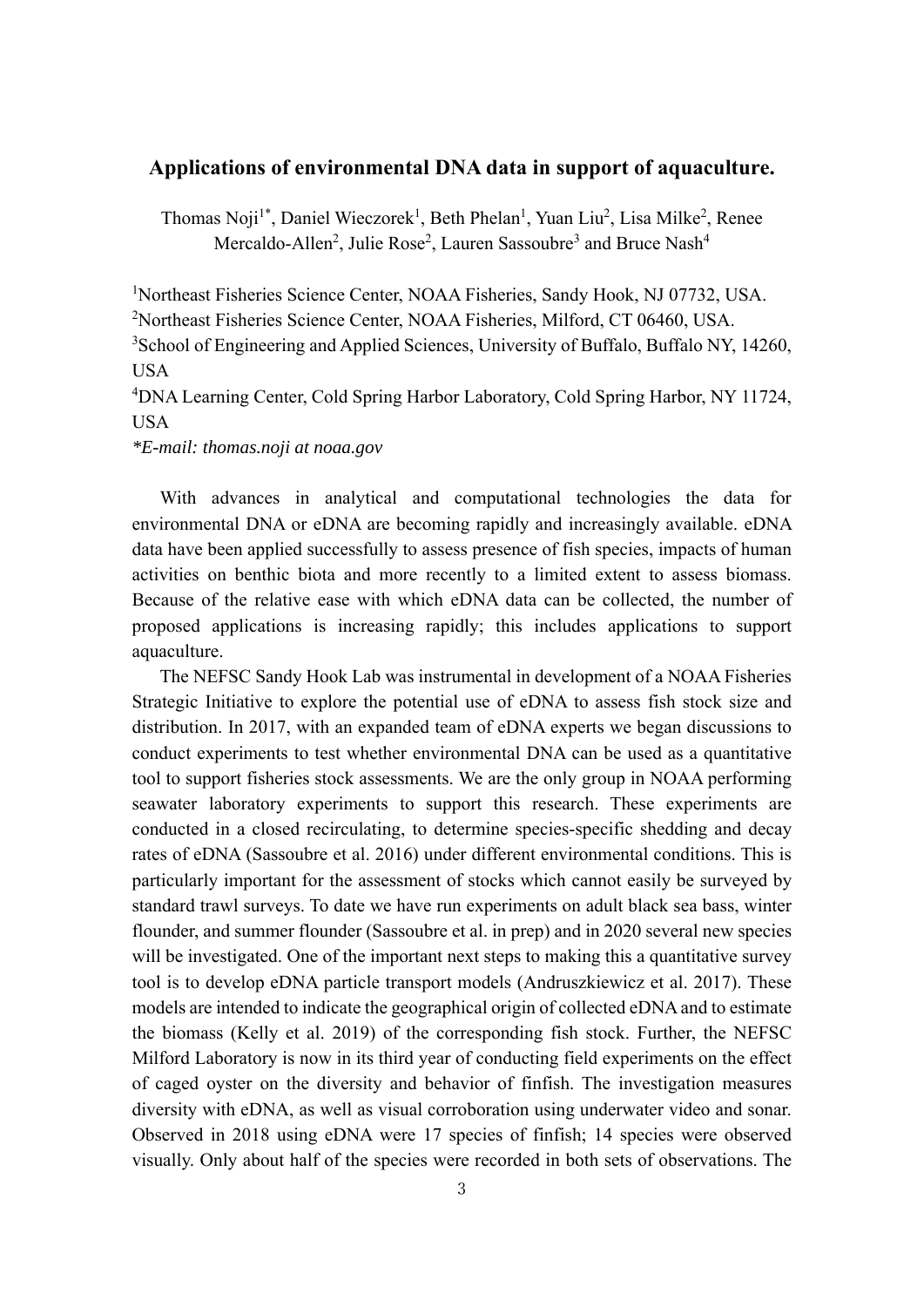## Applications of environmental DNA data in support of aquaculture.

Thomas Noji[1*], Daniel Wieczorek[1], Beth Phelan[1], Yuan Liu[2], Lisa Milke[2], Renee Mercaldo-Allen[2], Julie Rose[2], Lauren Sassoubre[3] and Bruce Nash[4]

[1]Northeast Fisheries Science Center, NOAA Fisheries, Sandy Hook, NJ 07732, USA.
[2]Northeast Fisheries Science Center, NOAA Fisheries, Milford, CT 06460, USA.
[3]School of Engineering and Applied Sciences, University of Buffalo, Buffalo NY, 14260, USA
[4]DNA Learning Center, Cold Spring Harbor Laboratory, Cold Spring Harbor, NY 11724, USA
*\*E-mail: thomas.noji at noaa.gov*

With advances in analytical and computational technologies the data for environmental DNA or eDNA are becoming rapidly and increasingly available. eDNA data have been applied successfully to assess presence of fish species, impacts of human activities on benthic biota and more recently to a limited extent to assess biomass. Because of the relative ease with which eDNA data can be collected, the number of proposed applications is increasing rapidly; this includes applications to support aquaculture.

The NEFSC Sandy Hook Lab was instrumental in development of a NOAA Fisheries Strategic Initiative to explore the potential use of eDNA to assess fish stock size and distribution. In 2017, with an expanded team of eDNA experts we began discussions to conduct experiments to test whether environmental DNA can be used as a quantitative tool to support fisheries stock assessments. We are the only group in NOAA performing seawater laboratory experiments to support this research. These experiments are conducted in a closed recirculating, to determine species-specific shedding and decay rates of eDNA (Sassoubre et al. 2016) under different environmental conditions. This is particularly important for the assessment of stocks which cannot easily be surveyed by standard trawl surveys. To date we have run experiments on adult black sea bass, winter flounder, and summer flounder (Sassoubre et al. in prep) and in 2020 several new species will be investigated. One of the important next steps to making this a quantitative survey tool is to develop eDNA particle transport models (Andruszkiewicz et al. 2017). These models are intended to indicate the geographical origin of collected eDNA and to estimate the biomass (Kelly et al. 2019) of the corresponding fish stock. Further, the NEFSC Milford Laboratory is now in its third year of conducting field experiments on the effect of caged oyster on the diversity and behavior of finfish. The investigation measures diversity with eDNA, as well as visual corroboration using underwater video and sonar. Observed in 2018 using eDNA were 17 species of finfish; 14 species were observed visually. Only about half of the species were recorded in both sets of observations. The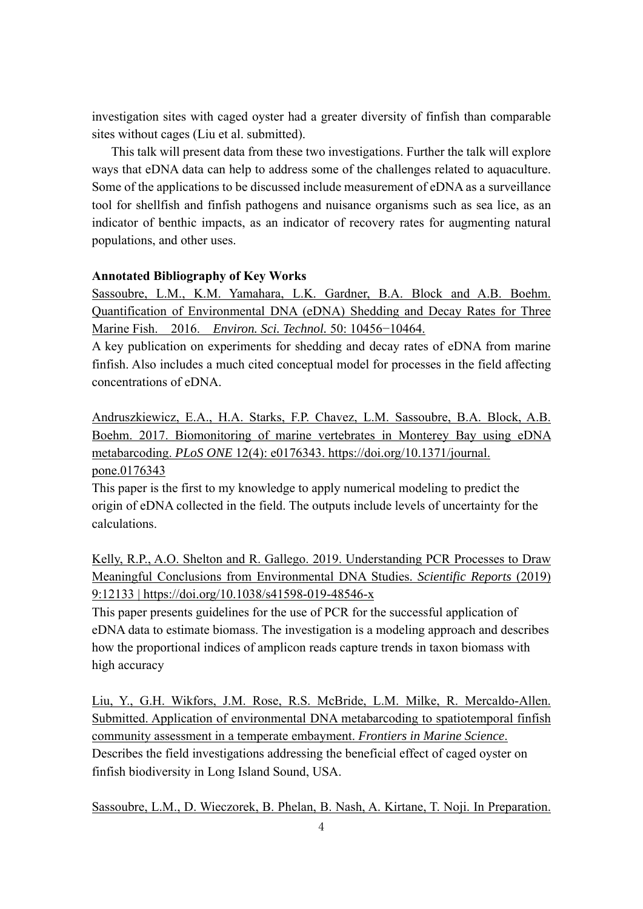investigation sites with caged oyster had a greater diversity of finfish than comparable sites without cages (Liu et al. submitted).

This talk will present data from these two investigations. Further the talk will explore ways that eDNA data can help to address some of the challenges related to aquaculture. Some of the applications to be discussed include measurement of eDNA as a surveillance tool for shellfish and finfish pathogens and nuisance organisms such as sea lice, as an indicator of benthic impacts, as an indicator of recovery rates for augmenting natural populations, and other uses.

**Annotated Bibliography of Key Works**

Sassoubre, L.M., K.M. Yamahara, L.K. Gardner, B.A. Block and A.B. Boehm. Quantification of Environmental DNA (eDNA) Shedding and Decay Rates for Three Marine Fish. 2016. *Environ. Sci. Technol.* 50: 10456−10464.

A key publication on experiments for shedding and decay rates of eDNA from marine finfish. Also includes a much cited conceptual model for processes in the field affecting concentrations of eDNA.

Andruszkiewicz, E.A., H.A. Starks, F.P. Chavez, L.M. Sassoubre, B.A. Block, A.B. Boehm. 2017. Biomonitoring of marine vertebrates in Monterey Bay using eDNA metabarcoding. *PLoS ONE* 12(4): e0176343. https://doi.org/10.1371/journal.pone.0176343

This paper is the first to my knowledge to apply numerical modeling to predict the origin of eDNA collected in the field. The outputs include levels of uncertainty for the calculations.

Kelly, R.P., A.O. Shelton and R. Gallego. 2019. Understanding PCR Processes to Draw Meaningful Conclusions from Environmental DNA Studies. *Scientific Reports* (2019) 9:12133 | https://doi.org/10.1038/s41598-019-48546-x

This paper presents guidelines for the use of PCR for the successful application of eDNA data to estimate biomass. The investigation is a modeling approach and describes how the proportional indices of amplicon reads capture trends in taxon biomass with high accuracy

Liu, Y., G.H. Wikfors, J.M. Rose, R.S. McBride, L.M. Milke, R. Mercaldo-Allen. Submitted. Application of environmental DNA metabarcoding to spatiotemporal finfish community assessment in a temperate embayment. *Frontiers in Marine Science*.

Describes the field investigations addressing the beneficial effect of caged oyster on finfish biodiversity in Long Island Sound, USA.

Sassoubre, L.M., D. Wieczorek, B. Phelan, B. Nash, A. Kirtane, T. Noji. In Preparation.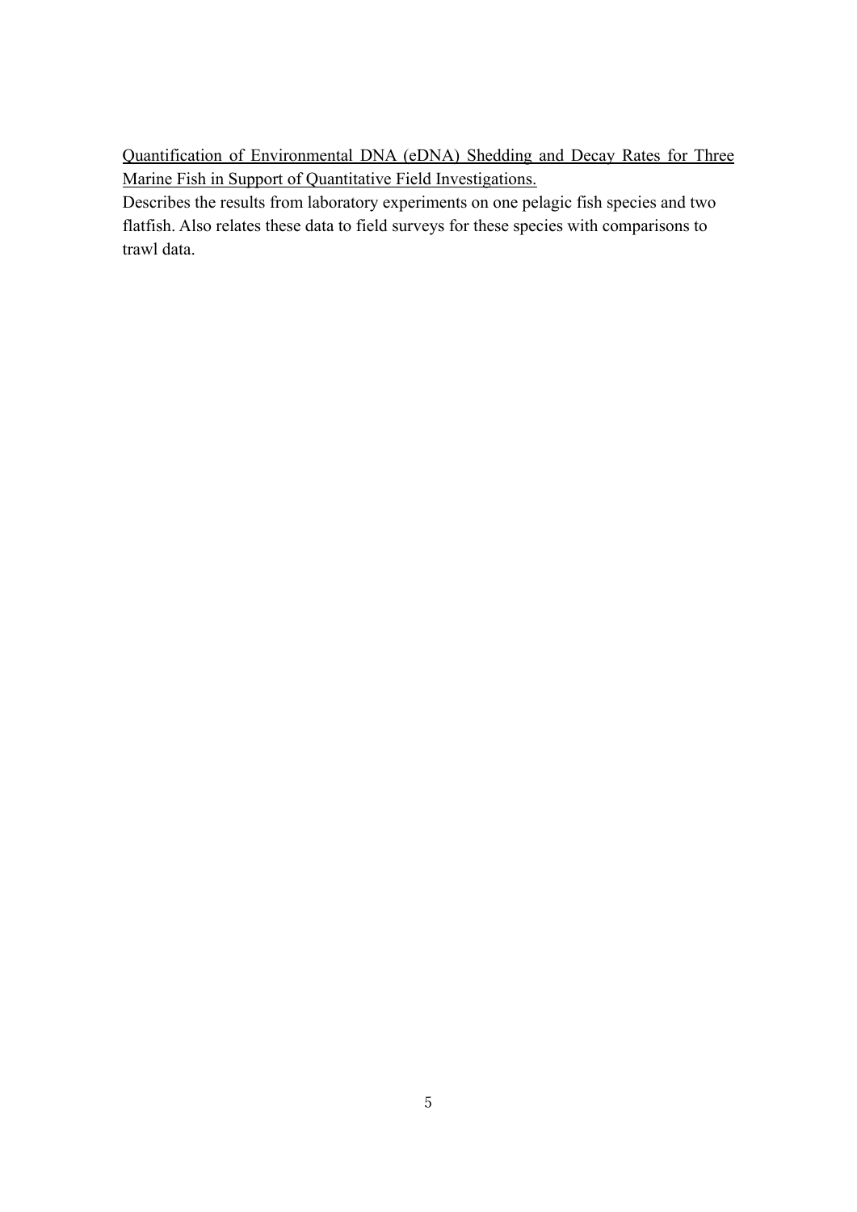Quantification of Environmental DNA (eDNA) Shedding and Decay Rates for Three Marine Fish in Support of Quantitative Field Investigations.

Describes the results from laboratory experiments on one pelagic fish species and two flatfish. Also relates these data to field surveys for these species with comparisons to trawl data.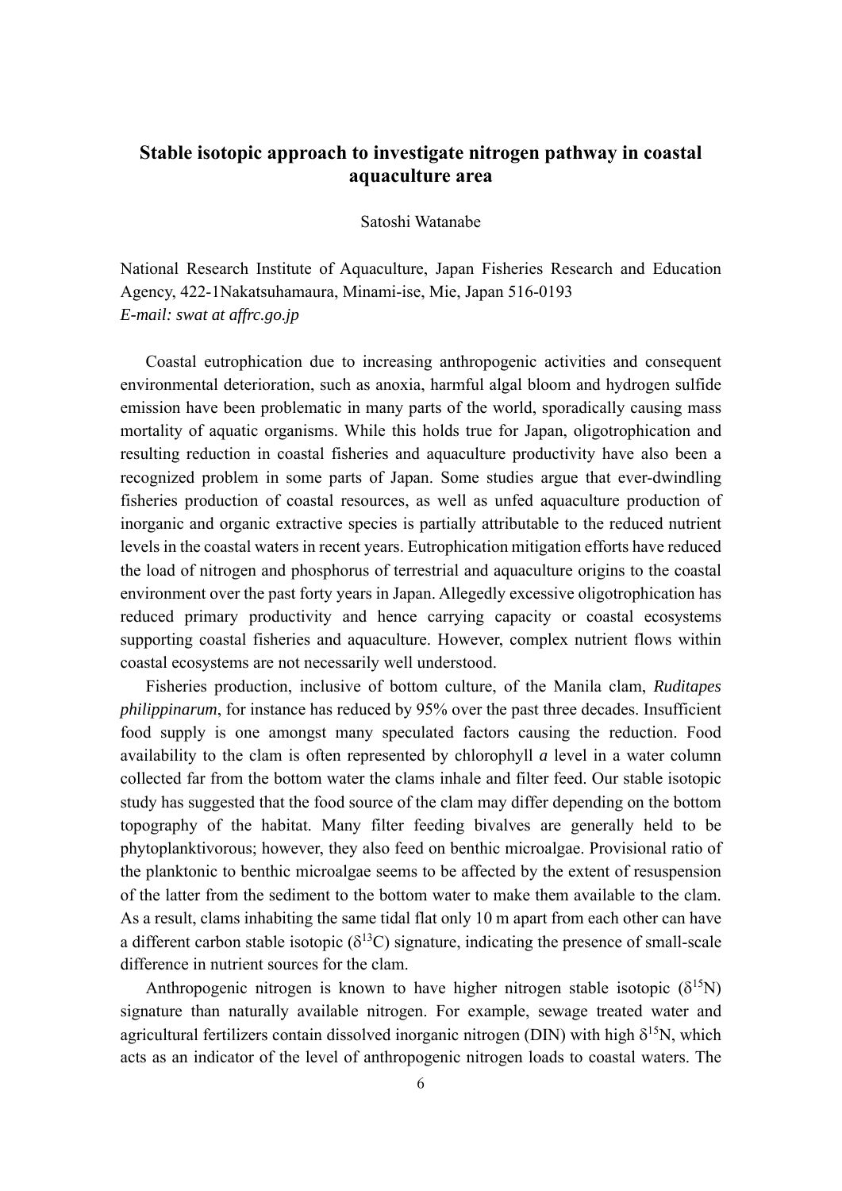# Stable isotopic approach to investigate nitrogen pathway in coastal aquaculture area

Satoshi Watanabe

National Research Institute of Aquaculture, Japan Fisheries Research and Education Agency, 422-1Nakatsuhamaura, Minami-ise, Mie, Japan 516-0193
*E-mail: swat at affrc.go.jp*

Coastal eutrophication due to increasing anthropogenic activities and consequent environmental deterioration, such as anoxia, harmful algal bloom and hydrogen sulfide emission have been problematic in many parts of the world, sporadically causing mass mortality of aquatic organisms. While this holds true for Japan, oligotrophication and resulting reduction in coastal fisheries and aquaculture productivity have also been a recognized problem in some parts of Japan. Some studies argue that ever-dwindling fisheries production of coastal resources, as well as unfed aquaculture production of inorganic and organic extractive species is partially attributable to the reduced nutrient levels in the coastal waters in recent years. Eutrophication mitigation efforts have reduced the load of nitrogen and phosphorus of terrestrial and aquaculture origins to the coastal environment over the past forty years in Japan. Allegedly excessive oligotrophication has reduced primary productivity and hence carrying capacity or coastal ecosystems supporting coastal fisheries and aquaculture. However, complex nutrient flows within coastal ecosystems are not necessarily well understood.

Fisheries production, inclusive of bottom culture, of the Manila clam, *Ruditapes philippinarum*, for instance has reduced by 95% over the past three decades. Insufficient food supply is one amongst many speculated factors causing the reduction. Food availability to the clam is often represented by chlorophyll *a* level in a water column collected far from the bottom water the clams inhale and filter feed. Our stable isotopic study has suggested that the food source of the clam may differ depending on the bottom topography of the habitat. Many filter feeding bivalves are generally held to be phytoplanktivorous; however, they also feed on benthic microalgae. Provisional ratio of the planktonic to benthic microalgae seems to be affected by the extent of resuspension of the latter from the sediment to the bottom water to make them available to the clam. As a result, clams inhabiting the same tidal flat only 10 m apart from each other can have a different carbon stable isotopic ($\delta^{13}C$) signature, indicating the presence of small-scale difference in nutrient sources for the clam.

Anthropogenic nitrogen is known to have higher nitrogen stable isotopic ($\delta^{15}N$) signature than naturally available nitrogen. For example, sewage treated water and agricultural fertilizers contain dissolved inorganic nitrogen (DIN) with high $\delta^{15}N$, which acts as an indicator of the level of anthropogenic nitrogen loads to coastal waters. The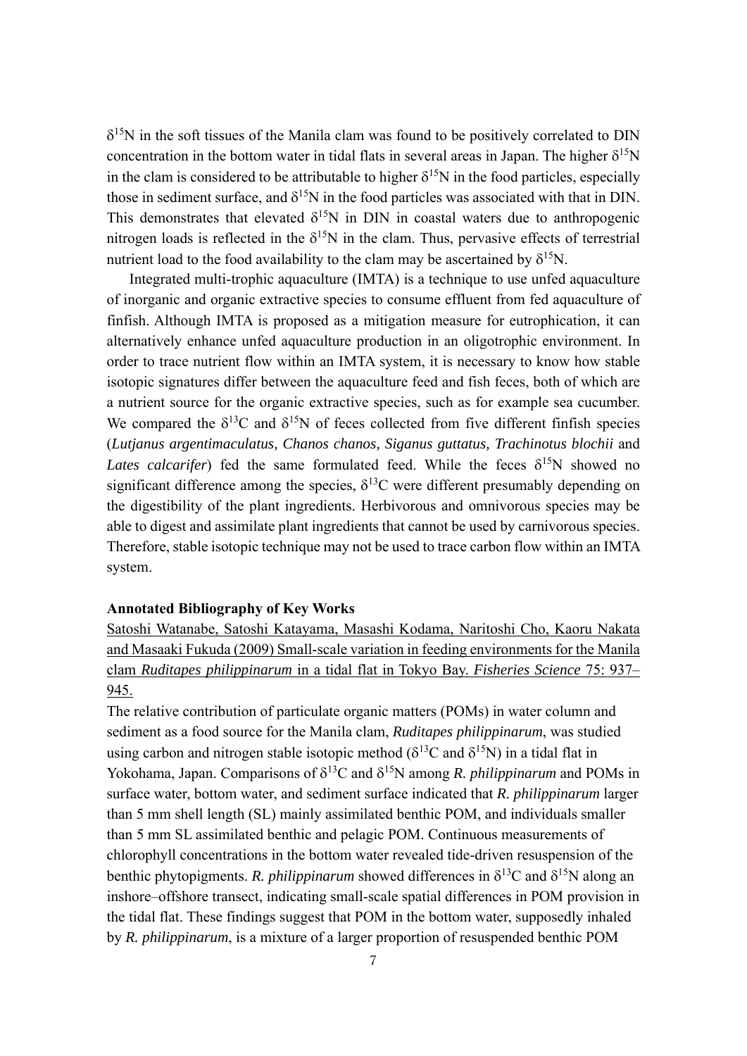$\delta^{15}N$ in the soft tissues of the Manila clam was found to be positively correlated to DIN concentration in the bottom water in tidal flats in several areas in Japan. The higher $\delta^{15}N$ in the clam is considered to be attributable to higher $\delta^{15}N$ in the food particles, especially those in sediment surface, and $\delta^{15}N$ in the food particles was associated with that in DIN. This demonstrates that elevated $\delta^{15}N$ in DIN in coastal waters due to anthropogenic nitrogen loads is reflected in the $\delta^{15}N$ in the clam. Thus, pervasive effects of terrestrial nutrient load to the food availability to the clam may be ascertained by $\delta^{15}N$.

Integrated multi-trophic aquaculture (IMTA) is a technique to use unfed aquaculture of inorganic and organic extractive species to consume effluent from fed aquaculture of finfish. Although IMTA is proposed as a mitigation measure for eutrophication, it can alternatively enhance unfed aquaculture production in an oligotrophic environment. In order to trace nutrient flow within an IMTA system, it is necessary to know how stable isotopic signatures differ between the aquaculture feed and fish feces, both of which are a nutrient source for the organic extractive species, such as for example sea cucumber. We compared the $\delta^{13}C$ and $\delta^{15}N$ of feces collected from five different finfish species (*Lutjanus argentimaculatus, Chanos chanos, Siganus guttatus, Trachinotus blochii* and *Lates calcarifer*) fed the same formulated feed. While the feces $\delta^{15}N$ showed no significant difference among the species, $\delta^{13}C$ were different presumably depending on the digestibility of the plant ingredients. Herbivorous and omnivorous species may be able to digest and assimilate plant ingredients that cannot be used by carnivorous species. Therefore, stable isotopic technique may not be used to trace carbon flow within an IMTA system.

**Annotated Bibliography of Key Works**

Satoshi Watanabe, Satoshi Katayama, Masashi Kodama, Naritoshi Cho, Kaoru Nakata and Masaaki Fukuda (2009) Small-scale variation in feeding environments for the Manila clam *Ruditapes philippinarum* in a tidal flat in Tokyo Bay. *Fisheries Science* 75: 937–945.

The relative contribution of particulate organic matters (POMs) in water column and sediment as a food source for the Manila clam, *Ruditapes philippinarum*, was studied using carbon and nitrogen stable isotopic method ($\delta^{13}C$ and $\delta^{15}N$) in a tidal flat in Yokohama, Japan. Comparisons of $\delta^{13}C$ and $\delta^{15}N$ among *R. philippinarum* and POMs in surface water, bottom water, and sediment surface indicated that *R. philippinarum* larger than 5 mm shell length (SL) mainly assimilated benthic POM, and individuals smaller than 5 mm SL assimilated benthic and pelagic POM. Continuous measurements of chlorophyll concentrations in the bottom water revealed tide-driven resuspension of the benthic phytopigments. *R. philippinarum* showed differences in $\delta^{13}C$ and $\delta^{15}N$ along an inshore–offshore transect, indicating small-scale spatial differences in POM provision in the tidal flat. These findings suggest that POM in the bottom water, supposedly inhaled by *R. philippinarum*, is a mixture of a larger proportion of resuspended benthic POM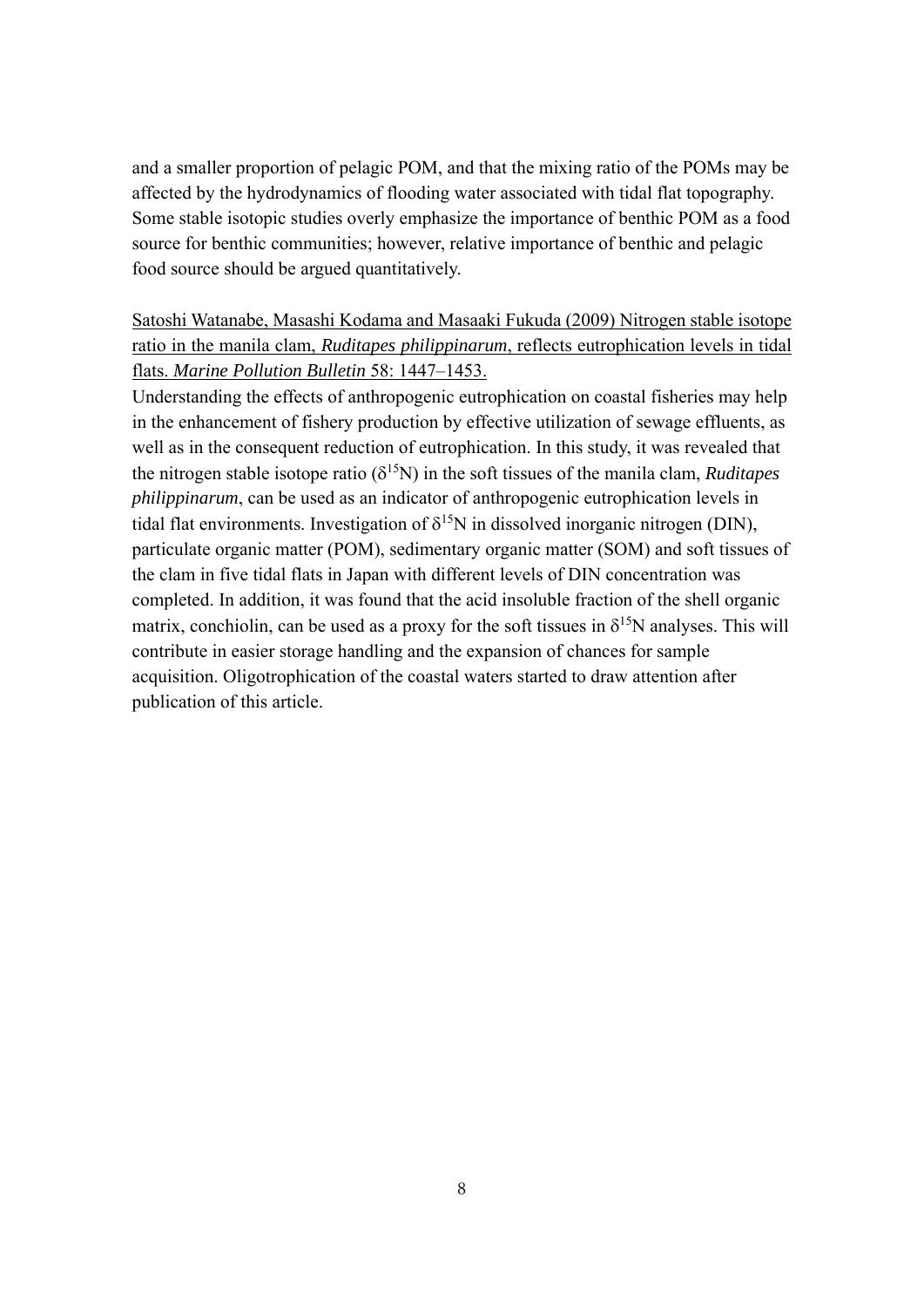and a smaller proportion of pelagic POM, and that the mixing ratio of the POMs may be affected by the hydrodynamics of flooding water associated with tidal flat topography. Some stable isotopic studies overly emphasize the importance of benthic POM as a food source for benthic communities; however, relative importance of benthic and pelagic food source should be argued quantitatively.

Satoshi Watanabe, Masashi Kodama and Masaaki Fukuda (2009) Nitrogen stable isotope ratio in the manila clam, *Ruditapes philippinarum*, reflects eutrophication levels in tidal flats. *Marine Pollution Bulletin* 58: 1447–1453.

Understanding the effects of anthropogenic eutrophication on coastal fisheries may help in the enhancement of fishery production by effective utilization of sewage effluents, as well as in the consequent reduction of eutrophication. In this study, it was revealed that the nitrogen stable isotope ratio ($\delta^{15}N$) in the soft tissues of the manila clam, *Ruditapes philippinarum*, can be used as an indicator of anthropogenic eutrophication levels in tidal flat environments. Investigation of $\delta^{15}N$ in dissolved inorganic nitrogen (DIN), particulate organic matter (POM), sedimentary organic matter (SOM) and soft tissues of the clam in five tidal flats in Japan with different levels of DIN concentration was completed. In addition, it was found that the acid insoluble fraction of the shell organic matrix, conchiolin, can be used as a proxy for the soft tissues in $\delta^{15}N$ analyses. This will contribute in easier storage handling and the expansion of chances for sample acquisition. Oligotrophication of the coastal waters started to draw attention after publication of this article.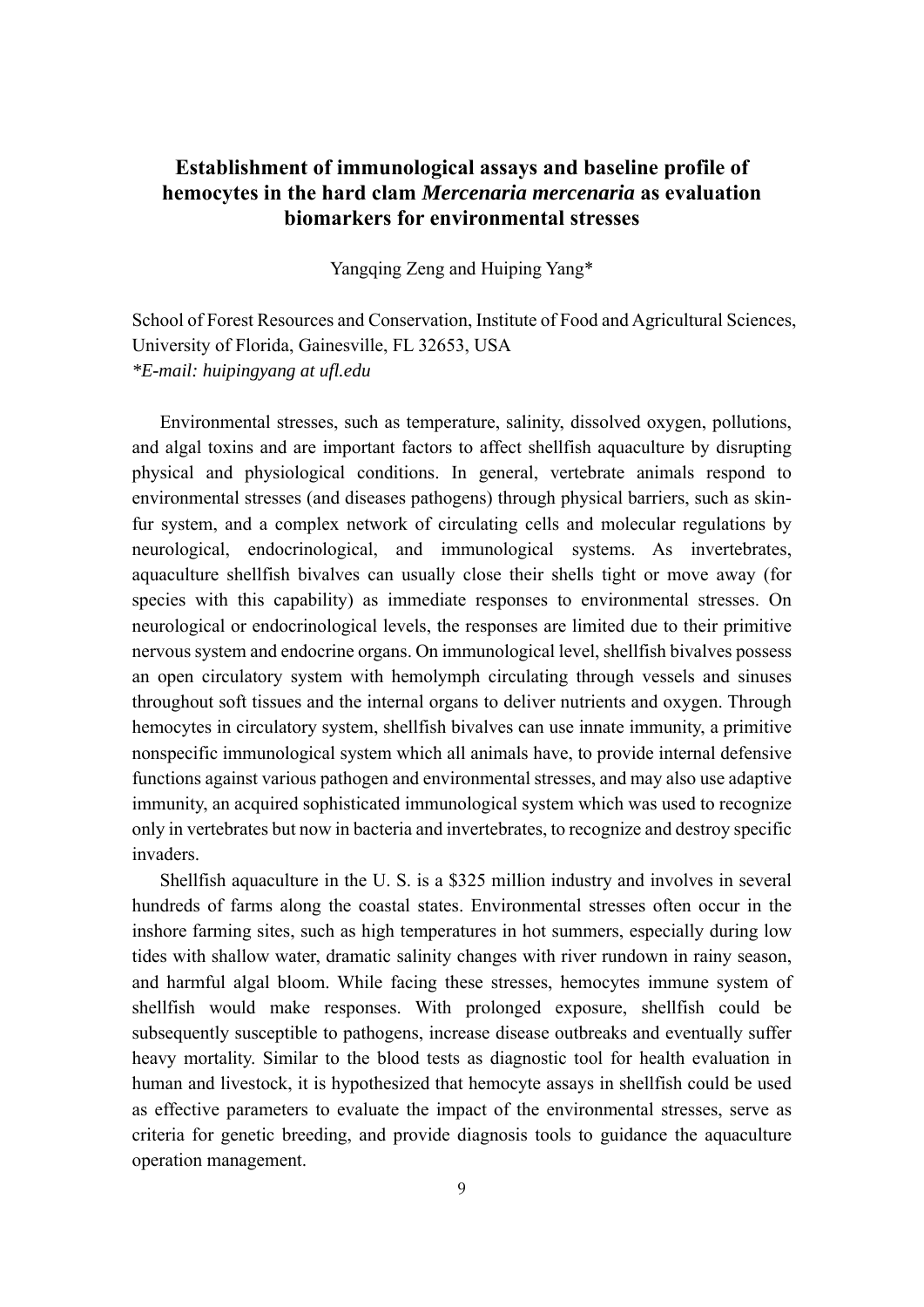# Establishment of immunological assays and baseline profile of hemocytes in the hard clam *Mercenaria mercenaria* as evaluation biomarkers for environmental stresses

Yangqing Zeng and Huiping Yang*

School of Forest Resources and Conservation, Institute of Food and Agricultural Sciences, University of Florida, Gainesville, FL 32653, USA
*\*E-mail: huipingyang at ufl.edu*

Environmental stresses, such as temperature, salinity, dissolved oxygen, pollutions, and algal toxins and are important factors to affect shellfish aquaculture by disrupting physical and physiological conditions. In general, vertebrate animals respond to environmental stresses (and diseases pathogens) through physical barriers, such as skin-fur system, and a complex network of circulating cells and molecular regulations by neurological, endocrinological, and immunological systems. As invertebrates, aquaculture shellfish bivalves can usually close their shells tight or move away (for species with this capability) as immediate responses to environmental stresses. On neurological or endocrinological levels, the responses are limited due to their primitive nervous system and endocrine organs. On immunological level, shellfish bivalves possess an open circulatory system with hemolymph circulating through vessels and sinuses throughout soft tissues and the internal organs to deliver nutrients and oxygen. Through hemocytes in circulatory system, shellfish bivalves can use innate immunity, a primitive nonspecific immunological system which all animals have, to provide internal defensive functions against various pathogen and environmental stresses, and may also use adaptive immunity, an acquired sophisticated immunological system which was used to recognize only in vertebrates but now in bacteria and invertebrates, to recognize and destroy specific invaders.

Shellfish aquaculture in the U. S. is a $325 million industry and involves in several hundreds of farms along the coastal states. Environmental stresses often occur in the inshore farming sites, such as high temperatures in hot summers, especially during low tides with shallow water, dramatic salinity changes with river rundown in rainy season, and harmful algal bloom. While facing these stresses, hemocytes immune system of shellfish would make responses. With prolonged exposure, shellfish could be subsequently susceptible to pathogens, increase disease outbreaks and eventually suffer heavy mortality. Similar to the blood tests as diagnostic tool for health evaluation in human and livestock, it is hypothesized that hemocyte assays in shellfish could be used as effective parameters to evaluate the impact of the environmental stresses, serve as criteria for genetic breeding, and provide diagnosis tools to guidance the aquaculture operation management.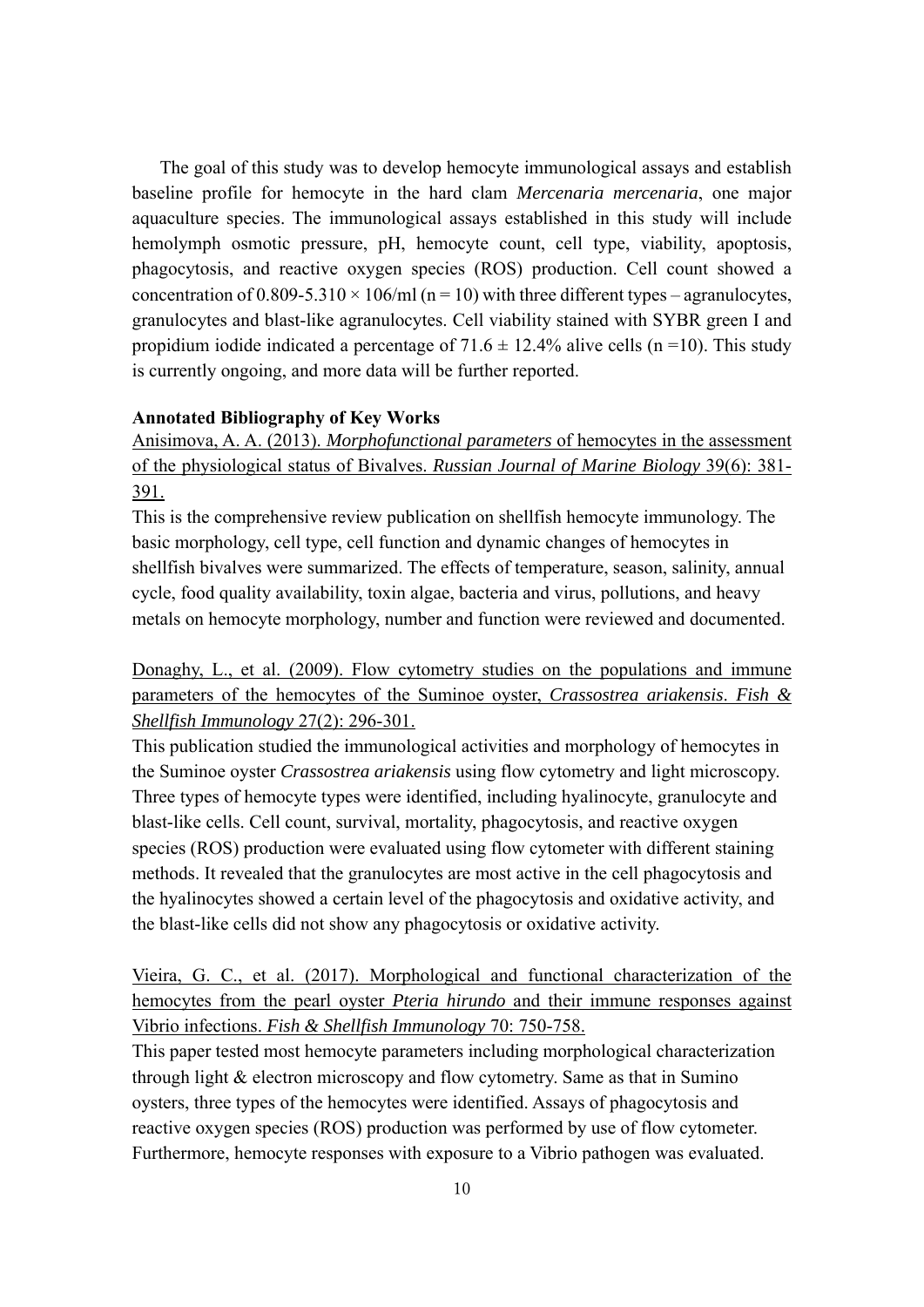The goal of this study was to develop hemocyte immunological assays and establish baseline profile for hemocyte in the hard clam *Mercenaria mercenaria*, one major aquaculture species. The immunological assays established in this study will include hemolymph osmotic pressure, pH, hemocyte count, cell type, viability, apoptosis, phagocytosis, and reactive oxygen species (ROS) production. Cell count showed a concentration of 0.809-5.310 × 106/ml (n = 10) with three different types – agranulocytes, granulocytes and blast-like agranulocytes. Cell viability stained with SYBR green I and propidium iodide indicated a percentage of 71.6 ± 12.4% alive cells (n =10). This study is currently ongoing, and more data will be further reported.

**Annotated Bibliography of Key Works**

Anisimova, A. A. (2013). *Morphofunctional parameters* of hemocytes in the assessment of the physiological status of Bivalves. *Russian Journal of Marine Biology* 39(6): 381-391.

This is the comprehensive review publication on shellfish hemocyte immunology. The basic morphology, cell type, cell function and dynamic changes of hemocytes in shellfish bivalves were summarized. The effects of temperature, season, salinity, annual cycle, food quality availability, toxin algae, bacteria and virus, pollutions, and heavy metals on hemocyte morphology, number and function were reviewed and documented.

Donaghy, L., et al. (2009). Flow cytometry studies on the populations and immune parameters of the hemocytes of the Suminoe oyster, *Crassostrea ariakensis*. *Fish & Shellfish Immunology* 27(2): 296-301.

This publication studied the immunological activities and morphology of hemocytes in the Suminoe oyster *Crassostrea ariakensis* using flow cytometry and light microscopy. Three types of hemocyte types were identified, including hyalinocyte, granulocyte and blast-like cells. Cell count, survival, mortality, phagocytosis, and reactive oxygen species (ROS) production were evaluated using flow cytometer with different staining methods. It revealed that the granulocytes are most active in the cell phagocytosis and the hyalinocytes showed a certain level of the phagocytosis and oxidative activity, and the blast-like cells did not show any phagocytosis or oxidative activity.

Vieira, G. C., et al. (2017). Morphological and functional characterization of the hemocytes from the pearl oyster *Pteria hirundo* and their immune responses against Vibrio infections. *Fish & Shellfish Immunology* 70: 750-758.

This paper tested most hemocyte parameters including morphological characterization through light & electron microscopy and flow cytometry. Same as that in Sumino oysters, three types of the hemocytes were identified. Assays of phagocytosis and reactive oxygen species (ROS) production was performed by use of flow cytometer. Furthermore, hemocyte responses with exposure to a Vibrio pathogen was evaluated.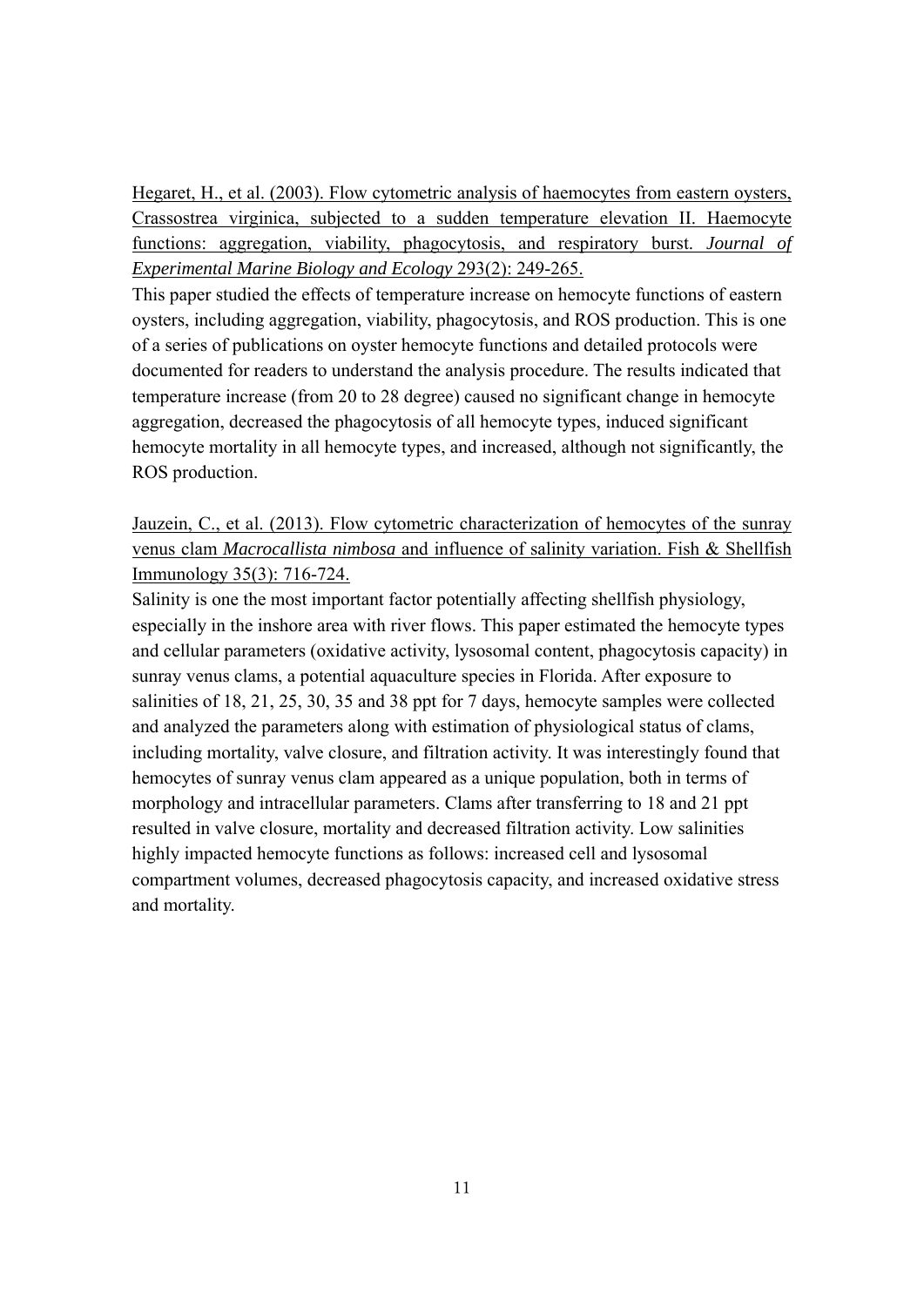Hegaret, H., et al. (2003). Flow cytometric analysis of haemocytes from eastern oysters, Crassostrea virginica, subjected to a sudden temperature elevation II. Haemocyte functions: aggregation, viability, phagocytosis, and respiratory burst. *Journal of Experimental Marine Biology and Ecology* 293(2): 249-265.

This paper studied the effects of temperature increase on hemocyte functions of eastern oysters, including aggregation, viability, phagocytosis, and ROS production. This is one of a series of publications on oyster hemocyte functions and detailed protocols were documented for readers to understand the analysis procedure. The results indicated that temperature increase (from 20 to 28 degree) caused no significant change in hemocyte aggregation, decreased the phagocytosis of all hemocyte types, induced significant hemocyte mortality in all hemocyte types, and increased, although not significantly, the ROS production.

Jauzein, C., et al. (2013). Flow cytometric characterization of hemocytes of the sunray venus clam *Macrocallista nimbosa* and influence of salinity variation. Fish & Shellfish Immunology 35(3): 716-724.

Salinity is one the most important factor potentially affecting shellfish physiology, especially in the inshore area with river flows. This paper estimated the hemocyte types and cellular parameters (oxidative activity, lysosomal content, phagocytosis capacity) in sunray venus clams, a potential aquaculture species in Florida. After exposure to salinities of 18, 21, 25, 30, 35 and 38 ppt for 7 days, hemocyte samples were collected and analyzed the parameters along with estimation of physiological status of clams, including mortality, valve closure, and filtration activity. It was interestingly found that hemocytes of sunray venus clam appeared as a unique population, both in terms of morphology and intracellular parameters. Clams after transferring to 18 and 21 ppt resulted in valve closure, mortality and decreased filtration activity. Low salinities highly impacted hemocyte functions as follows: increased cell and lysosomal compartment volumes, decreased phagocytosis capacity, and increased oxidative stress and mortality.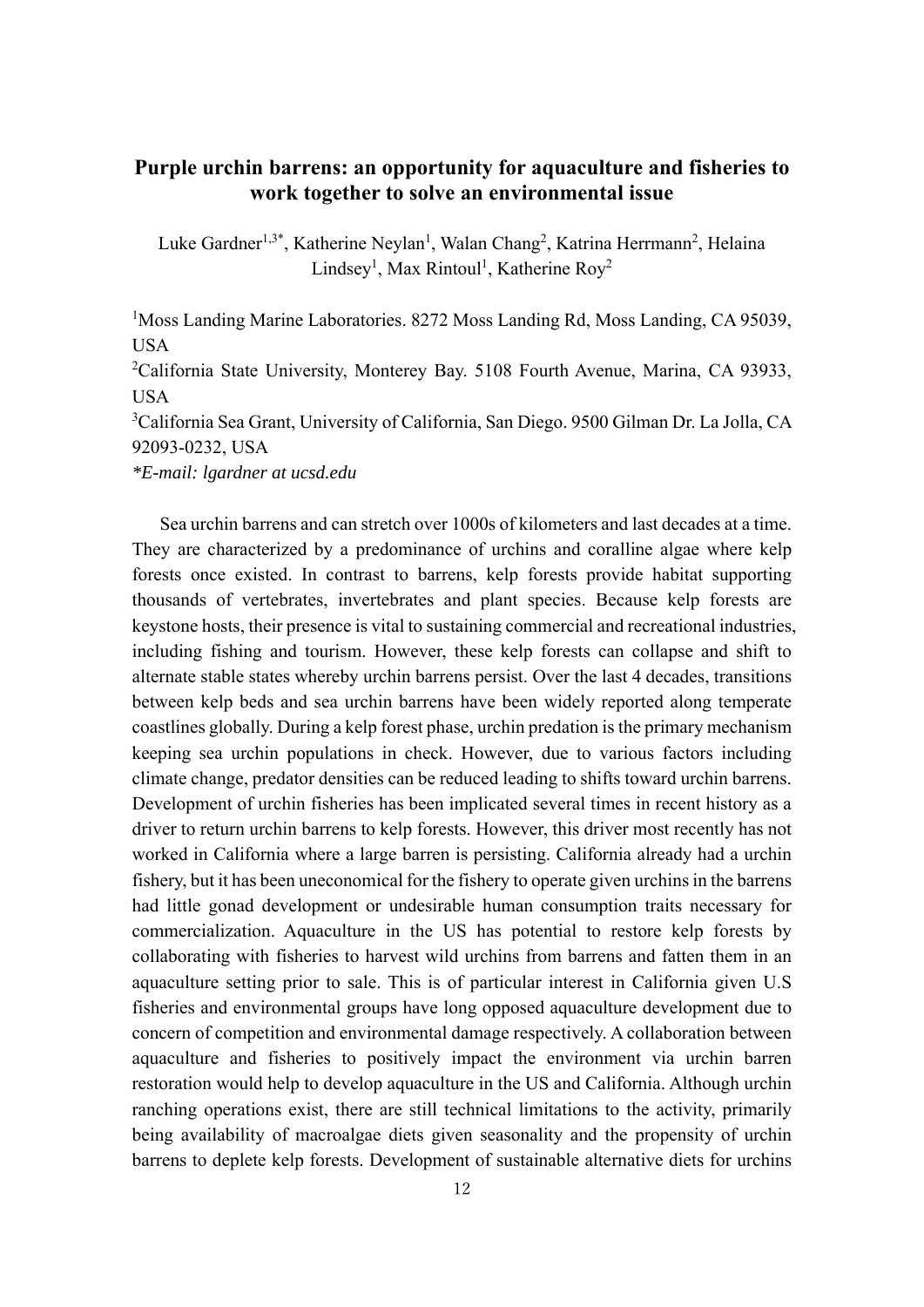# Purple urchin barrens: an opportunity for aquaculture and fisheries to work together to solve an environmental issue

Luke Gardner[1,3*], Katherine Neylan[1], Walan Chang[2], Katrina Herrmann[2], Helaina Lindsey[1], Max Rintoul[1], Katherine Roy[2]

[1]Moss Landing Marine Laboratories. 8272 Moss Landing Rd, Moss Landing, CA 95039, USA

[2]California State University, Monterey Bay. 5108 Fourth Avenue, Marina, CA 93933, USA

[3]California Sea Grant, University of California, San Diego. 9500 Gilman Dr. La Jolla, CA 92093-0232, USA

*\*E-mail: lgardner at ucsd.edu*

Sea urchin barrens and can stretch over 1000s of kilometers and last decades at a time. They are characterized by a predominance of urchins and coralline algae where kelp forests once existed. In contrast to barrens, kelp forests provide habitat supporting thousands of vertebrates, invertebrates and plant species. Because kelp forests are keystone hosts, their presence is vital to sustaining commercial and recreational industries, including fishing and tourism. However, these kelp forests can collapse and shift to alternate stable states whereby urchin barrens persist. Over the last 4 decades, transitions between kelp beds and sea urchin barrens have been widely reported along temperate coastlines globally. During a kelp forest phase, urchin predation is the primary mechanism keeping sea urchin populations in check. However, due to various factors including climate change, predator densities can be reduced leading to shifts toward urchin barrens. Development of urchin fisheries has been implicated several times in recent history as a driver to return urchin barrens to kelp forests. However, this driver most recently has not worked in California where a large barren is persisting. California already had a urchin fishery, but it has been uneconomical for the fishery to operate given urchins in the barrens had little gonad development or undesirable human consumption traits necessary for commercialization. Aquaculture in the US has potential to restore kelp forests by collaborating with fisheries to harvest wild urchins from barrens and fatten them in an aquaculture setting prior to sale. This is of particular interest in California given U.S fisheries and environmental groups have long opposed aquaculture development due to concern of competition and environmental damage respectively. A collaboration between aquaculture and fisheries to positively impact the environment via urchin barren restoration would help to develop aquaculture in the US and California. Although urchin ranching operations exist, there are still technical limitations to the activity, primarily being availability of macroalgae diets given seasonality and the propensity of urchin barrens to deplete kelp forests. Development of sustainable alternative diets for urchins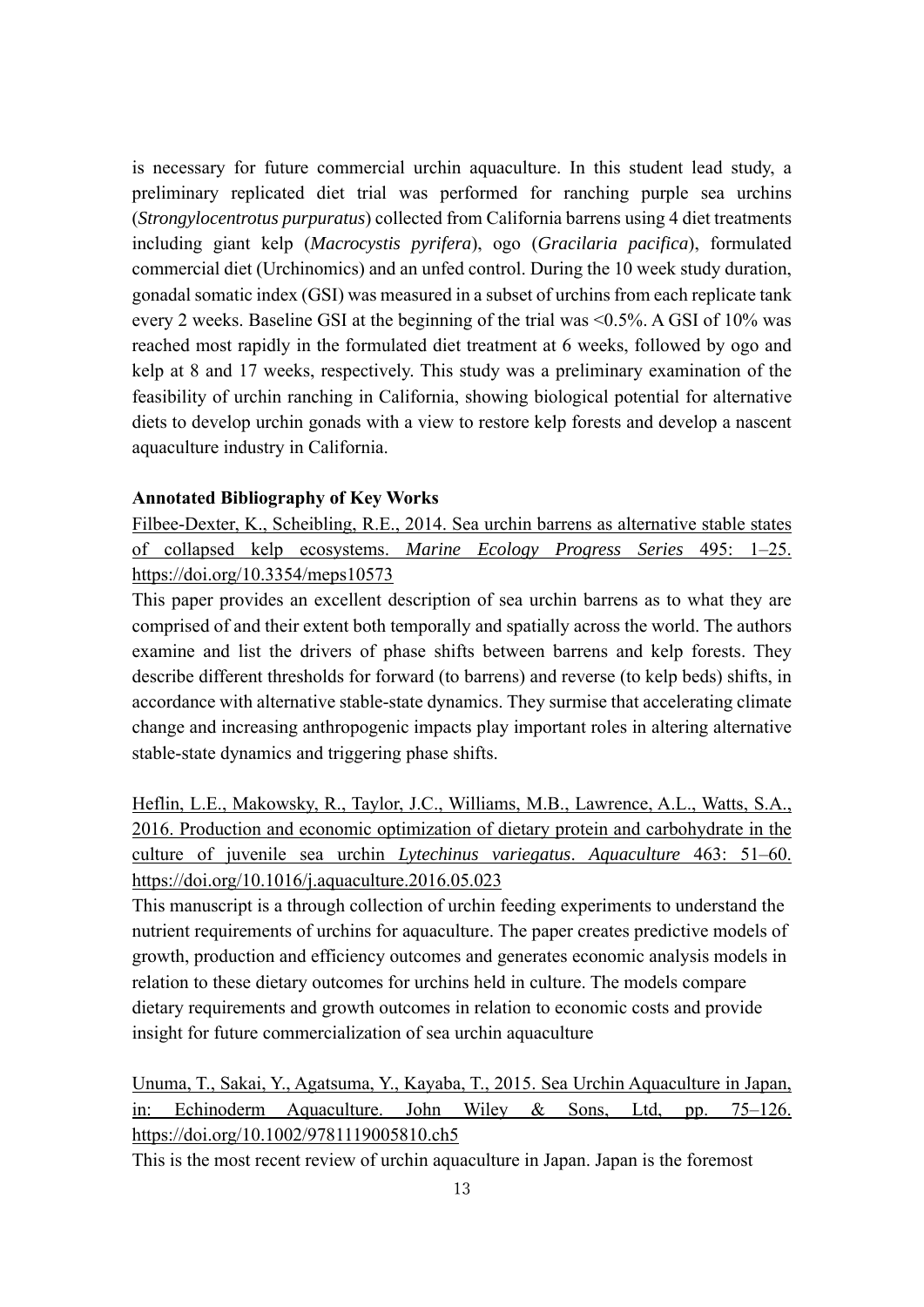is necessary for future commercial urchin aquaculture. In this student lead study, a preliminary replicated diet trial was performed for ranching purple sea urchins (*Strongylocentrotus purpuratus*) collected from California barrens using 4 diet treatments including giant kelp (*Macrocystis pyrifera*), ogo (*Gracilaria pacifica*), formulated commercial diet (Urchinomics) and an unfed control. During the 10 week study duration, gonadal somatic index (GSI) was measured in a subset of urchins from each replicate tank every 2 weeks. Baseline GSI at the beginning of the trial was <0.5%. A GSI of 10% was reached most rapidly in the formulated diet treatment at 6 weeks, followed by ogo and kelp at 8 and 17 weeks, respectively. This study was a preliminary examination of the feasibility of urchin ranching in California, showing biological potential for alternative diets to develop urchin gonads with a view to restore kelp forests and develop a nascent aquaculture industry in California.

**Annotated Bibliography of Key Works**

Filbee-Dexter, K., Scheibling, R.E., 2014. Sea urchin barrens as alternative stable states of collapsed kelp ecosystems. *Marine Ecology Progress Series* 495: 1–25. https://doi.org/10.3354/meps10573

This paper provides an excellent description of sea urchin barrens as to what they are comprised of and their extent both temporally and spatially across the world. The authors examine and list the drivers of phase shifts between barrens and kelp forests. They describe different thresholds for forward (to barrens) and reverse (to kelp beds) shifts, in accordance with alternative stable-state dynamics. They surmise that accelerating climate change and increasing anthropogenic impacts play important roles in altering alternative stable-state dynamics and triggering phase shifts.

Heflin, L.E., Makowsky, R., Taylor, J.C., Williams, M.B., Lawrence, A.L., Watts, S.A., 2016. Production and economic optimization of dietary protein and carbohydrate in the culture of juvenile sea urchin *Lytechinus variegatus*. *Aquaculture* 463: 51–60. https://doi.org/10.1016/j.aquaculture.2016.05.023

This manuscript is a through collection of urchin feeding experiments to understand the nutrient requirements of urchins for aquaculture. The paper creates predictive models of growth, production and efficiency outcomes and generates economic analysis models in relation to these dietary outcomes for urchins held in culture. The models compare dietary requirements and growth outcomes in relation to economic costs and provide insight for future commercialization of sea urchin aquaculture

Unuma, T., Sakai, Y., Agatsuma, Y., Kayaba, T., 2015. Sea Urchin Aquaculture in Japan, in: Echinoderm Aquaculture. John Wiley & Sons, Ltd, pp. 75–126. https://doi.org/10.1002/9781119005810.ch5

This is the most recent review of urchin aquaculture in Japan. Japan is the foremost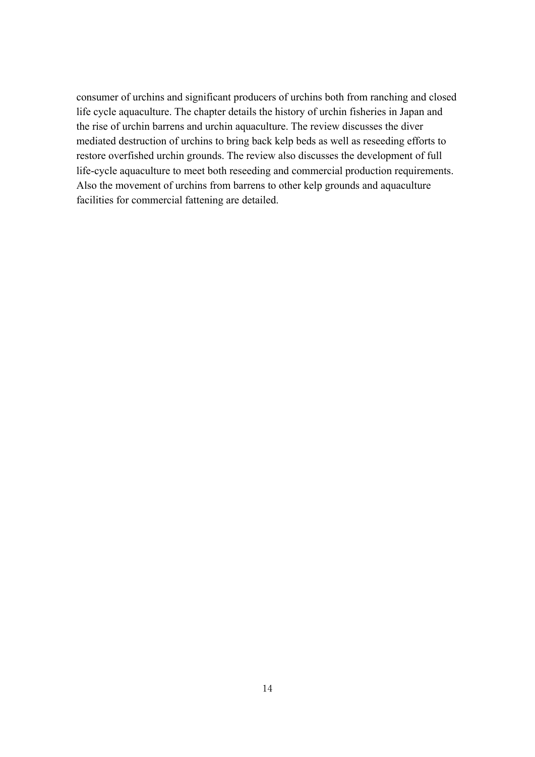consumer of urchins and significant producers of urchins both from ranching and closed life cycle aquaculture. The chapter details the history of urchin fisheries in Japan and the rise of urchin barrens and urchin aquaculture. The review discusses the diver mediated destruction of urchins to bring back kelp beds as well as reseeding efforts to restore overfished urchin grounds. The review also discusses the development of full life-cycle aquaculture to meet both reseeding and commercial production requirements. Also the movement of urchins from barrens to other kelp grounds and aquaculture facilities for commercial fattening are detailed.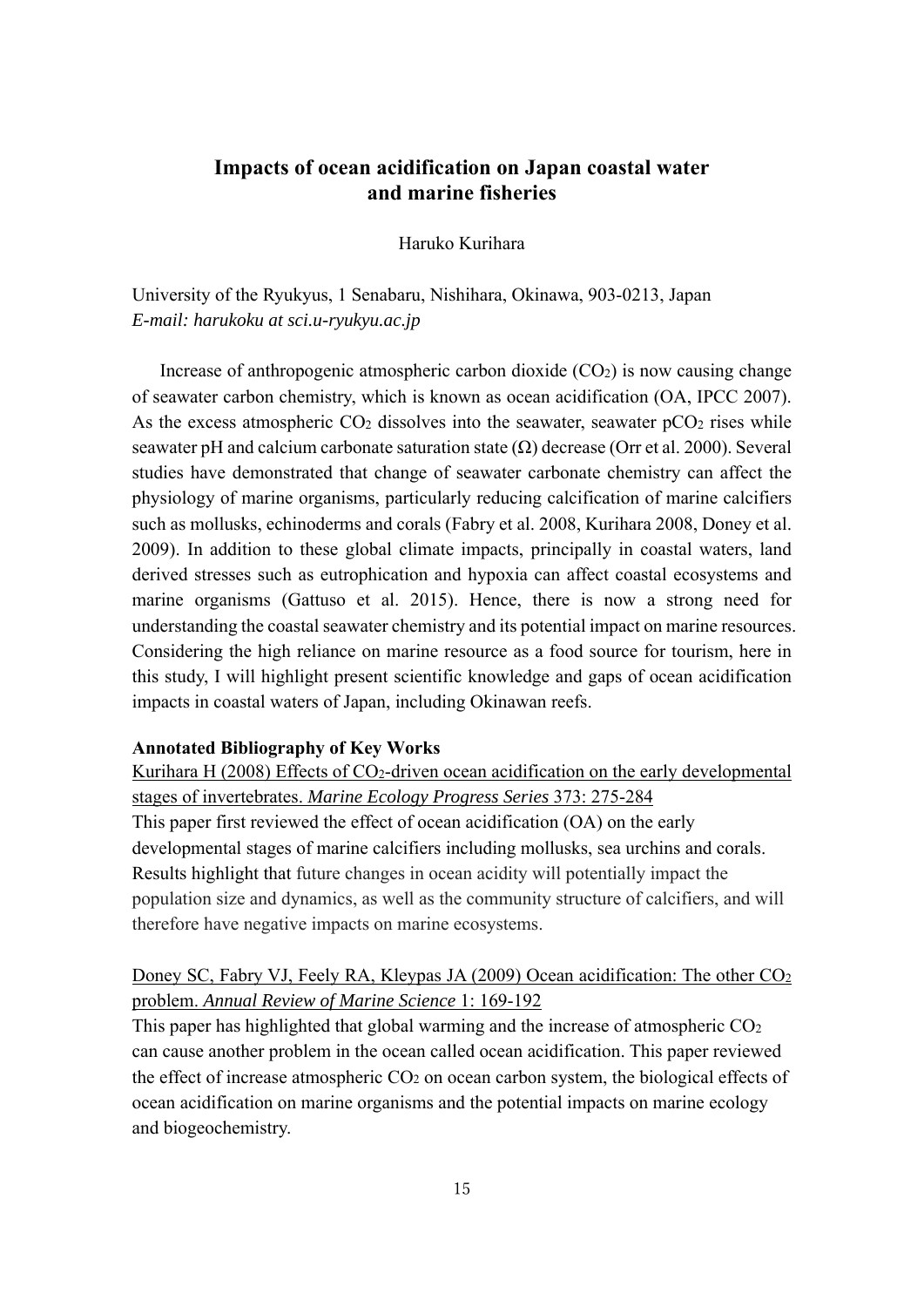# Impacts of ocean acidification on Japan coastal water and marine fisheries

Haruko Kurihara

University of the Ryukyus, 1 Senabaru, Nishihara, Okinawa, 903-0213, Japan
*E-mail: harukoku at sci.u-ryukyu.ac.jp*

Increase of anthropogenic atmospheric carbon dioxide ($CO_2$) is now causing change of seawater carbon chemistry, which is known as ocean acidification (OA, IPCC 2007). As the excess atmospheric $CO_2$ dissolves into the seawater, seawater $pCO_2$ rises while seawater pH and calcium carbonate saturation state ($\Omega$) decrease (Orr et al. 2000). Several studies have demonstrated that change of seawater carbonate chemistry can affect the physiology of marine organisms, particularly reducing calcification of marine calcifiers such as mollusks, echinoderms and corals (Fabry et al. 2008, Kurihara 2008, Doney et al. 2009). In addition to these global climate impacts, principally in coastal waters, land derived stresses such as eutrophication and hypoxia can affect coastal ecosystems and marine organisms (Gattuso et al. 2015). Hence, there is now a strong need for understanding the coastal seawater chemistry and its potential impact on marine resources. Considering the high reliance on marine resource as a food source for tourism, here in this study, I will highlight present scientific knowledge and gaps of ocean acidification impacts in coastal waters of Japan, including Okinawan reefs.

**Annotated Bibliography of Key Works**

Kurihara H (2008) Effects of $CO_2$-driven ocean acidification on the early developmental stages of invertebrates. *Marine Ecology Progress Series* 373: 275-284

This paper first reviewed the effect of ocean acidification (OA) on the early developmental stages of marine calcifiers including mollusks, sea urchins and corals. Results highlight that future changes in ocean acidity will potentially impact the population size and dynamics, as well as the community structure of calcifiers, and will therefore have negative impacts on marine ecosystems.

Doney SC, Fabry VJ, Feely RA, Kleypas JA (2009) Ocean acidification: The other $CO_2$ problem. *Annual Review of Marine Science* 1: 169-192

This paper has highlighted that global warming and the increase of atmospheric $CO_2$ can cause another problem in the ocean called ocean acidification. This paper reviewed the effect of increase atmospheric $CO_2$ on ocean carbon system, the biological effects of ocean acidification on marine organisms and the potential impacts on marine ecology and biogeochemistry.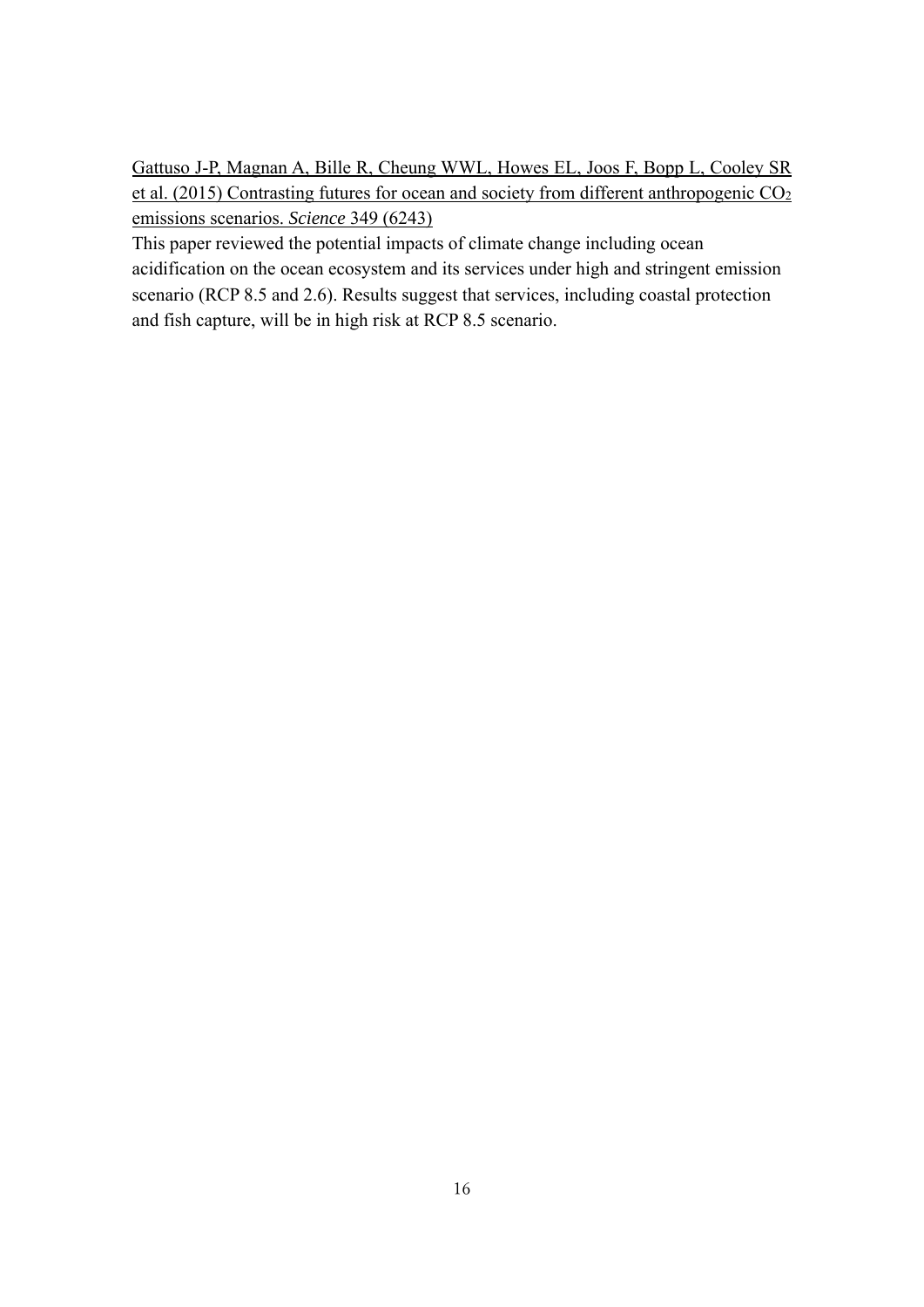Gattuso J-P, Magnan A, Bille R, Cheung WWL, Howes EL, Joos F, Bopp L, Cooley SR et al. (2015) Contrasting futures for ocean and society from different anthropogenic $CO_2$ emissions scenarios. *Science* 349 (6243)

This paper reviewed the potential impacts of climate change including ocean acidification on the ocean ecosystem and its services under high and stringent emission scenario (RCP 8.5 and 2.6). Results suggest that services, including coastal protection and fish capture, will be in high risk at RCP 8.5 scenario.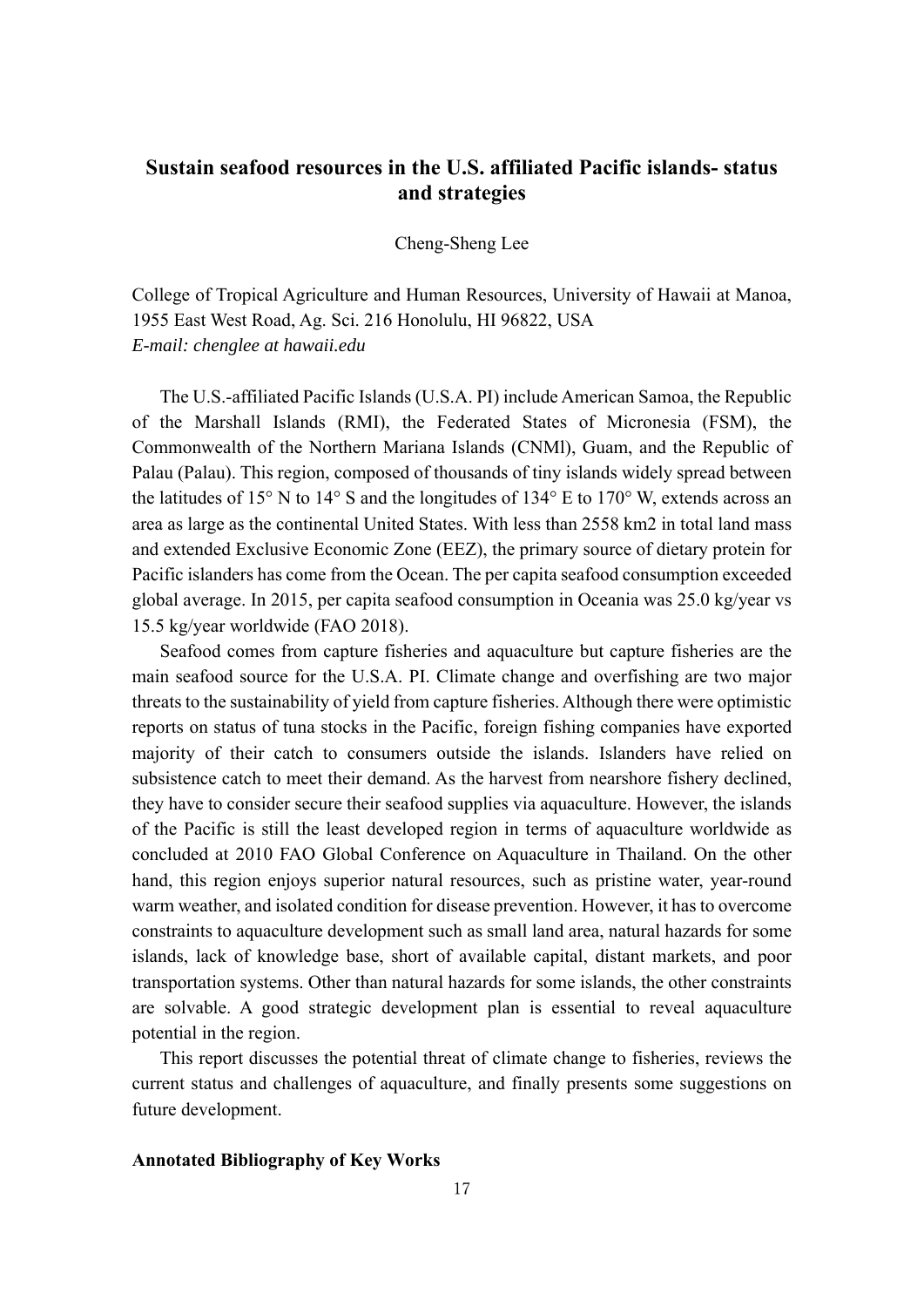## Sustain seafood resources in the U.S. affiliated Pacific islands- status and strategies

Cheng-Sheng Lee

College of Tropical Agriculture and Human Resources, University of Hawaii at Manoa, 1955 East West Road, Ag. Sci. 216 Honolulu, HI 96822, USA
*E-mail: chenglee at hawaii.edu*

The U.S.-affiliated Pacific Islands (U.S.A. PI) include American Samoa, the Republic of the Marshall Islands (RMI), the Federated States of Micronesia (FSM), the Commonwealth of the Northern Mariana Islands (CNMl), Guam, and the Republic of Palau (Palau). This region, composed of thousands of tiny islands widely spread between the latitudes of 15° N to 14° S and the longitudes of 134° E to 170° W, extends across an area as large as the continental United States. With less than 2558 km2 in total land mass and extended Exclusive Economic Zone (EEZ), the primary source of dietary protein for Pacific islanders has come from the Ocean. The per capita seafood consumption exceeded global average. In 2015, per capita seafood consumption in Oceania was 25.0 kg/year vs 15.5 kg/year worldwide (FAO 2018).

Seafood comes from capture fisheries and aquaculture but capture fisheries are the main seafood source for the U.S.A. PI. Climate change and overfishing are two major threats to the sustainability of yield from capture fisheries. Although there were optimistic reports on status of tuna stocks in the Pacific, foreign fishing companies have exported majority of their catch to consumers outside the islands. Islanders have relied on subsistence catch to meet their demand. As the harvest from nearshore fishery declined, they have to consider secure their seafood supplies via aquaculture. However, the islands of the Pacific is still the least developed region in terms of aquaculture worldwide as concluded at 2010 FAO Global Conference on Aquaculture in Thailand. On the other hand, this region enjoys superior natural resources, such as pristine water, year-round warm weather, and isolated condition for disease prevention. However, it has to overcome constraints to aquaculture development such as small land area, natural hazards for some islands, lack of knowledge base, short of available capital, distant markets, and poor transportation systems. Other than natural hazards for some islands, the other constraints are solvable. A good strategic development plan is essential to reveal aquaculture potential in the region.

This report discusses the potential threat of climate change to fisheries, reviews the current status and challenges of aquaculture, and finally presents some suggestions on future development.

**Annotated Bibliography of Key Works**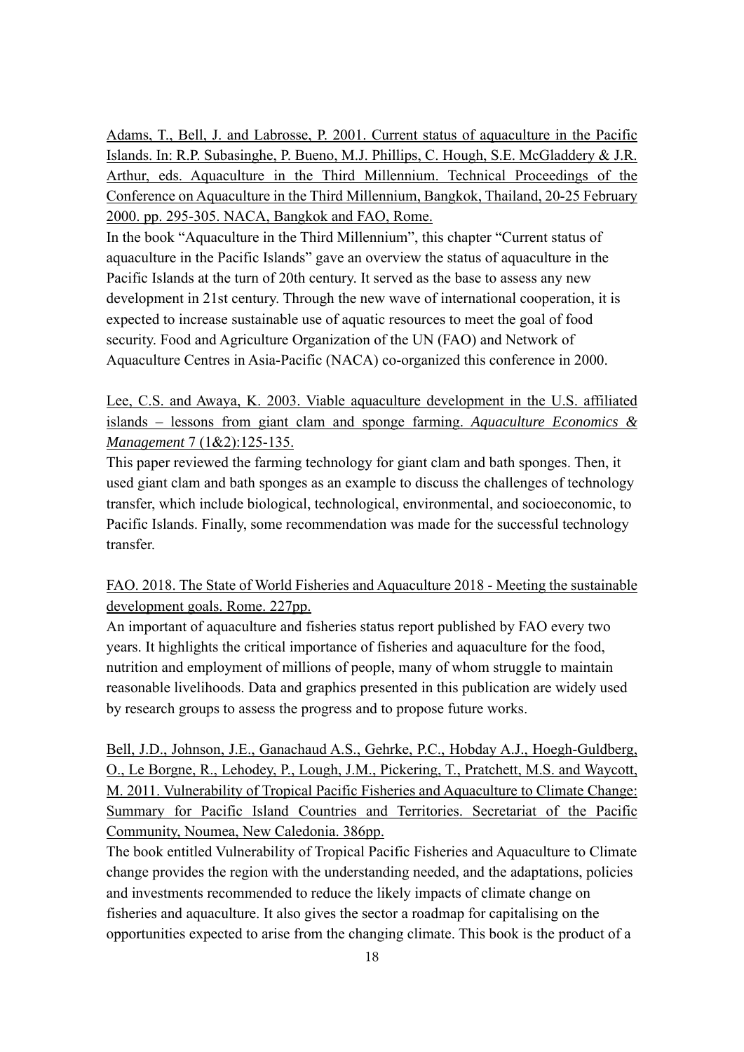Adams, T., Bell, J. and Labrosse, P. 2001. Current status of aquaculture in the Pacific Islands. In: R.P. Subasinghe, P. Bueno, M.J. Phillips, C. Hough, S.E. McGladdery & J.R. Arthur, eds. Aquaculture in the Third Millennium. Technical Proceedings of the Conference on Aquaculture in the Third Millennium, Bangkok, Thailand, 20-25 February 2000. pp. 295-305. NACA, Bangkok and FAO, Rome.

In the book "Aquaculture in the Third Millennium", this chapter "Current status of aquaculture in the Pacific Islands" gave an overview the status of aquaculture in the Pacific Islands at the turn of 20th century. It served as the base to assess any new development in 21st century. Through the new wave of international cooperation, it is expected to increase sustainable use of aquatic resources to meet the goal of food security. Food and Agriculture Organization of the UN (FAO) and Network of Aquaculture Centres in Asia-Pacific (NACA) co-organized this conference in 2000.

Lee, C.S. and Awaya, K. 2003. Viable aquaculture development in the U.S. affiliated islands – lessons from giant clam and sponge farming. *Aquaculture Economics & Management* 7 (1&2):125-135.

This paper reviewed the farming technology for giant clam and bath sponges. Then, it used giant clam and bath sponges as an example to discuss the challenges of technology transfer, which include biological, technological, environmental, and socioeconomic, to Pacific Islands. Finally, some recommendation was made for the successful technology transfer.

FAO. 2018. The State of World Fisheries and Aquaculture 2018 - Meeting the sustainable development goals. Rome. 227pp.

An important of aquaculture and fisheries status report published by FAO every two years. It highlights the critical importance of fisheries and aquaculture for the food, nutrition and employment of millions of people, many of whom struggle to maintain reasonable livelihoods. Data and graphics presented in this publication are widely used by research groups to assess the progress and to propose future works.

Bell, J.D., Johnson, J.E., Ganachaud A.S., Gehrke, P.C., Hobday A.J., Hoegh-Guldberg, O., Le Borgne, R., Lehodey, P., Lough, J.M., Pickering, T., Pratchett, M.S. and Waycott, M. 2011. Vulnerability of Tropical Pacific Fisheries and Aquaculture to Climate Change: Summary for Pacific Island Countries and Territories. Secretariat of the Pacific Community, Noumea, New Caledonia. 386pp.

The book entitled Vulnerability of Tropical Pacific Fisheries and Aquaculture to Climate change provides the region with the understanding needed, and the adaptations, policies and investments recommended to reduce the likely impacts of climate change on fisheries and aquaculture. It also gives the sector a roadmap for capitalising on the opportunities expected to arise from the changing climate. This book is the product of a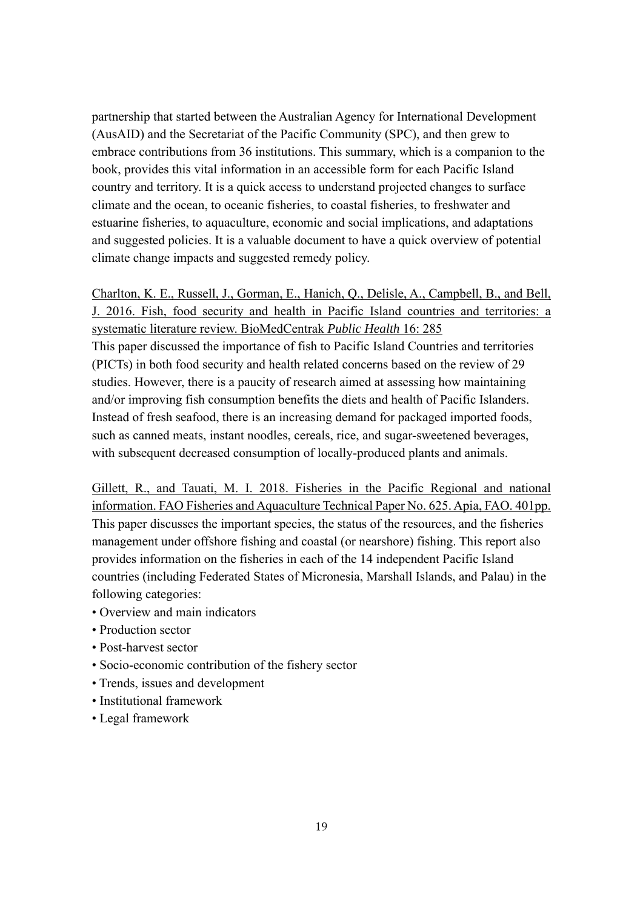partnership that started between the Australian Agency for International Development (AusAID) and the Secretariat of the Pacific Community (SPC), and then grew to embrace contributions from 36 institutions. This summary, which is a companion to the book, provides this vital information in an accessible form for each Pacific Island country and territory. It is a quick access to understand projected changes to surface climate and the ocean, to oceanic fisheries, to coastal fisheries, to freshwater and estuarine fisheries, to aquaculture, economic and social implications, and adaptations and suggested policies. It is a valuable document to have a quick overview of potential climate change impacts and suggested remedy policy.

<u>Charlton, K. E., Russell, J., Gorman, E., Hanich, Q., Delisle, A., Campbell, B., and Bell, J. 2016. Fish, food security and health in Pacific Island countries and territories: a systematic literature review. BioMedCentrak *Public Health* 16: 285</u>

This paper discussed the importance of fish to Pacific Island Countries and territories (PICTs) in both food security and health related concerns based on the review of 29 studies. However, there is a paucity of research aimed at assessing how maintaining and/or improving fish consumption benefits the diets and health of Pacific Islanders. Instead of fresh seafood, there is an increasing demand for packaged imported foods, such as canned meats, instant noodles, cereals, rice, and sugar-sweetened beverages, with subsequent decreased consumption of locally-produced plants and animals.

<u>Gillett, R., and Tauati, M. I. 2018. Fisheries in the Pacific Regional and national information. FAO Fisheries and Aquaculture Technical Paper No. 625. Apia, FAO. 401pp.</u>

This paper discusses the important species, the status of the resources, and the fisheries management under offshore fishing and coastal (or nearshore) fishing. This report also provides information on the fisheries in each of the 14 independent Pacific Island countries (including Federated States of Micronesia, Marshall Islands, and Palau) in the following categories:

- Overview and main indicators
- Production sector
- Post-harvest sector
- Socio-economic contribution of the fishery sector
- Trends, issues and development
- Institutional framework
- Legal framework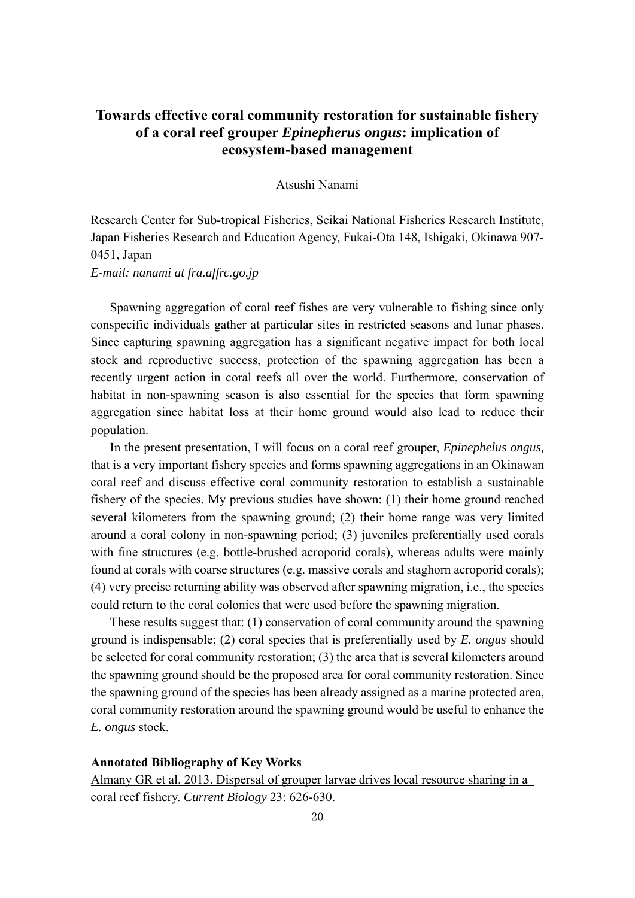## Towards effective coral community restoration for sustainable fishery of a coral reef grouper *Epinepherus ongus*: implication of ecosystem-based management

Atsushi Nanami

Research Center for Sub-tropical Fisheries, Seikai National Fisheries Research Institute, Japan Fisheries Research and Education Agency, Fukai-Ota 148, Ishigaki, Okinawa 907-0451, Japan

*E-mail: nanami at fra.affrc.go.jp*

Spawning aggregation of coral reef fishes are very vulnerable to fishing since only conspecific individuals gather at particular sites in restricted seasons and lunar phases. Since capturing spawning aggregation has a significant negative impact for both local stock and reproductive success, protection of the spawning aggregation has been a recently urgent action in coral reefs all over the world. Furthermore, conservation of habitat in non-spawning season is also essential for the species that form spawning aggregation since habitat loss at their home ground would also lead to reduce their population.

In the present presentation, I will focus on a coral reef grouper, *Epinephelus ongus,* that is a very important fishery species and forms spawning aggregations in an Okinawan coral reef and discuss effective coral community restoration to establish a sustainable fishery of the species. My previous studies have shown: (1) their home ground reached several kilometers from the spawning ground; (2) their home range was very limited around a coral colony in non-spawning period; (3) juveniles preferentially used corals with fine structures (e.g. bottle-brushed acroporid corals), whereas adults were mainly found at corals with coarse structures (e.g. massive corals and staghorn acroporid corals); (4) very precise returning ability was observed after spawning migration, i.e., the species could return to the coral colonies that were used before the spawning migration.

These results suggest that: (1) conservation of coral community around the spawning ground is indispensable; (2) coral species that is preferentially used by *E. ongus* should be selected for coral community restoration; (3) the area that is several kilometers around the spawning ground should be the proposed area for coral community restoration. Since the spawning ground of the species has been already assigned as a marine protected area, coral community restoration around the spawning ground would be useful to enhance the *E. ongus* stock.

**Annotated Bibliography of Key Works**

Almany GR et al. 2013. Dispersal of grouper larvae drives local resource sharing in a coral reef fishery. *Current Biology* 23: 626-630.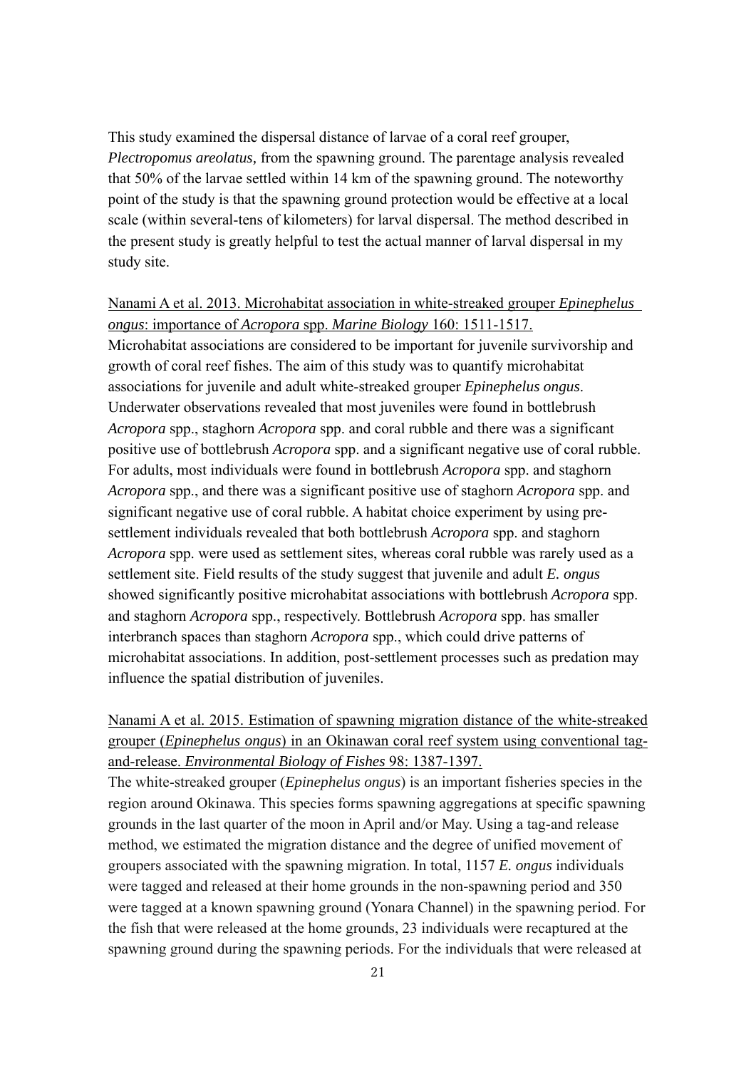This study examined the dispersal distance of larvae of a coral reef grouper, *Plectropomus areolatus,* from the spawning ground. The parentage analysis revealed that 50% of the larvae settled within 14 km of the spawning ground. The noteworthy point of the study is that the spawning ground protection would be effective at a local scale (within several-tens of kilometers) for larval dispersal. The method described in the present study is greatly helpful to test the actual manner of larval dispersal in my study site.

<u>Nanami A et al. 2013. Microhabitat association in white-streaked grouper *Epinephelus ongus*: importance of *Acropora* spp. *Marine Biology* 160: 1511-1517.</u>
Microhabitat associations are considered to be important for juvenile survivorship and growth of coral reef fishes. The aim of this study was to quantify microhabitat associations for juvenile and adult white-streaked grouper *Epinephelus ongus*. Underwater observations revealed that most juveniles were found in bottlebrush *Acropora* spp., staghorn *Acropora* spp. and coral rubble and there was a significant positive use of bottlebrush *Acropora* spp. and a significant negative use of coral rubble. For adults, most individuals were found in bottlebrush *Acropora* spp. and staghorn *Acropora* spp., and there was a significant positive use of staghorn *Acropora* spp. and significant negative use of coral rubble. A habitat choice experiment by using pre-settlement individuals revealed that both bottlebrush *Acropora* spp. and staghorn *Acropora* spp. were used as settlement sites, whereas coral rubble was rarely used as a settlement site. Field results of the study suggest that juvenile and adult *E. ongus* showed significantly positive microhabitat associations with bottlebrush *Acropora* spp. and staghorn *Acropora* spp., respectively. Bottlebrush *Acropora* spp. has smaller interbranch spaces than staghorn *Acropora* spp., which could drive patterns of microhabitat associations. In addition, post-settlement processes such as predation may influence the spatial distribution of juveniles.

<u>Nanami A et al. 2015. Estimation of spawning migration distance of the white-streaked grouper (*Epinephelus ongus*) in an Okinawan coral reef system using conventional tag-and-release. *Environmental Biology of Fishes* 98: 1387-1397.</u>
The white-streaked grouper (*Epinephelus ongus*) is an important fisheries species in the region around Okinawa. This species forms spawning aggregations at specific spawning grounds in the last quarter of the moon in April and/or May. Using a tag-and release method, we estimated the migration distance and the degree of unified movement of groupers associated with the spawning migration. In total, 1157 *E. ongus* individuals were tagged and released at their home grounds in the non-spawning period and 350 were tagged at a known spawning ground (Yonara Channel) in the spawning period. For the fish that were released at the home grounds, 23 individuals were recaptured at the spawning ground during the spawning periods. For the individuals that were released at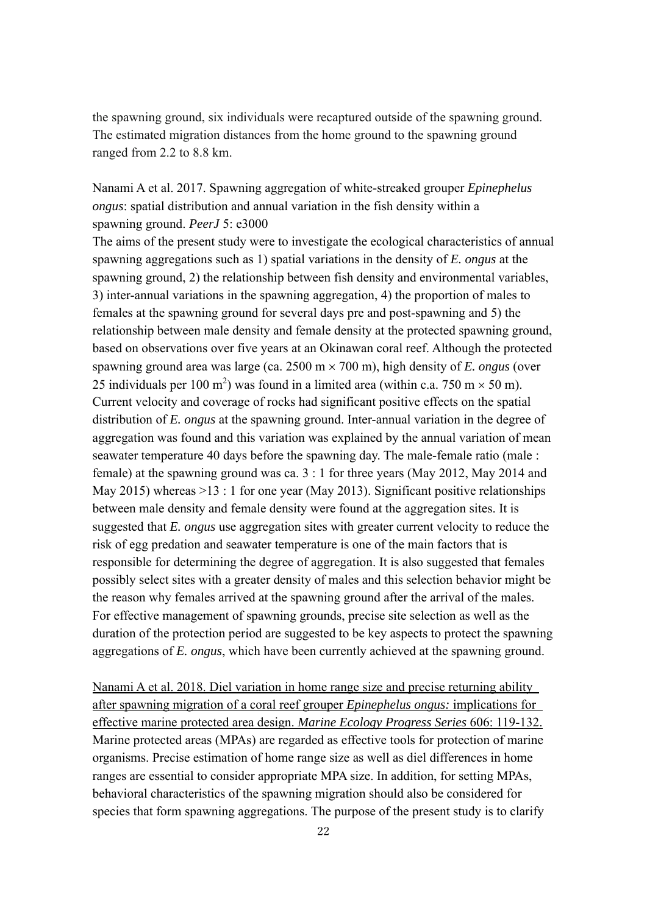the spawning ground, six individuals were recaptured outside of the spawning ground. The estimated migration distances from the home ground to the spawning ground ranged from 2.2 to 8.8 km.

Nanami A et al. 2017. Spawning aggregation of white-streaked grouper *Epinephelus ongus*: spatial distribution and annual variation in the fish density within a spawning ground. *PeerJ* 5: e3000

The aims of the present study were to investigate the ecological characteristics of annual spawning aggregations such as 1) spatial variations in the density of *E. ongus* at the spawning ground, 2) the relationship between fish density and environmental variables, 3) inter-annual variations in the spawning aggregation, 4) the proportion of males to females at the spawning ground for several days pre and post-spawning and 5) the relationship between male density and female density at the protected spawning ground, based on observations over five years at an Okinawan coral reef. Although the protected spawning ground area was large (ca. 2500 m × 700 m), high density of *E. ongus* (over 25 individuals per 100 $m^2$) was found in a limited area (within c.a. 750 m × 50 m). Current velocity and coverage of rocks had significant positive effects on the spatial distribution of *E. ongus* at the spawning ground. Inter-annual variation in the degree of aggregation was found and this variation was explained by the annual variation of mean seawater temperature 40 days before the spawning day. The male-female ratio (male : female) at the spawning ground was ca. 3 : 1 for three years (May 2012, May 2014 and May 2015) whereas >13 : 1 for one year (May 2013). Significant positive relationships between male density and female density were found at the aggregation sites. It is suggested that *E. ongus* use aggregation sites with greater current velocity to reduce the risk of egg predation and seawater temperature is one of the main factors that is responsible for determining the degree of aggregation. It is also suggested that females possibly select sites with a greater density of males and this selection behavior might be the reason why females arrived at the spawning ground after the arrival of the males. For effective management of spawning grounds, precise site selection as well as the duration of the protection period are suggested to be key aspects to protect the spawning aggregations of *E. ongus*, which have been currently achieved at the spawning ground.

Nanami A et al. 2018. Diel variation in home range size and precise returning ability after spawning migration of a coral reef grouper *Epinephelus ongus:* implications for effective marine protected area design. *Marine Ecology Progress Series* 606: 119-132.

Marine protected areas (MPAs) are regarded as effective tools for protection of marine organisms. Precise estimation of home range size as well as diel differences in home ranges are essential to consider appropriate MPA size. In addition, for setting MPAs, behavioral characteristics of the spawning migration should also be considered for species that form spawning aggregations. The purpose of the present study is to clarify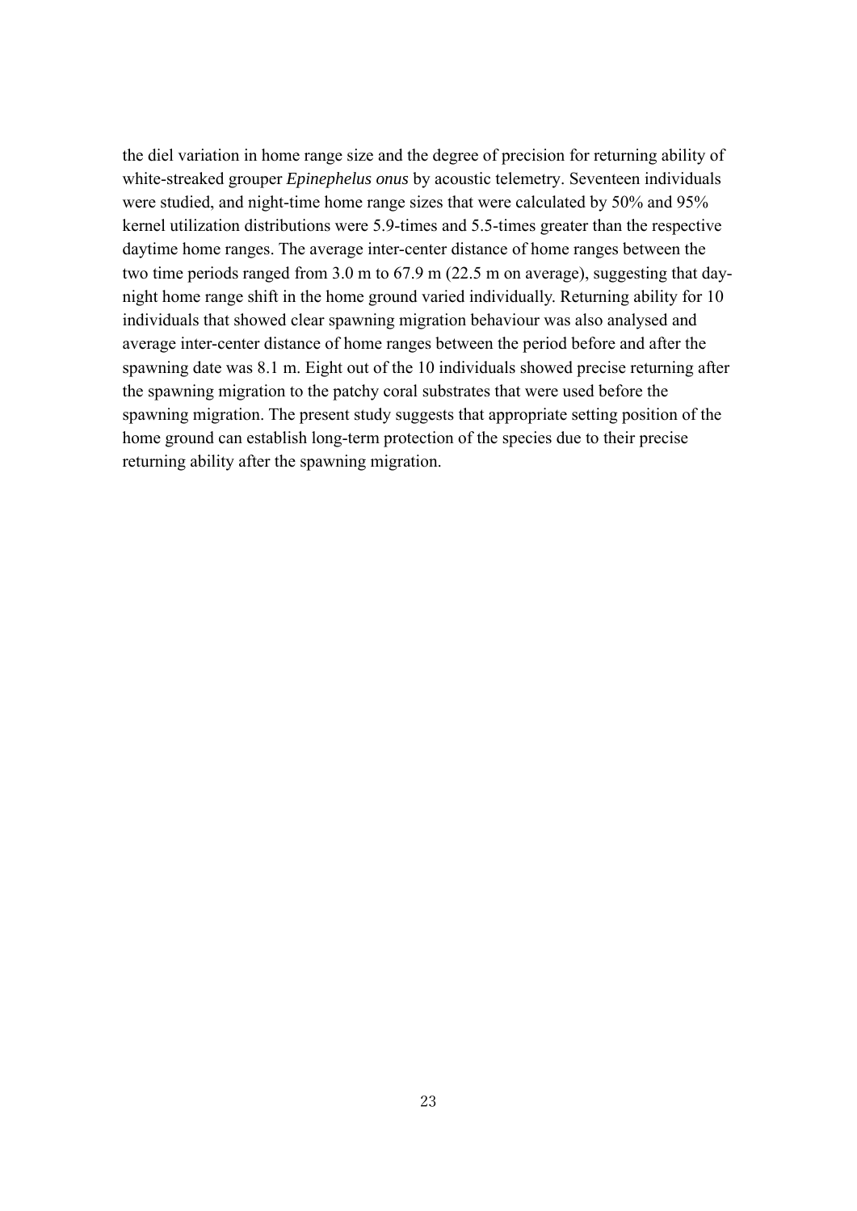the diel variation in home range size and the degree of precision for returning ability of white-streaked grouper *Epinephelus onus* by acoustic telemetry. Seventeen individuals were studied, and night-time home range sizes that were calculated by 50% and 95% kernel utilization distributions were 5.9-times and 5.5-times greater than the respective daytime home ranges. The average inter-center distance of home ranges between the two time periods ranged from 3.0 m to 67.9 m (22.5 m on average), suggesting that day-night home range shift in the home ground varied individually. Returning ability for 10 individuals that showed clear spawning migration behaviour was also analysed and average inter-center distance of home ranges between the period before and after the spawning date was 8.1 m. Eight out of the 10 individuals showed precise returning after the spawning migration to the patchy coral substrates that were used before the spawning migration. The present study suggests that appropriate setting position of the home ground can establish long-term protection of the species due to their precise returning ability after the spawning migration.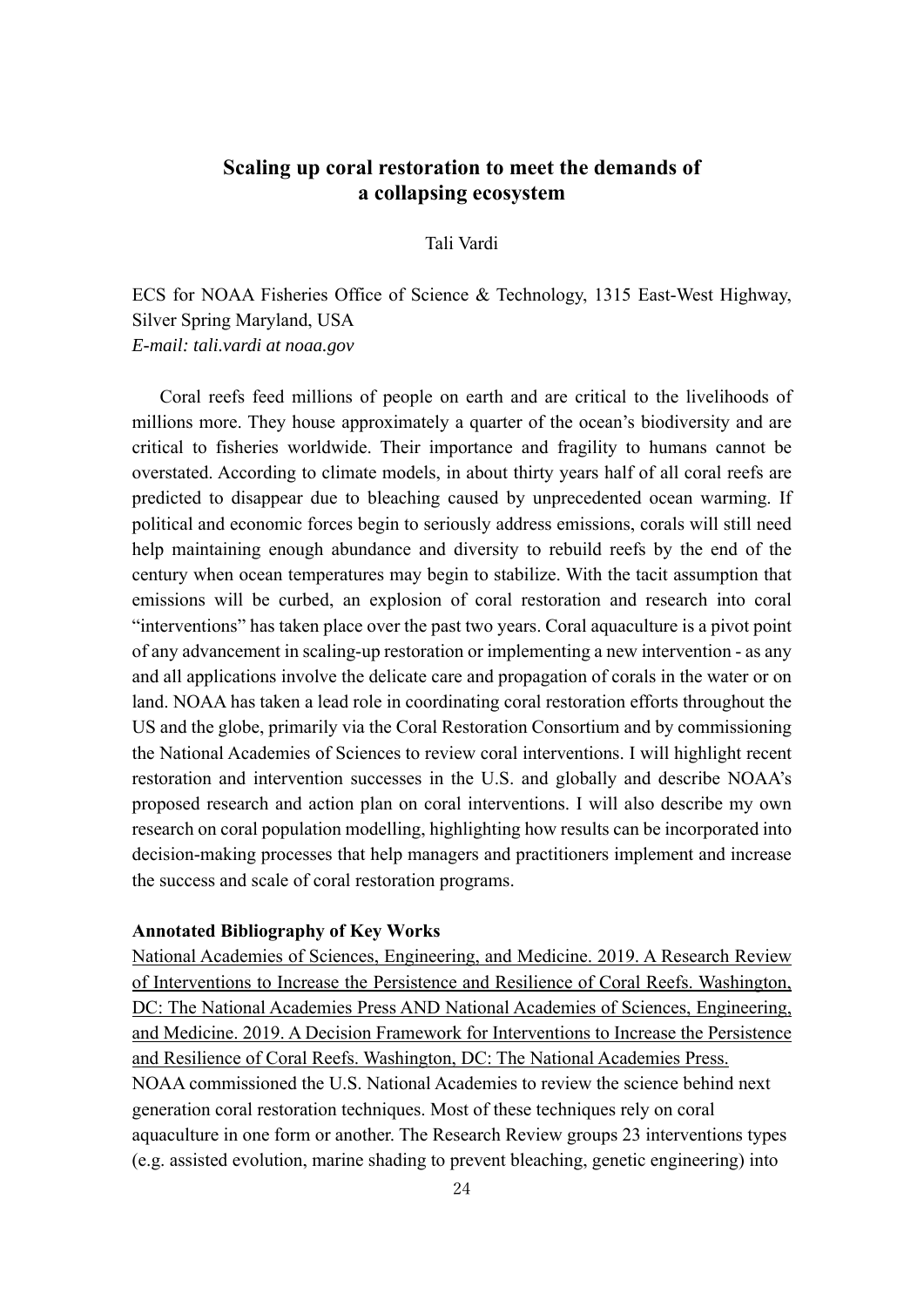## Scaling up coral restoration to meet the demands of a collapsing ecosystem

Tali Vardi

ECS for NOAA Fisheries Office of Science & Technology, 1315 East-West Highway, Silver Spring Maryland, USA
*E-mail: tali.vardi at noaa.gov*

Coral reefs feed millions of people on earth and are critical to the livelihoods of millions more. They house approximately a quarter of the ocean's biodiversity and are critical to fisheries worldwide. Their importance and fragility to humans cannot be overstated. According to climate models, in about thirty years half of all coral reefs are predicted to disappear due to bleaching caused by unprecedented ocean warming. If political and economic forces begin to seriously address emissions, corals will still need help maintaining enough abundance and diversity to rebuild reefs by the end of the century when ocean temperatures may begin to stabilize. With the tacit assumption that emissions will be curbed, an explosion of coral restoration and research into coral "interventions" has taken place over the past two years. Coral aquaculture is a pivot point of any advancement in scaling-up restoration or implementing a new intervention - as any and all applications involve the delicate care and propagation of corals in the water or on land. NOAA has taken a lead role in coordinating coral restoration efforts throughout the US and the globe, primarily via the Coral Restoration Consortium and by commissioning the National Academies of Sciences to review coral interventions. I will highlight recent restoration and intervention successes in the U.S. and globally and describe NOAA's proposed research and action plan on coral interventions. I will also describe my own research on coral population modelling, highlighting how results can be incorporated into decision-making processes that help managers and practitioners implement and increase the success and scale of coral restoration programs.

**Annotated Bibliography of Key Works**

<u>National Academies of Sciences, Engineering, and Medicine. 2019. A Research Review of Interventions to Increase the Persistence and Resilience of Coral Reefs. Washington, DC: The National Academies Press AND National Academies of Sciences, Engineering, and Medicine. 2019. A Decision Framework for Interventions to Increase the Persistence and Resilience of Coral Reefs. Washington, DC: The National Academies Press.</u>
NOAA commissioned the U.S. National Academies to review the science behind next generation coral restoration techniques. Most of these techniques rely on coral aquaculture in one form or another. The Research Review groups 23 interventions types (e.g. assisted evolution, marine shading to prevent bleaching, genetic engineering) into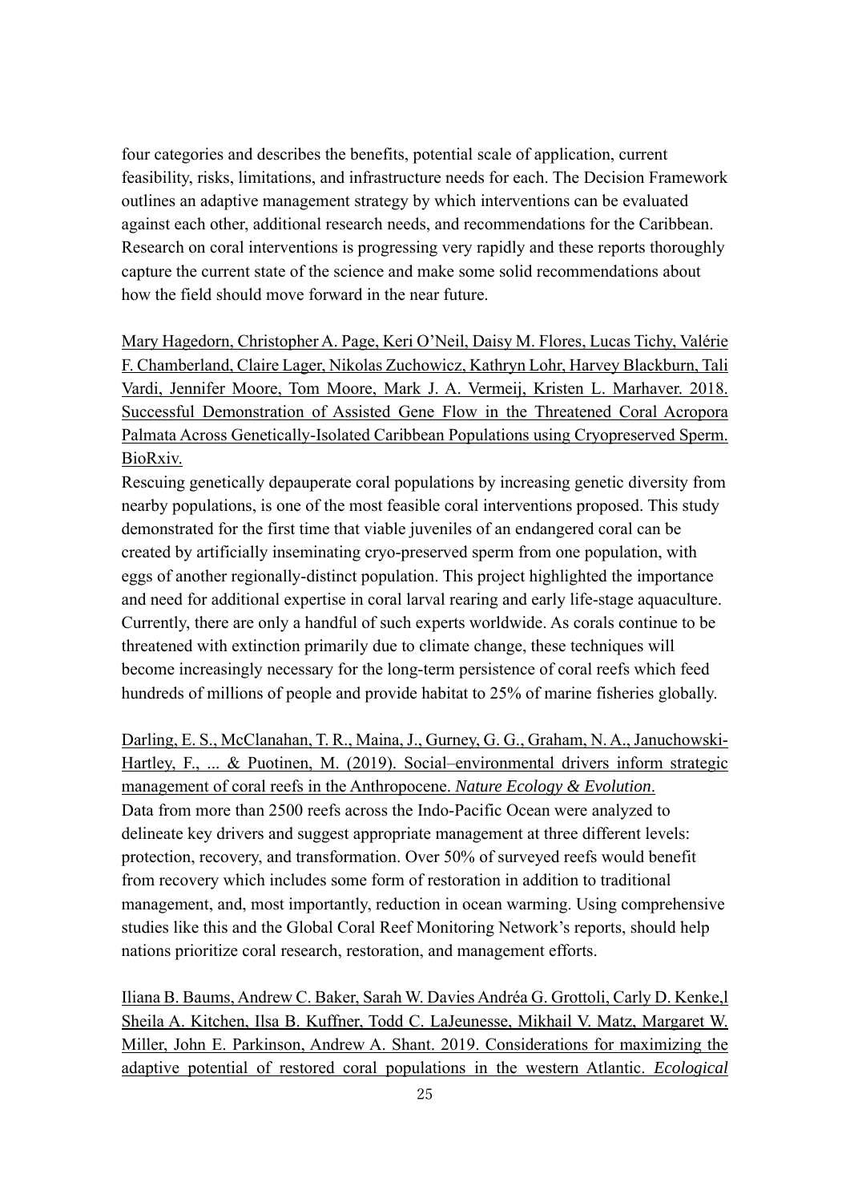four categories and describes the benefits, potential scale of application, current feasibility, risks, limitations, and infrastructure needs for each. The Decision Framework outlines an adaptive management strategy by which interventions can be evaluated against each other, additional research needs, and recommendations for the Caribbean. Research on coral interventions is progressing very rapidly and these reports thoroughly capture the current state of the science and make some solid recommendations about how the field should move forward in the near future.

Mary Hagedorn, Christopher A. Page, Keri O'Neil, Daisy M. Flores, Lucas Tichy, Valérie F. Chamberland, Claire Lager, Nikolas Zuchowicz, Kathryn Lohr, Harvey Blackburn, Tali Vardi, Jennifer Moore, Tom Moore, Mark J. A. Vermeij, Kristen L. Marhaver. 2018. Successful Demonstration of Assisted Gene Flow in the Threatened Coral Acropora Palmata Across Genetically-Isolated Caribbean Populations using Cryopreserved Sperm. BioRxiv.

Rescuing genetically depauperate coral populations by increasing genetic diversity from nearby populations, is one of the most feasible coral interventions proposed. This study demonstrated for the first time that viable juveniles of an endangered coral can be created by artificially inseminating cryo-preserved sperm from one population, with eggs of another regionally-distinct population. This project highlighted the importance and need for additional expertise in coral larval rearing and early life-stage aquaculture. Currently, there are only a handful of such experts worldwide. As corals continue to be threatened with extinction primarily due to climate change, these techniques will become increasingly necessary for the long-term persistence of coral reefs which feed hundreds of millions of people and provide habitat to 25% of marine fisheries globally.

Darling, E. S., McClanahan, T. R., Maina, J., Gurney, G. G., Graham, N. A., Januchowski-Hartley, F., ... & Puotinen, M. (2019). Social–environmental drivers inform strategic management of coral reefs in the Anthropocene. *Nature Ecology & Evolution*.

Data from more than 2500 reefs across the Indo-Pacific Ocean were analyzed to delineate key drivers and suggest appropriate management at three different levels: protection, recovery, and transformation. Over 50% of surveyed reefs would benefit from recovery which includes some form of restoration in addition to traditional management, and, most importantly, reduction in ocean warming. Using comprehensive studies like this and the Global Coral Reef Monitoring Network's reports, should help nations prioritize coral research, restoration, and management efforts.

Iliana B. Baums, Andrew C. Baker, Sarah W. Davies Andréa G. Grottoli, Carly D. Kenke,l Sheila A. Kitchen, Ilsa B. Kuffner, Todd C. LaJeunesse, Mikhail V. Matz, Margaret W. Miller, John E. Parkinson, Andrew A. Shant. 2019. Considerations for maximizing the adaptive potential of restored coral populations in the western Atlantic. *Ecological*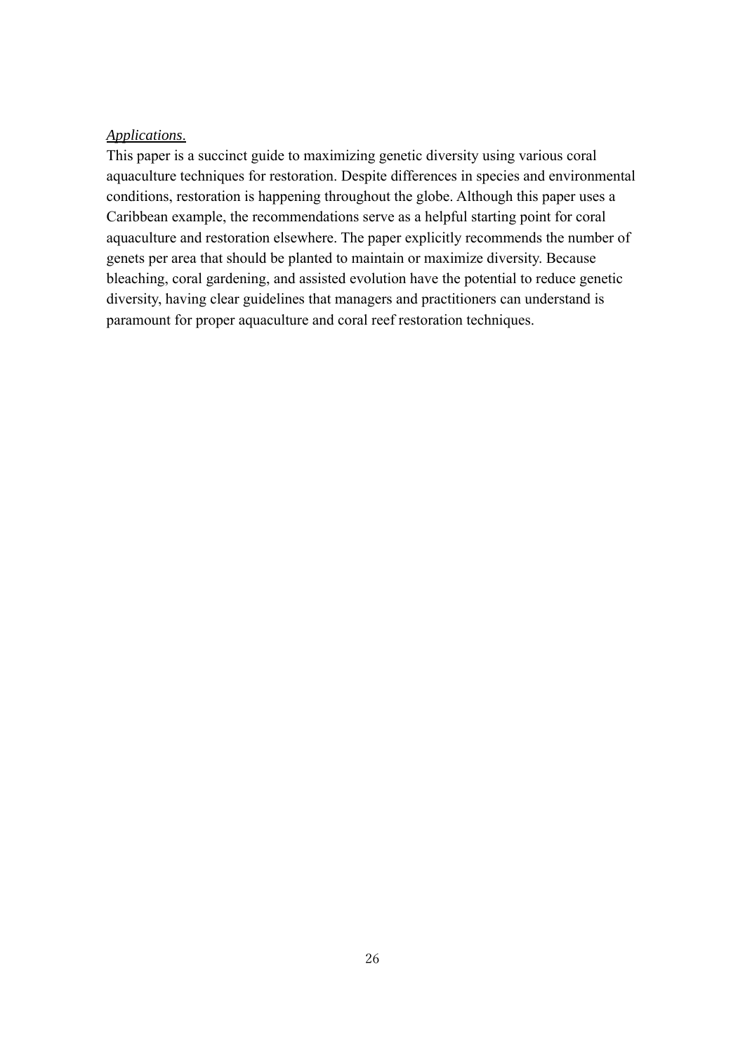*Applications.*

This paper is a succinct guide to maximizing genetic diversity using various coral aquaculture techniques for restoration. Despite differences in species and environmental conditions, restoration is happening throughout the globe. Although this paper uses a Caribbean example, the recommendations serve as a helpful starting point for coral aquaculture and restoration elsewhere. The paper explicitly recommends the number of genets per area that should be planted to maintain or maximize diversity. Because bleaching, coral gardening, and assisted evolution have the potential to reduce genetic diversity, having clear guidelines that managers and practitioners can understand is paramount for proper aquaculture and coral reef restoration techniques.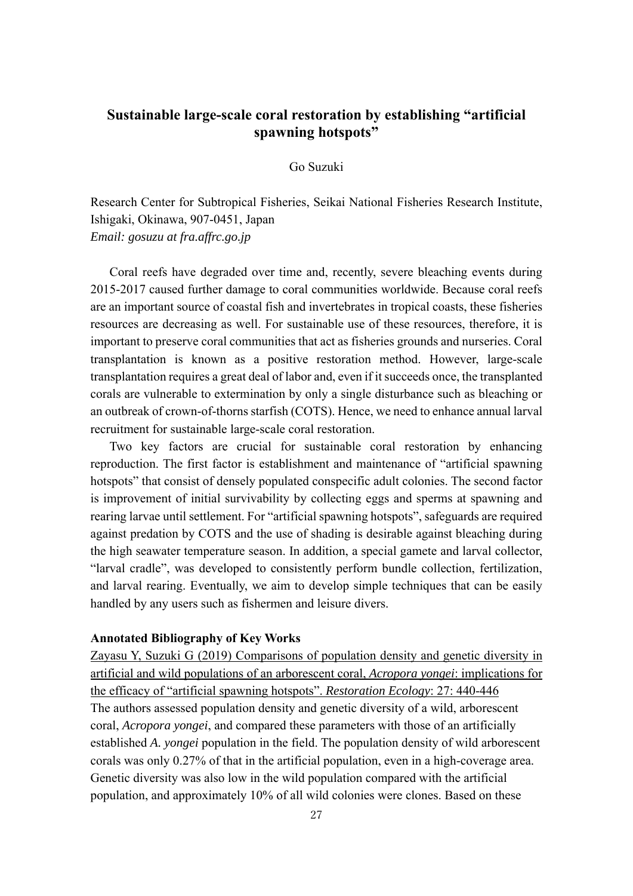## Sustainable large-scale coral restoration by establishing "artificial spawning hotspots"

Go Suzuki

Research Center for Subtropical Fisheries, Seikai National Fisheries Research Institute, Ishigaki, Okinawa, 907-0451, Japan
*Email: gosuzu at fra.affrc.go.jp*

Coral reefs have degraded over time and, recently, severe bleaching events during 2015-2017 caused further damage to coral communities worldwide. Because coral reefs are an important source of coastal fish and invertebrates in tropical coasts, these fisheries resources are decreasing as well. For sustainable use of these resources, therefore, it is important to preserve coral communities that act as fisheries grounds and nurseries. Coral transplantation is known as a positive restoration method. However, large-scale transplantation requires a great deal of labor and, even if it succeeds once, the transplanted corals are vulnerable to extermination by only a single disturbance such as bleaching or an outbreak of crown-of-thorns starfish (COTS). Hence, we need to enhance annual larval recruitment for sustainable large-scale coral restoration.

Two key factors are crucial for sustainable coral restoration by enhancing reproduction. The first factor is establishment and maintenance of "artificial spawning hotspots" that consist of densely populated conspecific adult colonies. The second factor is improvement of initial survivability by collecting eggs and sperms at spawning and rearing larvae until settlement. For "artificial spawning hotspots", safeguards are required against predation by COTS and the use of shading is desirable against bleaching during the high seawater temperature season. In addition, a special gamete and larval collector, "larval cradle", was developed to consistently perform bundle collection, fertilization, and larval rearing. Eventually, we aim to develop simple techniques that can be easily handled by any users such as fishermen and leisure divers.

### Annotated Bibliography of Key Works

Zayasu Y, Suzuki G (2019) Comparisons of population density and genetic diversity in artificial and wild populations of an arborescent coral, *Acropora yongei*: implications for the efficacy of "artificial spawning hotspots". *Restoration Ecology*: 27: 440-446
The authors assessed population density and genetic diversity of a wild, arborescent coral, *Acropora yongei*, and compared these parameters with those of an artificially established *A. yongei* population in the field. The population density of wild arborescent corals was only 0.27% of that in the artificial population, even in a high-coverage area. Genetic diversity was also low in the wild population compared with the artificial population, and approximately 10% of all wild colonies were clones. Based on these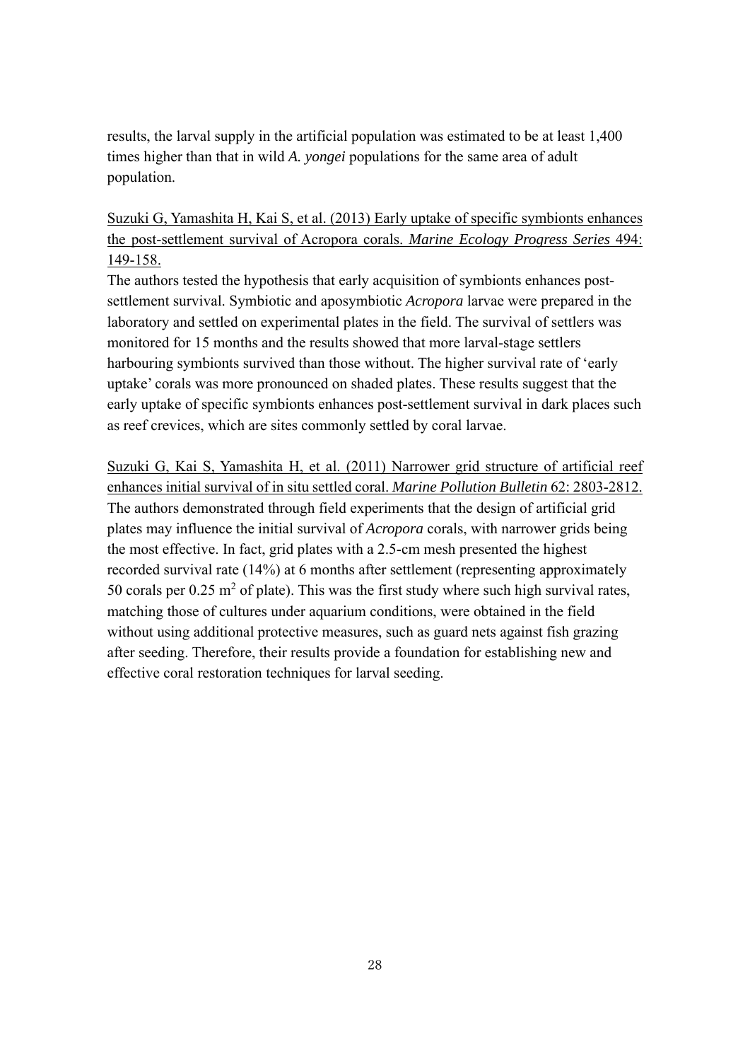results, the larval supply in the artificial population was estimated to be at least 1,400 times higher than that in wild *A. yongei* populations for the same area of adult population.

<u>Suzuki G, Yamashita H, Kai S, et al. (2013) Early uptake of specific symbionts enhances the post-settlement survival of Acropora corals. *Marine Ecology Progress Series* 494: 149-158.</u>

The authors tested the hypothesis that early acquisition of symbionts enhances post-settlement survival. Symbiotic and aposymbiotic *Acropora* larvae were prepared in the laboratory and settled on experimental plates in the field. The survival of settlers was monitored for 15 months and the results showed that more larval-stage settlers harbouring symbionts survived than those without. The higher survival rate of 'early uptake' corals was more pronounced on shaded plates. These results suggest that the early uptake of specific symbionts enhances post-settlement survival in dark places such as reef crevices, which are sites commonly settled by coral larvae.

<u>Suzuki G, Kai S, Yamashita H, et al. (2011) Narrower grid structure of artificial reef enhances initial survival of in situ settled coral. *Marine Pollution Bulletin* 62: 2803-2812.</u>

The authors demonstrated through field experiments that the design of artificial grid plates may influence the initial survival of *Acropora* corals, with narrower grids being the most effective. In fact, grid plates with a 2.5-cm mesh presented the highest recorded survival rate (14%) at 6 months after settlement (representing approximately 50 corals per 0.25 $m^2$ of plate). This was the first study where such high survival rates, matching those of cultures under aquarium conditions, were obtained in the field without using additional protective measures, such as guard nets against fish grazing after seeding. Therefore, their results provide a foundation for establishing new and effective coral restoration techniques for larval seeding.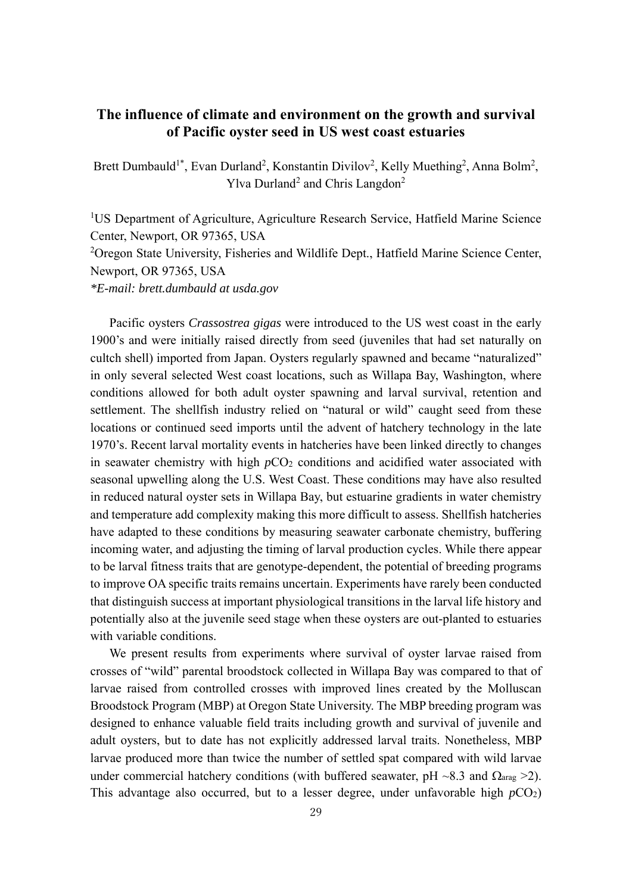## The influence of climate and environment on the growth and survival of Pacific oyster seed in US west coast estuaries

Brett Dumbauld[1*], Evan Durland[2], Konstantin Divilov[2], Kelly Muething[2], Anna Bolm[2], Ylva Durland[2] and Chris Langdon[2]

[1]US Department of Agriculture, Agriculture Research Service, Hatfield Marine Science Center, Newport, OR 97365, USA
[2]Oregon State University, Fisheries and Wildlife Dept., Hatfield Marine Science Center, Newport, OR 97365, USA
*E-mail: brett.dumbauld at usda.gov*

Pacific oysters *Crassostrea gigas* were introduced to the US west coast in the early 1900's and were initially raised directly from seed (juveniles that had set naturally on cultch shell) imported from Japan. Oysters regularly spawned and became "naturalized" in only several selected West coast locations, such as Willapa Bay, Washington, where conditions allowed for both adult oyster spawning and larval survival, retention and settlement. The shellfish industry relied on "natural or wild" caught seed from these locations or continued seed imports until the advent of hatchery technology in the late 1970's. Recent larval mortality events in hatcheries have been linked directly to changes in seawater chemistry with high $pCO_2$ conditions and acidified water associated with seasonal upwelling along the U.S. West Coast. These conditions may have also resulted in reduced natural oyster sets in Willapa Bay, but estuarine gradients in water chemistry and temperature add complexity making this more difficult to assess. Shellfish hatcheries have adapted to these conditions by measuring seawater carbonate chemistry, buffering incoming water, and adjusting the timing of larval production cycles. While there appear to be larval fitness traits that are genotype-dependent, the potential of breeding programs to improve OA specific traits remains uncertain. Experiments have rarely been conducted that distinguish success at important physiological transitions in the larval life history and potentially also at the juvenile seed stage when these oysters are out-planted to estuaries with variable conditions.

We present results from experiments where survival of oyster larvae raised from crosses of "wild" parental broodstock collected in Willapa Bay was compared to that of larvae raised from controlled crosses with improved lines created by the Molluscan Broodstock Program (MBP) at Oregon State University. The MBP breeding program was designed to enhance valuable field traits including growth and survival of juvenile and adult oysters, but to date has not explicitly addressed larval traits. Nonetheless, MBP larvae produced more than twice the number of settled spat compared with wild larvae under commercial hatchery conditions (with buffered seawater, pH ~8.3 and $\Omega_{arag} > 2$). This advantage also occurred, but to a lesser degree, under unfavorable high $pCO_2$)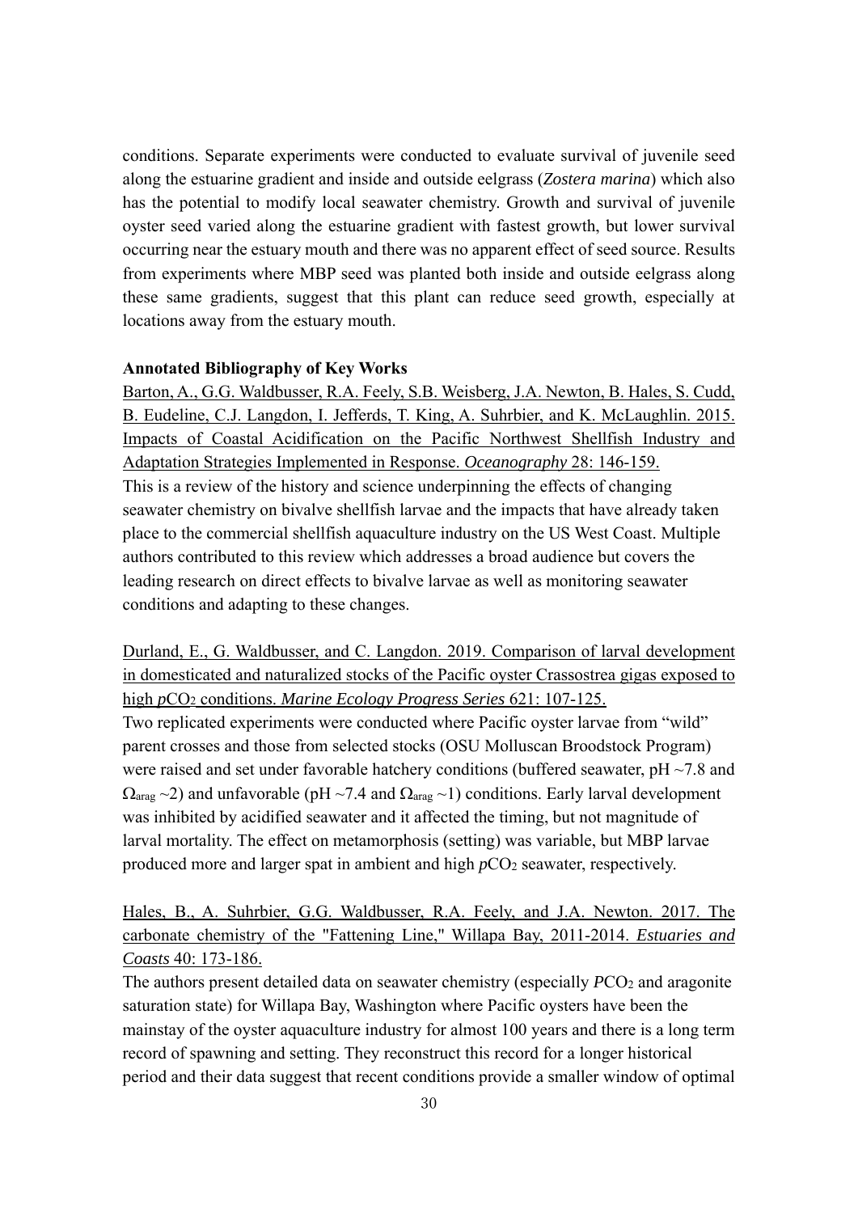conditions. Separate experiments were conducted to evaluate survival of juvenile seed along the estuarine gradient and inside and outside eelgrass (*Zostera marina*) which also has the potential to modify local seawater chemistry. Growth and survival of juvenile oyster seed varied along the estuarine gradient with fastest growth, but lower survival occurring near the estuary mouth and there was no apparent effect of seed source. Results from experiments where MBP seed was planted both inside and outside eelgrass along these same gradients, suggest that this plant can reduce seed growth, especially at locations away from the estuary mouth.

**Annotated Bibliography of Key Works**

Barton, A., G.G. Waldbusser, R.A. Feely, S.B. Weisberg, J.A. Newton, B. Hales, S. Cudd, B. Eudeline, C.J. Langdon, I. Jefferds, T. King, A. Suhrbier, and K. McLaughlin. 2015. Impacts of Coastal Acidification on the Pacific Northwest Shellfish Industry and Adaptation Strategies Implemented in Response. *Oceanography* 28: 146-159.

This is a review of the history and science underpinning the effects of changing seawater chemistry on bivalve shellfish larvae and the impacts that have already taken place to the commercial shellfish aquaculture industry on the US West Coast. Multiple authors contributed to this review which addresses a broad audience but covers the leading research on direct effects to bivalve larvae as well as monitoring seawater conditions and adapting to these changes.

Durland, E., G. Waldbusser, and C. Langdon. 2019. Comparison of larval development in domesticated and naturalized stocks of the Pacific oyster Crassostrea gigas exposed to high $p\mathrm{CO_2}$ conditions. *Marine Ecology Progress Series* 621: 107-125.

Two replicated experiments were conducted where Pacific oyster larvae from "wild" parent crosses and those from selected stocks (OSU Molluscan Broodstock Program) were raised and set under favorable hatchery conditions (buffered seawater, pH ~7.8 and $\Omega_{arag}$ ~2) and unfavorable (pH ~7.4 and $\Omega_{arag}$ ~1) conditions. Early larval development was inhibited by acidified seawater and it affected the timing, but not magnitude of larval mortality. The effect on metamorphosis (setting) was variable, but MBP larvae produced more and larger spat in ambient and high $p\mathrm{CO_2}$ seawater, respectively.

Hales, B., A. Suhrbier, G.G. Waldbusser, R.A. Feely, and J.A. Newton. 2017. The carbonate chemistry of the "Fattening Line," Willapa Bay, 2011-2014. *Estuaries and Coasts* 40: 173-186.

The authors present detailed data on seawater chemistry (especially $P\mathrm{CO_2}$ and aragonite saturation state) for Willapa Bay, Washington where Pacific oysters have been the mainstay of the oyster aquaculture industry for almost 100 years and there is a long term record of spawning and setting. They reconstruct this record for a longer historical period and their data suggest that recent conditions provide a smaller window of optimal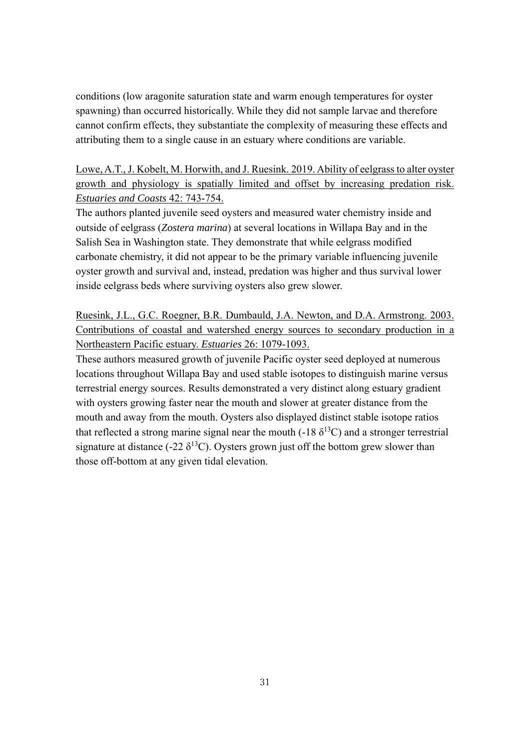conditions (low aragonite saturation state and warm enough temperatures for oyster spawning) than occurred historically. While they did not sample larvae and therefore cannot confirm effects, they substantiate the complexity of measuring these effects and attributing them to a single cause in an estuary where conditions are variable.

Lowe, A.T., J. Kobelt, M. Horwith, and J. Ruesink. 2019. Ability of eelgrass to alter oyster growth and physiology is spatially limited and offset by increasing predation risk. *Estuaries and Coasts* 42: 743-754.

The authors planted juvenile seed oysters and measured water chemistry inside and outside of eelgrass (*Zostera marina*) at several locations in Willapa Bay and in the Salish Sea in Washington state. They demonstrate that while eelgrass modified carbonate chemistry, it did not appear to be the primary variable influencing juvenile oyster growth and survival and, instead, predation was higher and thus survival lower inside eelgrass beds where surviving oysters also grew slower.

Ruesink, J.L., G.C. Roegner, B.R. Dumbauld, J.A. Newton, and D.A. Armstrong. 2003. Contributions of coastal and watershed energy sources to secondary production in a Northeastern Pacific estuary. *Estuaries* 26: 1079-1093.

These authors measured growth of juvenile Pacific oyster seed deployed at numerous locations throughout Willapa Bay and used stable isotopes to distinguish marine versus terrestrial energy sources. Results demonstrated a very distinct along estuary gradient with oysters growing faster near the mouth and slower at greater distance from the mouth and away from the mouth. Oysters also displayed distinct stable isotope ratios that reflected a strong marine signal near the mouth (-18 $\delta^{13}C$) and a stronger terrestrial signature at distance (-22 $\delta^{13}C$). Oysters grown just off the bottom grew slower than those off-bottom at any given tidal elevation.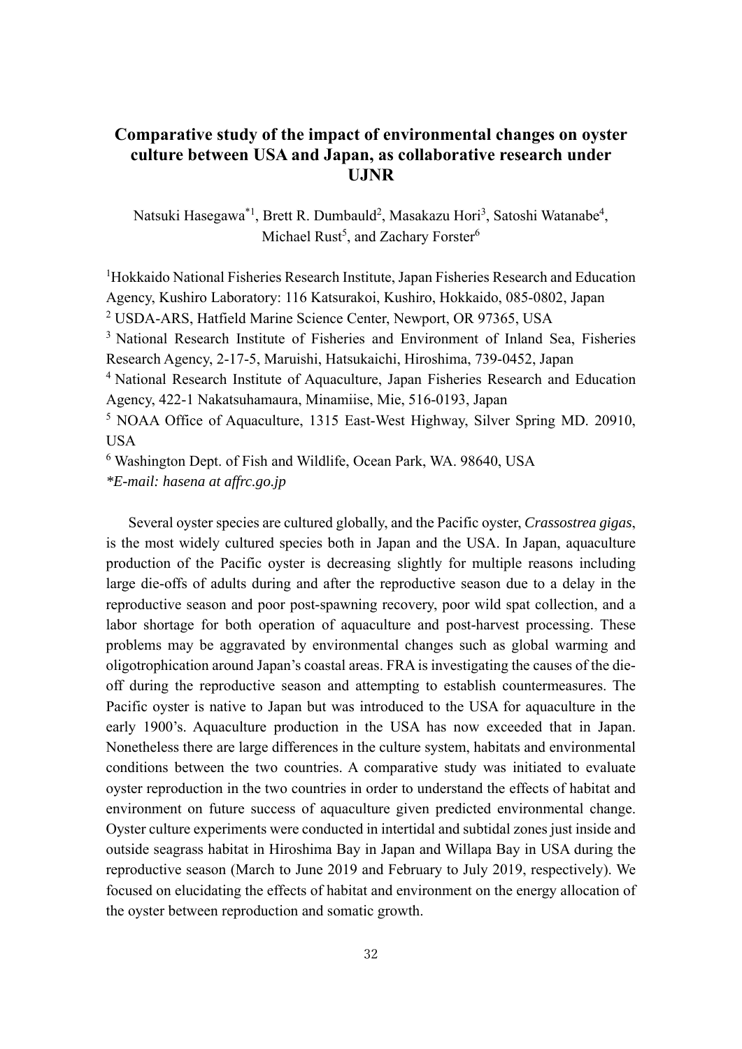# Comparative study of the impact of environmental changes on oyster culture between USA and Japan, as collaborative research under UJNR

Natsuki Hasegawa*[1], Brett R. Dumbauld[2], Masakazu Hori[3], Satoshi Watanabe[4], Michael Rust[5], and Zachary Forster[6]

[1]Hokkaido National Fisheries Research Institute, Japan Fisheries Research and Education Agency, Kushiro Laboratory: 116 Katsurakoi, Kushiro, Hokkaido, 085-0802, Japan
[2] USDA-ARS, Hatfield Marine Science Center, Newport, OR 97365, USA
[3] National Research Institute of Fisheries and Environment of Inland Sea, Fisheries Research Agency, 2-17-5, Maruishi, Hatsukaichi, Hiroshima, 739-0452, Japan
[4] National Research Institute of Aquaculture, Japan Fisheries Research and Education Agency, 422-1 Nakatsuhamaura, Minamiise, Mie, 516-0193, Japan
[5] NOAA Office of Aquaculture, 1315 East-West Highway, Silver Spring MD. 20910, USA
[6] Washington Dept. of Fish and Wildlife, Ocean Park, WA. 98640, USA
*E-mail: hasena at affrc.go.jp*

Several oyster species are cultured globally, and the Pacific oyster, *Crassostrea gigas*, is the most widely cultured species both in Japan and the USA. In Japan, aquaculture production of the Pacific oyster is decreasing slightly for multiple reasons including large die-offs of adults during and after the reproductive season due to a delay in the reproductive season and poor post-spawning recovery, poor wild spat collection, and a labor shortage for both operation of aquaculture and post-harvest processing. These problems may be aggravated by environmental changes such as global warming and oligotrophication around Japan's coastal areas. FRA is investigating the causes of the die-off during the reproductive season and attempting to establish countermeasures. The Pacific oyster is native to Japan but was introduced to the USA for aquaculture in the early 1900's. Aquaculture production in the USA has now exceeded that in Japan. Nonetheless there are large differences in the culture system, habitats and environmental conditions between the two countries. A comparative study was initiated to evaluate oyster reproduction in the two countries in order to understand the effects of habitat and environment on future success of aquaculture given predicted environmental change. Oyster culture experiments were conducted in intertidal and subtidal zones just inside and outside seagrass habitat in Hiroshima Bay in Japan and Willapa Bay in USA during the reproductive season (March to June 2019 and February to July 2019, respectively). We focused on elucidating the effects of habitat and environment on the energy allocation of the oyster between reproduction and somatic growth.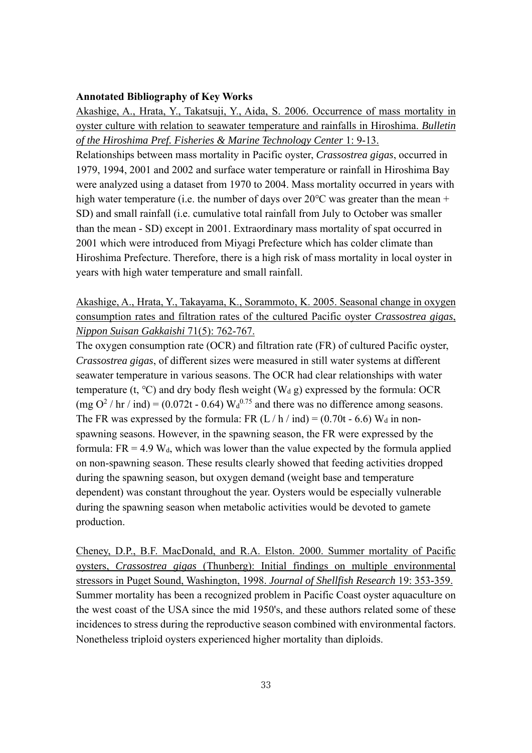**Annotated Bibliography of Key Works**

Akashige, A., Hrata, Y., Takatsuji, Y., Aida, S. 2006. Occurrence of mass mortality in oyster culture with relation to seawater temperature and rainfalls in Hiroshima. *Bulletin of the Hiroshima Pref. Fisheries & Marine Technology Center* 1: 9-13.

Relationships between mass mortality in Pacific oyster, *Crassostrea gigas*, occurred in 1979, 1994, 2001 and 2002 and surface water temperature or rainfall in Hiroshima Bay were analyzed using a dataset from 1970 to 2004. Mass mortality occurred in years with high water temperature (i.e. the number of days over 20°C was greater than the mean + SD) and small rainfall (i.e. cumulative total rainfall from July to October was smaller than the mean - SD) except in 2001. Extraordinary mass mortality of spat occurred in 2001 which were introduced from Miyagi Prefecture which has colder climate than Hiroshima Prefecture. Therefore, there is a high risk of mass mortality in local oyster in years with high water temperature and small rainfall.

Akashige, A., Hrata, Y., Takayama, K., Sorammoto, K. 2005. Seasonal change in oxygen consumption rates and filtration rates of the cultured Pacific oyster *Crassostrea gigas*, *Nippon Suisan Gakkaishi* 71(5): 762-767.

The oxygen consumption rate (OCR) and filtration rate (FR) of cultured Pacific oyster, *Crassostrea gigas*, of different sizes were measured in still water systems at different seawater temperature in various seasons. The OCR had clear relationships with water temperature (t, °C) and dry body flesh weight ($W_d$ g) expressed by the formula: OCR (mg $O^2$ / hr / ind) = $(0.072t - 0.64)\ W_d^{0.75}$ and there was no difference among seasons. The FR was expressed by the formula: FR (L / h / ind) = $(0.70t - 6.6)\ W_d$ in non-spawning seasons. However, in the spawning season, the FR were expressed by the formula: FR = $4.9\ W_d$, which was lower than the value expected by the formula applied on non-spawning season. These results clearly showed that feeding activities dropped during the spawning season, but oxygen demand (weight base and temperature dependent) was constant throughout the year. Oysters would be especially vulnerable during the spawning season when metabolic activities would be devoted to gamete production.

Cheney, D.P., B.F. MacDonald, and R.A. Elston. 2000. Summer mortality of Pacific oysters, *Crassostrea gigas* (Thunberg): Initial findings on multiple environmental stressors in Puget Sound, Washington, 1998. *Journal of Shellfish Research* 19: 353-359.

Summer mortality has been a recognized problem in Pacific Coast oyster aquaculture on the west coast of the USA since the mid 1950's, and these authors related some of these incidences to stress during the reproductive season combined with environmental factors. Nonetheless triploid oysters experienced higher mortality than diploids.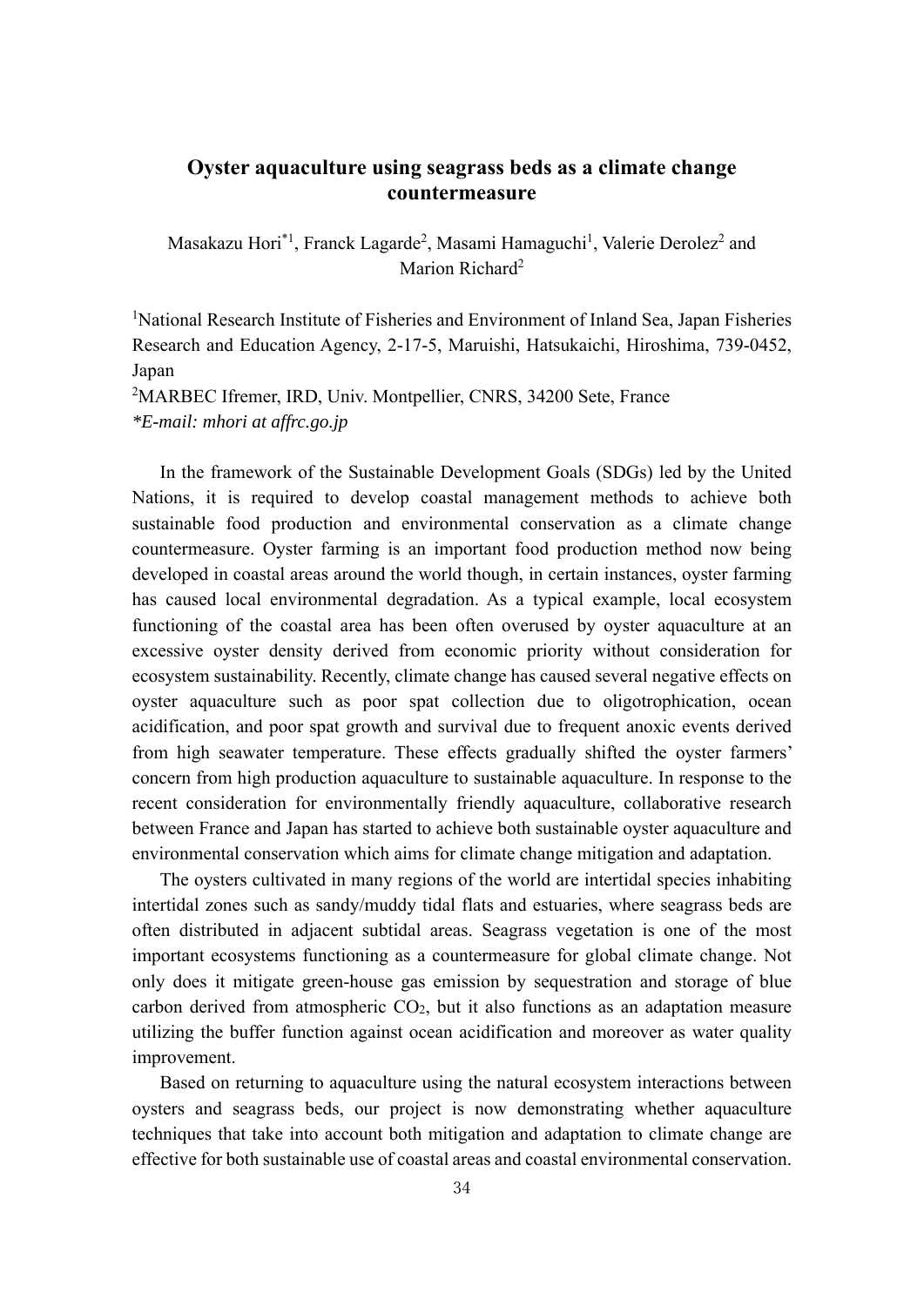# Oyster aquaculture using seagrass beds as a climate change countermeasure

Masakazu Hori[*1], Franck Lagarde[2], Masami Hamaguchi[1], Valerie Derolez[2] and Marion Richard[2]

[1]National Research Institute of Fisheries and Environment of Inland Sea, Japan Fisheries Research and Education Agency, 2-17-5, Maruishi, Hatsukaichi, Hiroshima, 739-0452, Japan

[2]MARBEC Ifremer, IRD, Univ. Montpellier, CNRS, 34200 Sete, France

*\*E-mail: mhori at affrc.go.jp*

In the framework of the Sustainable Development Goals (SDGs) led by the United Nations, it is required to develop coastal management methods to achieve both sustainable food production and environmental conservation as a climate change countermeasure. Oyster farming is an important food production method now being developed in coastal areas around the world though, in certain instances, oyster farming has caused local environmental degradation. As a typical example, local ecosystem functioning of the coastal area has been often overused by oyster aquaculture at an excessive oyster density derived from economic priority without consideration for ecosystem sustainability. Recently, climate change has caused several negative effects on oyster aquaculture such as poor spat collection due to oligotrophication, ocean acidification, and poor spat growth and survival due to frequent anoxic events derived from high seawater temperature. These effects gradually shifted the oyster farmers' concern from high production aquaculture to sustainable aquaculture. In response to the recent consideration for environmentally friendly aquaculture, collaborative research between France and Japan has started to achieve both sustainable oyster aquaculture and environmental conservation which aims for climate change mitigation and adaptation.

The oysters cultivated in many regions of the world are intertidal species inhabiting intertidal zones such as sandy/muddy tidal flats and estuaries, where seagrass beds are often distributed in adjacent subtidal areas. Seagrass vegetation is one of the most important ecosystems functioning as a countermeasure for global climate change. Not only does it mitigate green-house gas emission by sequestration and storage of blue carbon derived from atmospheric $CO_2$, but it also functions as an adaptation measure utilizing the buffer function against ocean acidification and moreover as water quality improvement.

Based on returning to aquaculture using the natural ecosystem interactions between oysters and seagrass beds, our project is now demonstrating whether aquaculture techniques that take into account both mitigation and adaptation to climate change are effective for both sustainable use of coastal areas and coastal environmental conservation.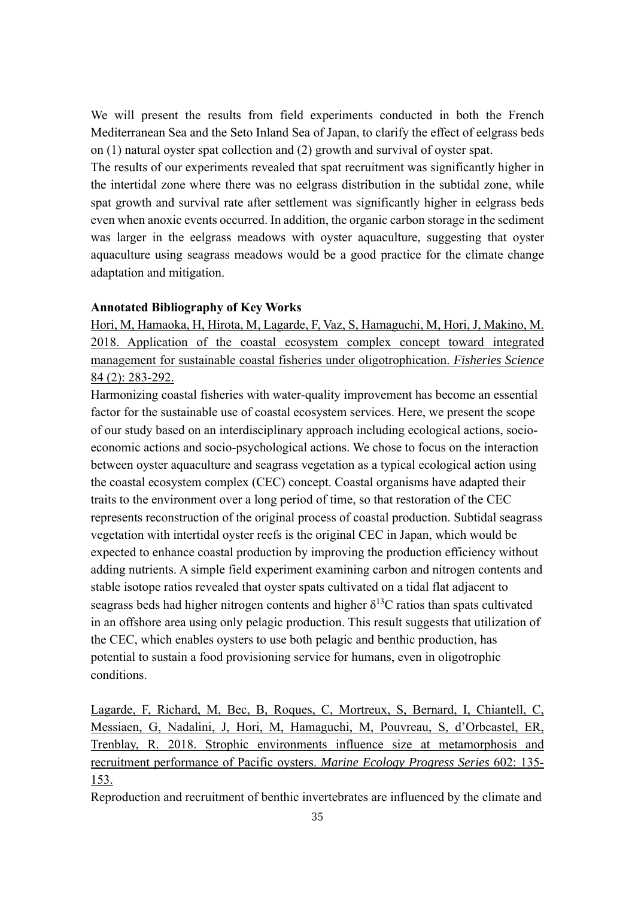We will present the results from field experiments conducted in both the French Mediterranean Sea and the Seto Inland Sea of Japan, to clarify the effect of eelgrass beds on (1) natural oyster spat collection and (2) growth and survival of oyster spat.

The results of our experiments revealed that spat recruitment was significantly higher in the intertidal zone where there was no eelgrass distribution in the subtidal zone, while spat growth and survival rate after settlement was significantly higher in eelgrass beds even when anoxic events occurred. In addition, the organic carbon storage in the sediment was larger in the eelgrass meadows with oyster aquaculture, suggesting that oyster aquaculture using seagrass meadows would be a good practice for the climate change adaptation and mitigation.

**Annotated Bibliography of Key Works**

Hori, M, Hamaoka, H, Hirota, M, Lagarde, F, Vaz, S, Hamaguchi, M, Hori, J, Makino, M. 2018. Application of the coastal ecosystem complex concept toward integrated management for sustainable coastal fisheries under oligotrophication. *Fisheries Science* 84 (2): 283-292.

Harmonizing coastal fisheries with water-quality improvement has become an essential factor for the sustainable use of coastal ecosystem services. Here, we present the scope of our study based on an interdisciplinary approach including ecological actions, socio-economic actions and socio-psychological actions. We chose to focus on the interaction between oyster aquaculture and seagrass vegetation as a typical ecological action using the coastal ecosystem complex (CEC) concept. Coastal organisms have adapted their traits to the environment over a long period of time, so that restoration of the CEC represents reconstruction of the original process of coastal production. Subtidal seagrass vegetation with intertidal oyster reefs is the original CEC in Japan, which would be expected to enhance coastal production by improving the production efficiency without adding nutrients. A simple field experiment examining carbon and nitrogen contents and stable isotope ratios revealed that oyster spats cultivated on a tidal flat adjacent to seagrass beds had higher nitrogen contents and higher $\delta^{13}C$ ratios than spats cultivated in an offshore area using only pelagic production. This result suggests that utilization of the CEC, which enables oysters to use both pelagic and benthic production, has potential to sustain a food provisioning service for humans, even in oligotrophic conditions.

Lagarde, F, Richard, M, Bec, B, Roques, C, Mortreux, S, Bernard, I, Chiantell, C, Messiaen, G, Nadalini, J, Hori, M, Hamaguchi, M, Pouvreau, S, d'Orbcastel, ER, Trenblay, R. 2018. Strophic environments influence size at metamorphosis and recruitment performance of Pacific oysters. *Marine Ecology Progress Series* 602: 135-153.

Reproduction and recruitment of benthic invertebrates are influenced by the climate and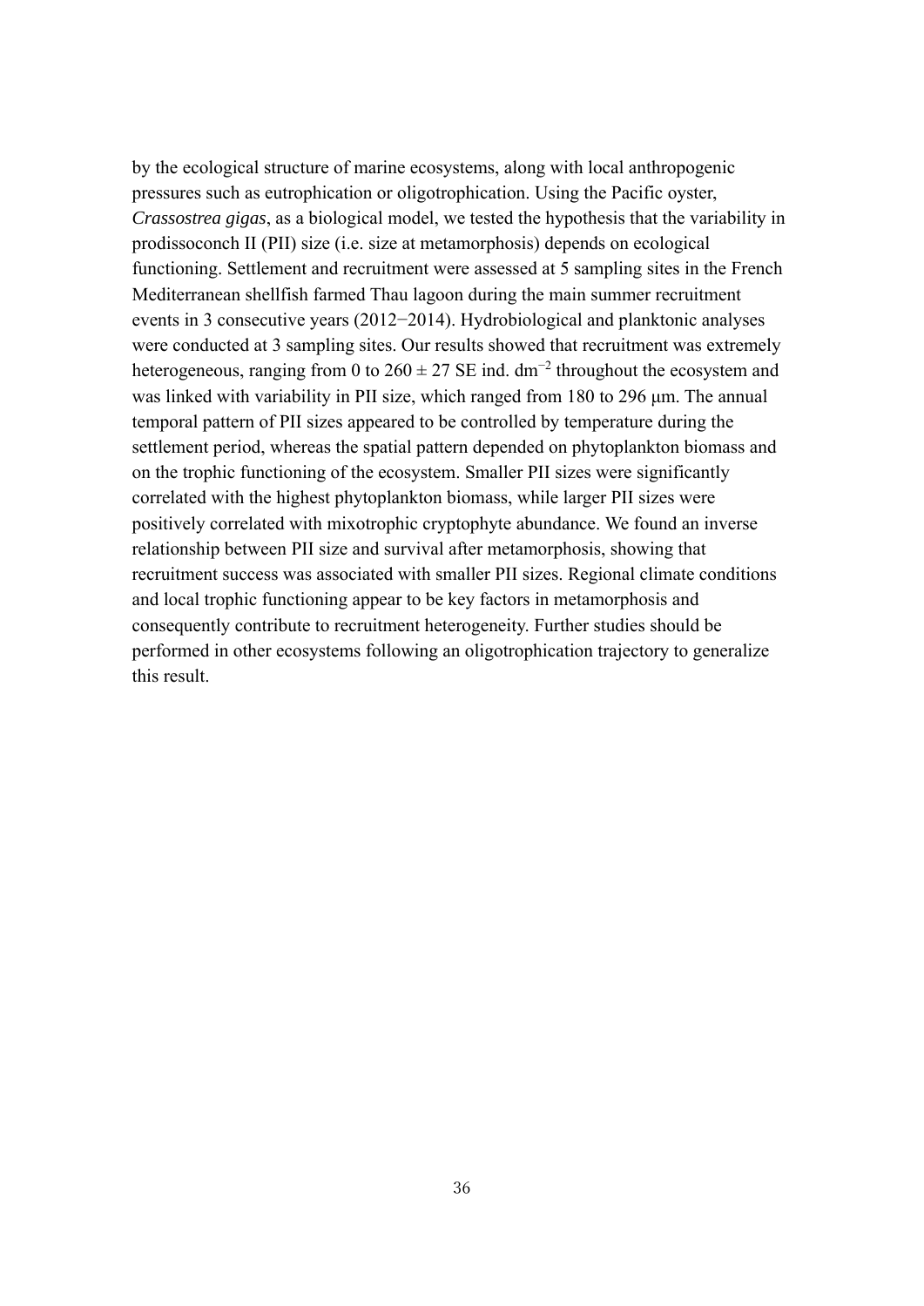by the ecological structure of marine ecosystems, along with local anthropogenic pressures such as eutrophication or oligotrophication. Using the Pacific oyster, *Crassostrea gigas*, as a biological model, we tested the hypothesis that the variability in prodissoconch II (PII) size (i.e. size at metamorphosis) depends on ecological functioning. Settlement and recruitment were assessed at 5 sampling sites in the French Mediterranean shellfish farmed Thau lagoon during the main summer recruitment events in 3 consecutive years (2012−2014). Hydrobiological and planktonic analyses were conducted at 3 sampling sites. Our results showed that recruitment was extremely heterogeneous, ranging from 0 to 260 ± 27 SE ind. $dm^{-2}$ throughout the ecosystem and was linked with variability in PII size, which ranged from 180 to 296 μm. The annual temporal pattern of PII sizes appeared to be controlled by temperature during the settlement period, whereas the spatial pattern depended on phytoplankton biomass and on the trophic functioning of the ecosystem. Smaller PII sizes were significantly correlated with the highest phytoplankton biomass, while larger PII sizes were positively correlated with mixotrophic cryptophyte abundance. We found an inverse relationship between PII size and survival after metamorphosis, showing that recruitment success was associated with smaller PII sizes. Regional climate conditions and local trophic functioning appear to be key factors in metamorphosis and consequently contribute to recruitment heterogeneity. Further studies should be performed in other ecosystems following an oligotrophication trajectory to generalize this result.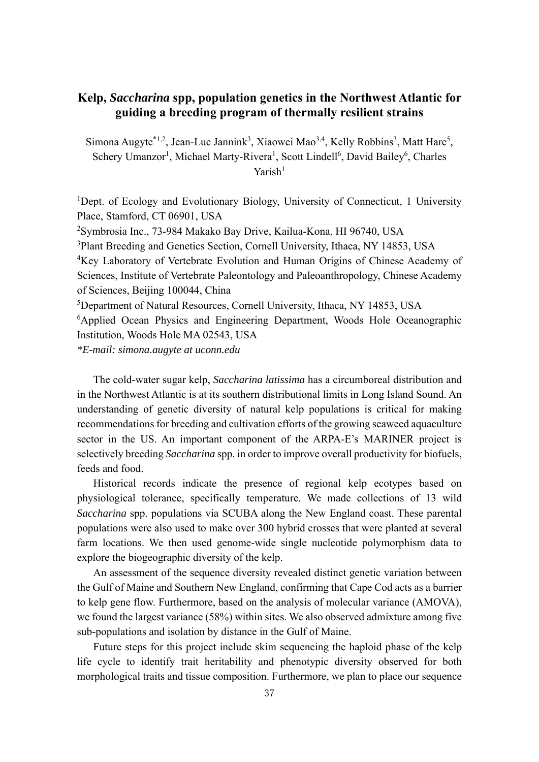# Kelp, *Saccharina* spp, population genetics in the Northwest Atlantic for guiding a breeding program of thermally resilient strains

Simona Augyte[*1,2], Jean-Luc Jannink[3], Xiaowei Mao[3,4], Kelly Robbins[3], Matt Hare[5], Schery Umanzor[1], Michael Marty-Rivera[1], Scott Lindell[6], David Bailey[6], Charles Yarish[1]

[1]Dept. of Ecology and Evolutionary Biology, University of Connecticut, 1 University Place, Stamford, CT 06901, USA

[2]Symbrosia Inc., 73-984 Makako Bay Drive, Kailua-Kona, HI 96740, USA

[3]Plant Breeding and Genetics Section, Cornell University, Ithaca, NY 14853, USA

[4]Key Laboratory of Vertebrate Evolution and Human Origins of Chinese Academy of Sciences, Institute of Vertebrate Paleontology and Paleoanthropology, Chinese Academy of Sciences, Beijing 100044, China

[5]Department of Natural Resources, Cornell University, Ithaca, NY 14853, USA

[6]Applied Ocean Physics and Engineering Department, Woods Hole Oceanographic Institution, Woods Hole MA 02543, USA

*\*E-mail: simona.augyte at uconn.edu*

The cold-water sugar kelp, *Saccharina latissima* has a circumboreal distribution and in the Northwest Atlantic is at its southern distributional limits in Long Island Sound. An understanding of genetic diversity of natural kelp populations is critical for making recommendations for breeding and cultivation efforts of the growing seaweed aquaculture sector in the US. An important component of the ARPA-E's MARINER project is selectively breeding *Saccharina* spp. in order to improve overall productivity for biofuels, feeds and food.

Historical records indicate the presence of regional kelp ecotypes based on physiological tolerance, specifically temperature. We made collections of 13 wild *Saccharina* spp. populations via SCUBA along the New England coast. These parental populations were also used to make over 300 hybrid crosses that were planted at several farm locations. We then used genome-wide single nucleotide polymorphism data to explore the biogeographic diversity of the kelp.

An assessment of the sequence diversity revealed distinct genetic variation between the Gulf of Maine and Southern New England, confirming that Cape Cod acts as a barrier to kelp gene flow. Furthermore, based on the analysis of molecular variance (AMOVA), we found the largest variance (58%) within sites. We also observed admixture among five sub-populations and isolation by distance in the Gulf of Maine.

Future steps for this project include skim sequencing the haploid phase of the kelp life cycle to identify trait heritability and phenotypic diversity observed for both morphological traits and tissue composition. Furthermore, we plan to place our sequence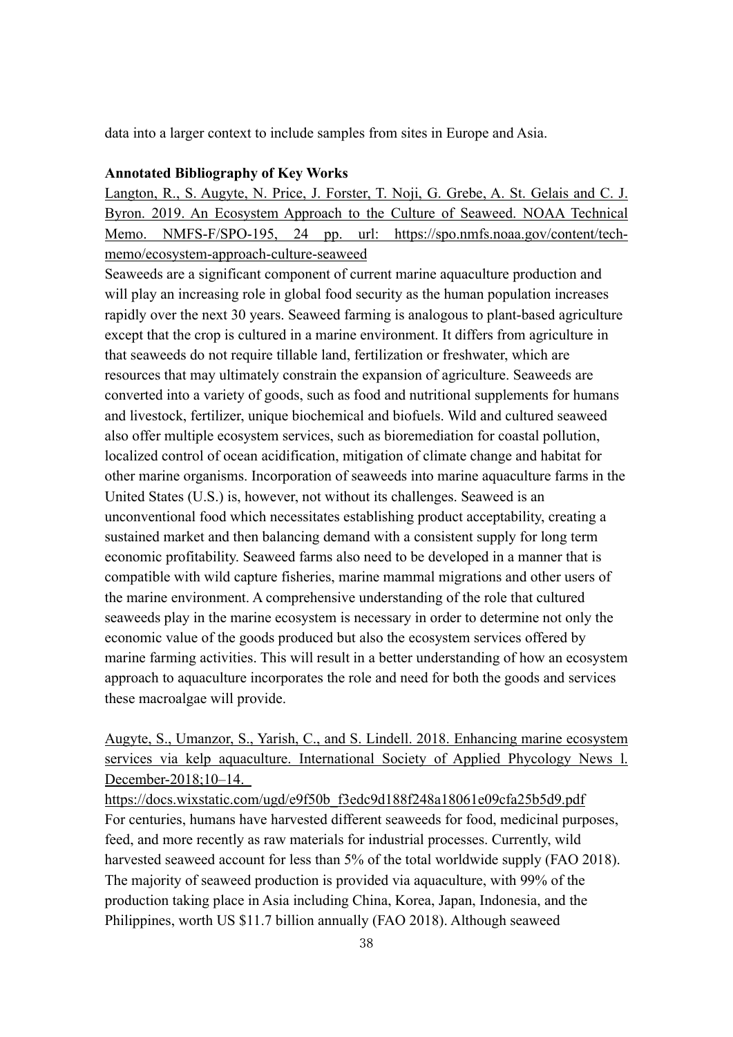data into a larger context to include samples from sites in Europe and Asia.

**Annotated Bibliography of Key Works**

Langton, R., S. Augyte, N. Price, J. Forster, T. Noji, G. Grebe, A. St. Gelais and C. J. Byron. 2019. An Ecosystem Approach to the Culture of Seaweed. NOAA Technical Memo. NMFS-F/SPO-195, 24 pp. url: https://spo.nmfs.noaa.gov/content/tech-memo/ecosystem-approach-culture-seaweed

Seaweeds are a significant component of current marine aquaculture production and will play an increasing role in global food security as the human population increases rapidly over the next 30 years. Seaweed farming is analogous to plant-based agriculture except that the crop is cultured in a marine environment. It differs from agriculture in that seaweeds do not require tillable land, fertilization or freshwater, which are resources that may ultimately constrain the expansion of agriculture. Seaweeds are converted into a variety of goods, such as food and nutritional supplements for humans and livestock, fertilizer, unique biochemical and biofuels. Wild and cultured seaweed also offer multiple ecosystem services, such as bioremediation for coastal pollution, localized control of ocean acidification, mitigation of climate change and habitat for other marine organisms. Incorporation of seaweeds into marine aquaculture farms in the United States (U.S.) is, however, not without its challenges. Seaweed is an unconventional food which necessitates establishing product acceptability, creating a sustained market and then balancing demand with a consistent supply for long term economic profitability. Seaweed farms also need to be developed in a manner that is compatible with wild capture fisheries, marine mammal migrations and other users of the marine environment. A comprehensive understanding of the role that cultured seaweeds play in the marine ecosystem is necessary in order to determine not only the economic value of the goods produced but also the ecosystem services offered by marine farming activities. This will result in a better understanding of how an ecosystem approach to aquaculture incorporates the role and need for both the goods and services these macroalgae will provide.

Augyte, S., Umanzor, S., Yarish, C., and S. Lindell. 2018. Enhancing marine ecosystem services via kelp aquaculture. International Society of Applied Phycology News l. December-2018;10–14. https://docs.wixstatic.com/ugd/e9f50b_f3edc9d188f248a18061e09cfa25b5d9.pdf

For centuries, humans have harvested different seaweeds for food, medicinal purposes, feed, and more recently as raw materials for industrial processes. Currently, wild harvested seaweed account for less than 5% of the total worldwide supply (FAO 2018). The majority of seaweed production is provided via aquaculture, with 99% of the production taking place in Asia including China, Korea, Japan, Indonesia, and the Philippines, worth US $11.7 billion annually (FAO 2018). Although seaweed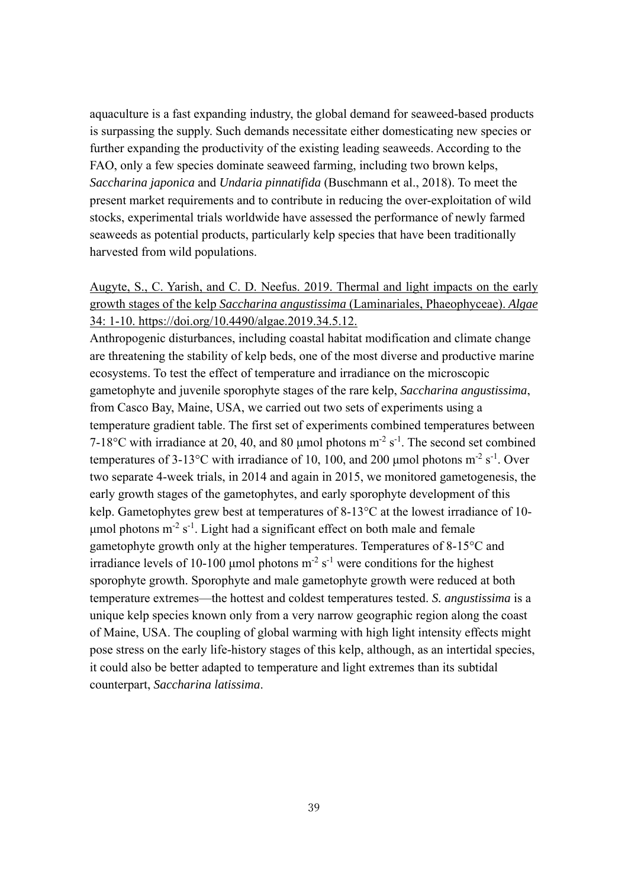aquaculture is a fast expanding industry, the global demand for seaweed-based products is surpassing the supply. Such demands necessitate either domesticating new species or further expanding the productivity of the existing leading seaweeds. According to the FAO, only a few species dominate seaweed farming, including two brown kelps, *Saccharina japonica* and *Undaria pinnatifida* (Buschmann et al., 2018). To meet the present market requirements and to contribute in reducing the over-exploitation of wild stocks, experimental trials worldwide have assessed the performance of newly farmed seaweeds as potential products, particularly kelp species that have been traditionally harvested from wild populations.

Augyte, S., C. Yarish, and C. D. Neefus. 2019. Thermal and light impacts on the early growth stages of the kelp *Saccharina angustissima* (Laminariales, Phaeophyceae). *Algae* 34: 1-10. https://doi.org/10.4490/algae.2019.34.5.12.

Anthropogenic disturbances, including coastal habitat modification and climate change are threatening the stability of kelp beds, one of the most diverse and productive marine ecosystems. To test the effect of temperature and irradiance on the microscopic gametophyte and juvenile sporophyte stages of the rare kelp, *Saccharina angustissima*, from Casco Bay, Maine, USA, we carried out two sets of experiments using a temperature gradient table. The first set of experiments combined temperatures between 7-18°C with irradiance at 20, 40, and 80 μmol photons $m^{-2}$ $s^{-1}$. The second set combined temperatures of 3-13°C with irradiance of 10, 100, and 200 μmol photons $m^{-2}$ $s^{-1}$. Over two separate 4-week trials, in 2014 and again in 2015, we monitored gametogenesis, the early growth stages of the gametophytes, and early sporophyte development of this kelp. Gametophytes grew best at temperatures of 8-13°C at the lowest irradiance of 10-μmol photons $m^{-2}$ $s^{-1}$. Light had a significant effect on both male and female gametophyte growth only at the higher temperatures. Temperatures of 8-15°C and irradiance levels of 10-100 μmol photons $m^{-2}$ $s^{-1}$ were conditions for the highest sporophyte growth. Sporophyte and male gametophyte growth were reduced at both temperature extremes—the hottest and coldest temperatures tested. *S. angustissima* is a unique kelp species known only from a very narrow geographic region along the coast of Maine, USA. The coupling of global warming with high light intensity effects might pose stress on the early life-history stages of this kelp, although, as an intertidal species, it could also be better adapted to temperature and light extremes than its subtidal counterpart, *Saccharina latissima*.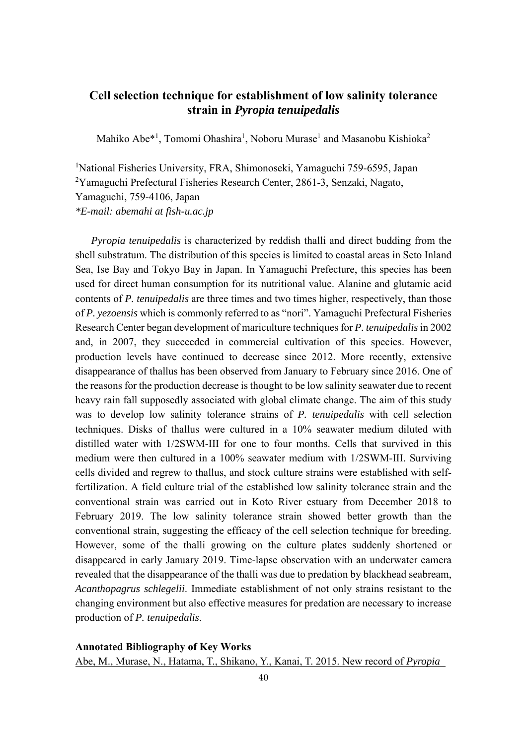## Cell selection technique for establishment of low salinity tolerance strain in *Pyropia tenuipedalis*

Mahiko Abe*[1], Tomomi Ohashira[1], Noboru Murase[1] and Masanobu Kishioka[2]

[1]National Fisheries University, FRA, Shimonoseki, Yamaguchi 759-6595, Japan
[2]Yamaguchi Prefectural Fisheries Research Center, 2861-3, Senzaki, Nagato, Yamaguchi, 759-4106, Japan
**E-mail: abemahi at fish-u.ac.jp*

*Pyropia tenuipedalis* is characterized by reddish thalli and direct budding from the shell substratum. The distribution of this species is limited to coastal areas in Seto Inland Sea, Ise Bay and Tokyo Bay in Japan. In Yamaguchi Prefecture, this species has been used for direct human consumption for its nutritional value. Alanine and glutamic acid contents of *P. tenuipedalis* are three times and two times higher, respectively, than those of *P. yezoensis* which is commonly referred to as "nori". Yamaguchi Prefectural Fisheries Research Center began development of mariculture techniques for *P. tenuipedalis* in 2002 and, in 2007, they succeeded in commercial cultivation of this species. However, production levels have continued to decrease since 2012. More recently, extensive disappearance of thallus has been observed from January to February since 2016. One of the reasons for the production decrease is thought to be low salinity seawater due to recent heavy rain fall supposedly associated with global climate change. The aim of this study was to develop low salinity tolerance strains of *P. tenuipedalis* with cell selection techniques. Disks of thallus were cultured in a 10% seawater medium diluted with distilled water with 1/2SWM-III for one to four months. Cells that survived in this medium were then cultured in a 100% seawater medium with 1/2SWM-III. Surviving cells divided and regrew to thallus, and stock culture strains were established with self-fertilization. A field culture trial of the established low salinity tolerance strain and the conventional strain was carried out in Koto River estuary from December 2018 to February 2019. The low salinity tolerance strain showed better growth than the conventional strain, suggesting the efficacy of the cell selection technique for breeding. However, some of the thalli growing on the culture plates suddenly shortened or disappeared in early January 2019. Time-lapse observation with an underwater camera revealed that the disappearance of the thalli was due to predation by blackhead seabream, *Acanthopagrus schlegelii*. Immediate establishment of not only strains resistant to the changing environment but also effective measures for predation are necessary to increase production of *P. tenuipedalis*.

### Annotated Bibliography of Key Works

Abe, M., Murase, N., Hatama, T., Shikano, Y., Kanai, T. 2015. New record of *Pyropia*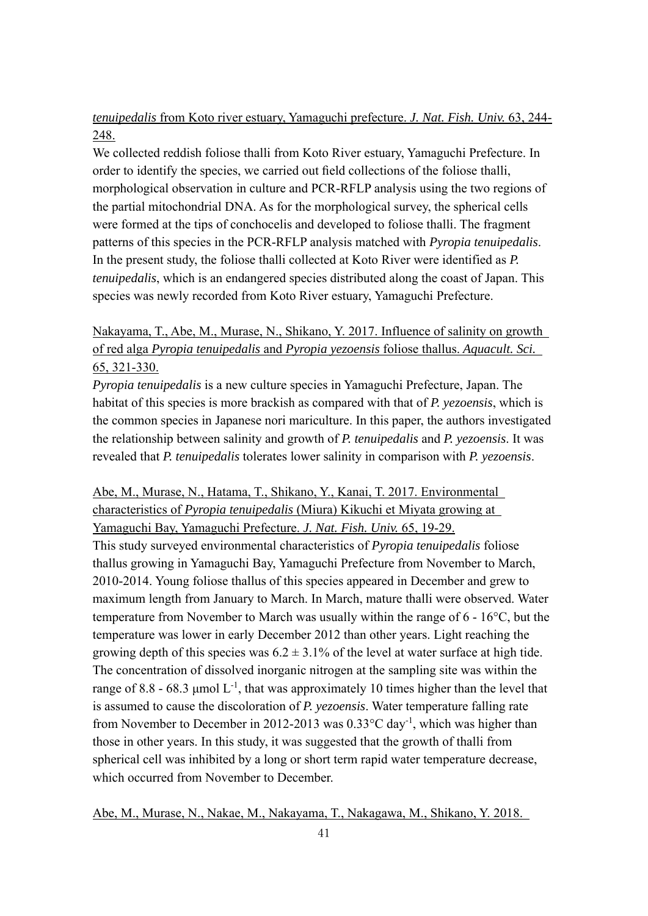*tenuipedalis* from Koto river estuary, Yamaguchi prefecture. *J. Nat. Fish. Univ.* 63, 244-248.

We collected reddish foliose thalli from Koto River estuary, Yamaguchi Prefecture. In order to identify the species, we carried out field collections of the foliose thalli, morphological observation in culture and PCR-RFLP analysis using the two regions of the partial mitochondrial DNA. As for the morphological survey, the spherical cells were formed at the tips of conchocelis and developed to foliose thalli. The fragment patterns of this species in the PCR-RFLP analysis matched with *Pyropia tenuipedalis*. In the present study, the foliose thalli collected at Koto River were identified as *P. tenuipedalis*, which is an endangered species distributed along the coast of Japan. This species was newly recorded from Koto River estuary, Yamaguchi Prefecture.

Nakayama, T., Abe, M., Murase, N., Shikano, Y. 2017. Influence of salinity on growth of red alga *Pyropia tenuipedalis* and *Pyropia yezoensis* foliose thallus. *Aquacult. Sci.* 65, 321-330.

*Pyropia tenuipedalis* is a new culture species in Yamaguchi Prefecture, Japan. The habitat of this species is more brackish as compared with that of *P. yezoensis*, which is the common species in Japanese nori mariculture. In this paper, the authors investigated the relationship between salinity and growth of *P. tenuipedalis* and *P. yezoensis*. It was revealed that *P. tenuipedalis* tolerates lower salinity in comparison with *P. yezoensis*.

Abe, M., Murase, N., Hatama, T., Shikano, Y., Kanai, T. 2017. Environmental characteristics of *Pyropia tenuipedalis* (Miura) Kikuchi et Miyata growing at Yamaguchi Bay, Yamaguchi Prefecture. *J. Nat. Fish. Univ.* 65, 19-29.

This study surveyed environmental characteristics of *Pyropia tenuipedalis* foliose thallus growing in Yamaguchi Bay, Yamaguchi Prefecture from November to March, 2010-2014. Young foliose thallus of this species appeared in December and grew to maximum length from January to March. In March, mature thalli were observed. Water temperature from November to March was usually within the range of 6 - 16°C, but the temperature was lower in early December 2012 than other years. Light reaching the growing depth of this species was $6.2 \pm 3.1\%$ of the level at water surface at high tide. The concentration of dissolved inorganic nitrogen at the sampling site was within the range of 8.8 - 68.3 μmol $L^{-1}$, that was approximately 10 times higher than the level that is assumed to cause the discoloration of *P. yezoensis*. Water temperature falling rate from November to December in 2012-2013 was 0.33°C $day^{-1}$, which was higher than those in other years. In this study, it was suggested that the growth of thalli from spherical cell was inhibited by a long or short term rapid water temperature decrease, which occurred from November to December.

Abe, M., Murase, N., Nakae, M., Nakayama, T., Nakagawa, M., Shikano, Y. 2018.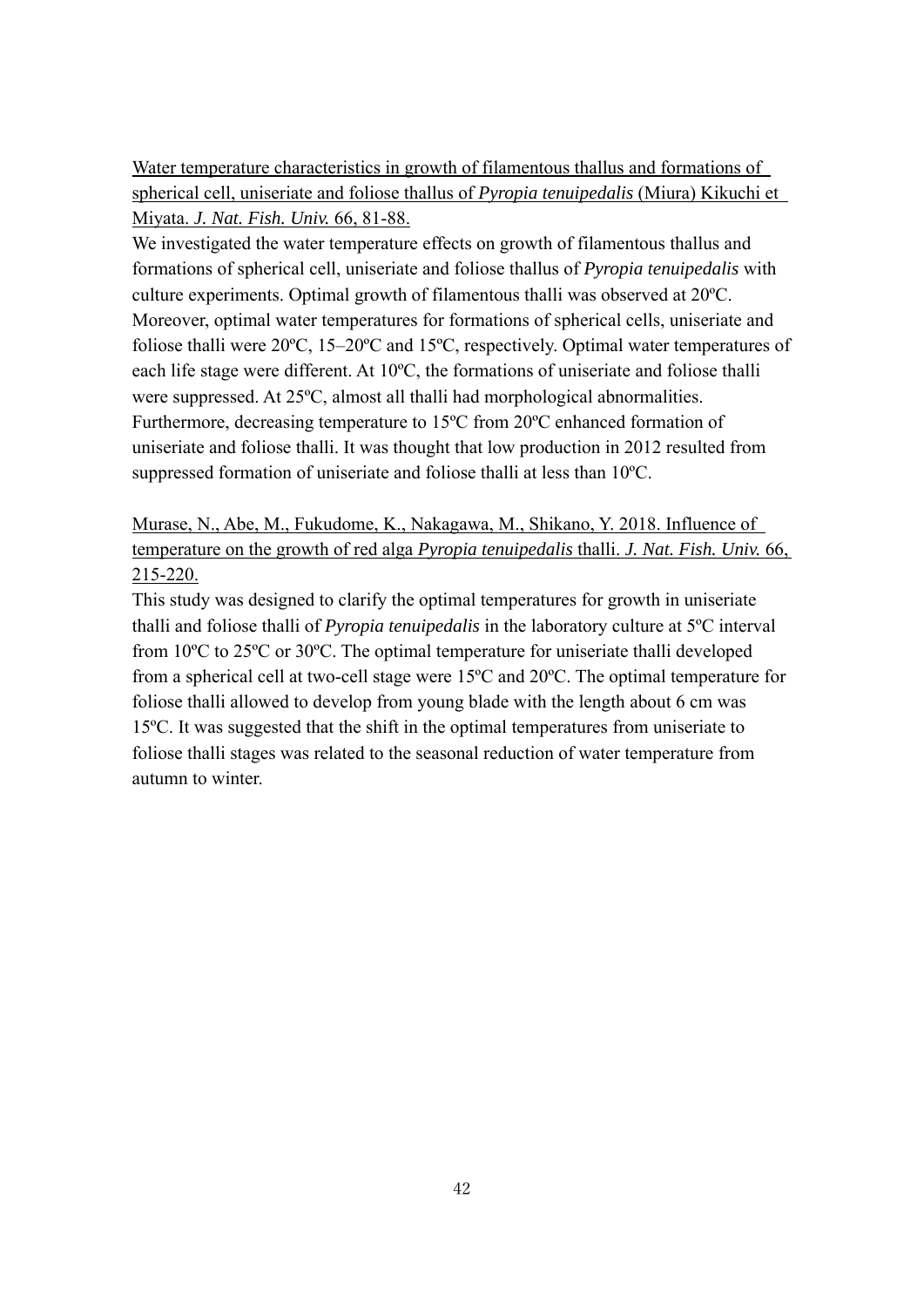Water temperature characteristics in growth of filamentous thallus and formations of spherical cell, uniseriate and foliose thallus of *Pyropia tenuipedalis* (Miura) Kikuchi et Miyata. *J. Nat. Fish. Univ.* 66, 81-88.

We investigated the water temperature effects on growth of filamentous thallus and formations of spherical cell, uniseriate and foliose thallus of *Pyropia tenuipedalis* with culture experiments. Optimal growth of filamentous thalli was observed at 20ºC. Moreover, optimal water temperatures for formations of spherical cells, uniseriate and foliose thalli were 20ºC, 15–20ºC and 15ºC, respectively. Optimal water temperatures of each life stage were different. At 10ºC, the formations of uniseriate and foliose thalli were suppressed. At 25ºC, almost all thalli had morphological abnormalities. Furthermore, decreasing temperature to 15ºC from 20ºC enhanced formation of uniseriate and foliose thalli. It was thought that low production in 2012 resulted from suppressed formation of uniseriate and foliose thalli at less than 10ºC.

Murase, N., Abe, M., Fukudome, K., Nakagawa, M., Shikano, Y. 2018. Influence of temperature on the growth of red alga *Pyropia tenuipedalis* thalli. *J. Nat. Fish. Univ.* 66, 215-220.

This study was designed to clarify the optimal temperatures for growth in uniseriate thalli and foliose thalli of *Pyropia tenuipedalis* in the laboratory culture at 5ºC interval from 10ºC to 25ºC or 30ºC. The optimal temperature for uniseriate thalli developed from a spherical cell at two-cell stage were 15ºC and 20ºC. The optimal temperature for foliose thalli allowed to develop from young blade with the length about 6 cm was 15ºC. It was suggested that the shift in the optimal temperatures from uniseriate to foliose thalli stages was related to the seasonal reduction of water temperature from autumn to winter.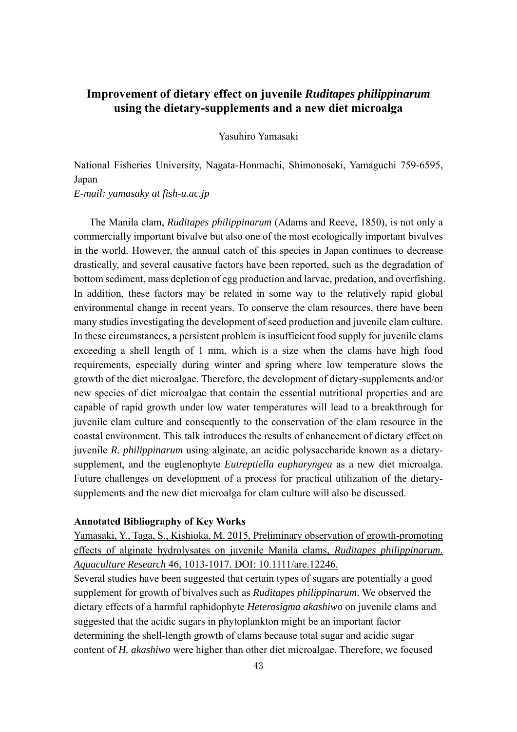## Improvement of dietary effect on juvenile *Ruditapes philippinarum* using the dietary-supplements and a new diet microalga

Yasuhiro Yamasaki

National Fisheries University, Nagata-Honmachi, Shimonoseki, Yamaguchi 759-6595, Japan

*E-mail: yamasaky at fish-u.ac.jp*

The Manila clam, *Ruditapes philippinarum* (Adams and Reeve, 1850), is not only a commercially important bivalve but also one of the most ecologically important bivalves in the world. However, the annual catch of this species in Japan continues to decrease drastically, and several causative factors have been reported, such as the degradation of bottom sediment, mass depletion of egg production and larvae, predation, and overfishing. In addition, these factors may be related in some way to the relatively rapid global environmental change in recent years. To conserve the clam resources, there have been many studies investigating the development of seed production and juvenile clam culture. In these circumstances, a persistent problem is insufficient food supply for juvenile clams exceeding a shell length of 1 mm, which is a size when the clams have high food requirements, especially during winter and spring where low temperature slows the growth of the diet microalgae. Therefore, the development of dietary-supplements and/or new species of diet microalgae that contain the essential nutritional properties and are capable of rapid growth under low water temperatures will lead to a breakthrough for juvenile clam culture and consequently to the conservation of the clam resource in the coastal environment. This talk introduces the results of enhancement of dietary effect on juvenile *R. philippinarum* using alginate, an acidic polysaccharide known as a dietary-supplement, and the euglenophyte *Eutreptiella eupharyngea* as a new diet microalga. Future challenges on development of a process for practical utilization of the dietary-supplements and the new diet microalga for clam culture will also be discussed.

### Annotated Bibliography of Key Works

Yamasaki, Y., Taga, S., Kishioka, M. 2015. Preliminary observation of growth-promoting effects of alginate hydrolysates on juvenile Manila clams, *Ruditapes philippinarum*. *Aquaculture Research* 46, 1013-1017. DOI: 10.1111/are.12246.

Several studies have been suggested that certain types of sugars are potentially a good supplement for growth of bivalves such as *Ruditapes philippinarum*. We observed the dietary effects of a harmful raphidophyte *Heterosigma akashiwo* on juvenile clams and suggested that the acidic sugars in phytoplankton might be an important factor determining the shell-length growth of clams because total sugar and acidic sugar content of *H. akashiwo* were higher than other diet microalgae. Therefore, we focused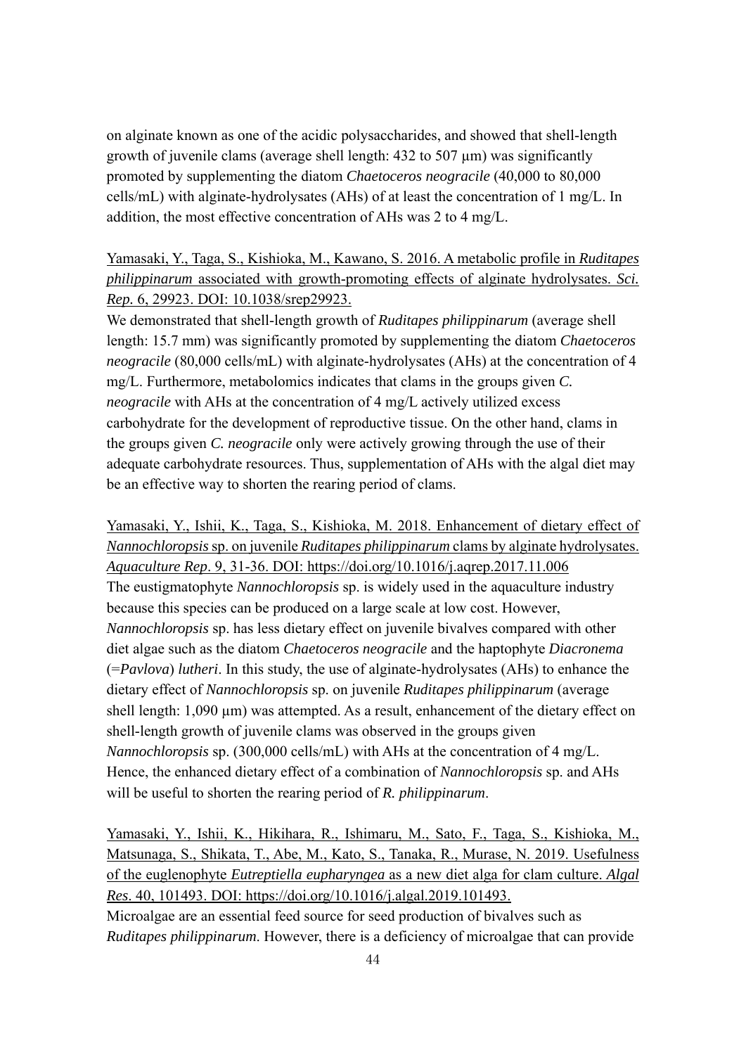on alginate known as one of the acidic polysaccharides, and showed that shell-length growth of juvenile clams (average shell length: 432 to 507 μm) was significantly promoted by supplementing the diatom *Chaetoceros neogracile* (40,000 to 80,000 cells/mL) with alginate-hydrolysates (AHs) of at least the concentration of 1 mg/L. In addition, the most effective concentration of AHs was 2 to 4 mg/L.

Yamasaki, Y., Taga, S., Kishioka, M., Kawano, S. 2016. A metabolic profile in *Ruditapes philippinarum* associated with growth-promoting effects of alginate hydrolysates. *Sci. Rep*. 6, 29923. DOI: 10.1038/srep29923.

We demonstrated that shell-length growth of *Ruditapes philippinarum* (average shell length: 15.7 mm) was significantly promoted by supplementing the diatom *Chaetoceros neogracile* (80,000 cells/mL) with alginate-hydrolysates (AHs) at the concentration of 4 mg/L. Furthermore, metabolomics indicates that clams in the groups given *C. neogracile* with AHs at the concentration of 4 mg/L actively utilized excess carbohydrate for the development of reproductive tissue. On the other hand, clams in the groups given *C. neogracile* only were actively growing through the use of their adequate carbohydrate resources. Thus, supplementation of AHs with the algal diet may be an effective way to shorten the rearing period of clams.

Yamasaki, Y., Ishii, K., Taga, S., Kishioka, M. 2018. Enhancement of dietary effect of *Nannochloropsis* sp. on juvenile *Ruditapes philippinarum* clams by alginate hydrolysates. *Aquaculture Rep*. 9, 31-36. DOI: https://doi.org/10.1016/j.aqrep.2017.11.006

The eustigmatophyte *Nannochloropsis* sp. is widely used in the aquaculture industry because this species can be produced on a large scale at low cost. However, *Nannochloropsis* sp. has less dietary effect on juvenile bivalves compared with other diet algae such as the diatom *Chaetoceros neogracile* and the haptophyte *Diacronema* (=*Pavlova*) *lutheri*. In this study, the use of alginate-hydrolysates (AHs) to enhance the dietary effect of *Nannochloropsis* sp. on juvenile *Ruditapes philippinarum* (average shell length: 1,090 μm) was attempted. As a result, enhancement of the dietary effect on shell-length growth of juvenile clams was observed in the groups given *Nannochloropsis* sp. (300,000 cells/mL) with AHs at the concentration of 4 mg/L. Hence, the enhanced dietary effect of a combination of *Nannochloropsis* sp. and AHs will be useful to shorten the rearing period of *R. philippinarum*.

Yamasaki, Y., Ishii, K., Hikihara, R., Ishimaru, M., Sato, F., Taga, S., Kishioka, M., Matsunaga, S., Shikata, T., Abe, M., Kato, S., Tanaka, R., Murase, N. 2019. Usefulness of the euglenophyte *Eutreptiella eupharyngea* as a new diet alga for clam culture. *Algal Res*. 40, 101493. DOI: https://doi.org/10.1016/j.algal.2019.101493.

Microalgae are an essential feed source for seed production of bivalves such as *Ruditapes philippinarum*. However, there is a deficiency of microalgae that can provide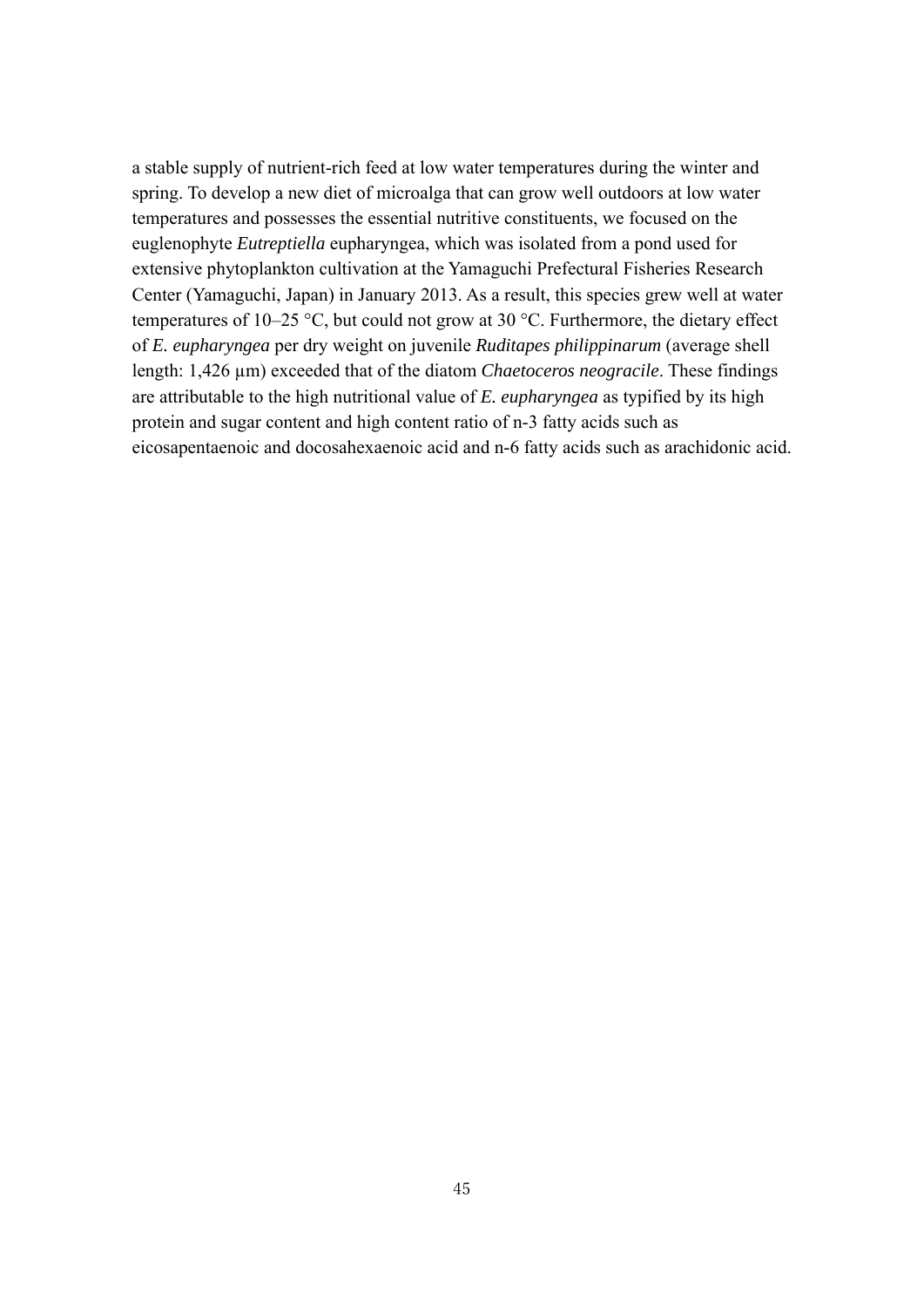a stable supply of nutrient-rich feed at low water temperatures during the winter and spring. To develop a new diet of microalga that can grow well outdoors at low water temperatures and possesses the essential nutritive constituents, we focused on the euglenophyte *Eutreptiella* eupharyngea, which was isolated from a pond used for extensive phytoplankton cultivation at the Yamaguchi Prefectural Fisheries Research Center (Yamaguchi, Japan) in January 2013. As a result, this species grew well at water temperatures of 10–25 °C, but could not grow at 30 °C. Furthermore, the dietary effect of *E. eupharyngea* per dry weight on juvenile *Ruditapes philippinarum* (average shell length: 1,426 µm) exceeded that of the diatom *Chaetoceros neogracile*. These findings are attributable to the high nutritional value of *E. eupharyngea* as typified by its high protein and sugar content and high content ratio of n-3 fatty acids such as eicosapentaenoic and docosahexaenoic acid and n-6 fatty acids such as arachidonic acid.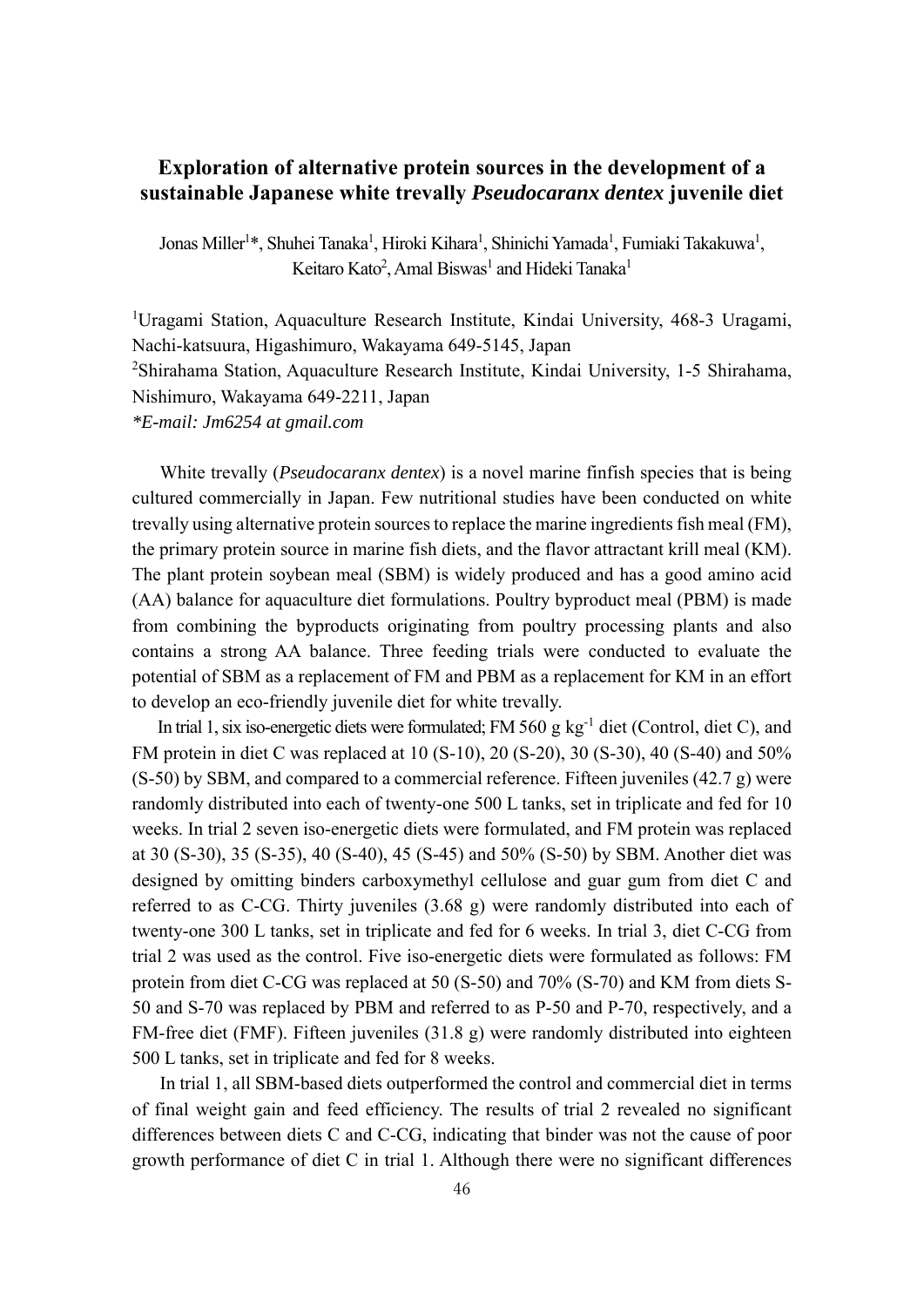## Exploration of alternative protein sources in the development of a sustainable Japanese white trevally *Pseudocaranx dentex* juvenile diet

Jonas Miller[1]*, Shuhei Tanaka[1], Hiroki Kihara[1], Shinichi Yamada[1], Fumiaki Takakuwa[1], Keitaro Kato[2], Amal Biswas[1] and Hideki Tanaka[1]

[1]Uragami Station, Aquaculture Research Institute, Kindai University, 468-3 Uragami, Nachi-katsuura, Higashimuro, Wakayama 649-5145, Japan

[2]Shirahama Station, Aquaculture Research Institute, Kindai University, 1-5 Shirahama, Nishimuro, Wakayama 649-2211, Japan

**E-mail: Jm6254 at gmail.com*

White trevally (*Pseudocaranx dentex*) is a novel marine finfish species that is being cultured commercially in Japan. Few nutritional studies have been conducted on white trevally using alternative protein sources to replace the marine ingredients fish meal (FM), the primary protein source in marine fish diets, and the flavor attractant krill meal (KM). The plant protein soybean meal (SBM) is widely produced and has a good amino acid (AA) balance for aquaculture diet formulations. Poultry byproduct meal (PBM) is made from combining the byproducts originating from poultry processing plants and also contains a strong AA balance. Three feeding trials were conducted to evaluate the potential of SBM as a replacement of FM and PBM as a replacement for KM in an effort to develop an eco-friendly juvenile diet for white trevally.

In trial 1, six iso-energetic diets were formulated; FM 560 g $kg^{-1}$ diet (Control, diet C), and FM protein in diet C was replaced at 10 (S-10), 20 (S-20), 30 (S-30), 40 (S-40) and 50% (S-50) by SBM, and compared to a commercial reference. Fifteen juveniles (42.7 g) were randomly distributed into each of twenty-one 500 L tanks, set in triplicate and fed for 10 weeks. In trial 2 seven iso-energetic diets were formulated, and FM protein was replaced at 30 (S-30), 35 (S-35), 40 (S-40), 45 (S-45) and 50% (S-50) by SBM. Another diet was designed by omitting binders carboxymethyl cellulose and guar gum from diet C and referred to as C-CG. Thirty juveniles (3.68 g) were randomly distributed into each of twenty-one 300 L tanks, set in triplicate and fed for 6 weeks. In trial 3, diet C-CG from trial 2 was used as the control. Five iso-energetic diets were formulated as follows: FM protein from diet C-CG was replaced at 50 (S-50) and 70% (S-70) and KM from diets S-50 and S-70 was replaced by PBM and referred to as P-50 and P-70, respectively, and a FM-free diet (FMF). Fifteen juveniles (31.8 g) were randomly distributed into eighteen 500 L tanks, set in triplicate and fed for 8 weeks.

In trial 1, all SBM-based diets outperformed the control and commercial diet in terms of final weight gain and feed efficiency. The results of trial 2 revealed no significant differences between diets C and C-CG, indicating that binder was not the cause of poor growth performance of diet C in trial 1. Although there were no significant differences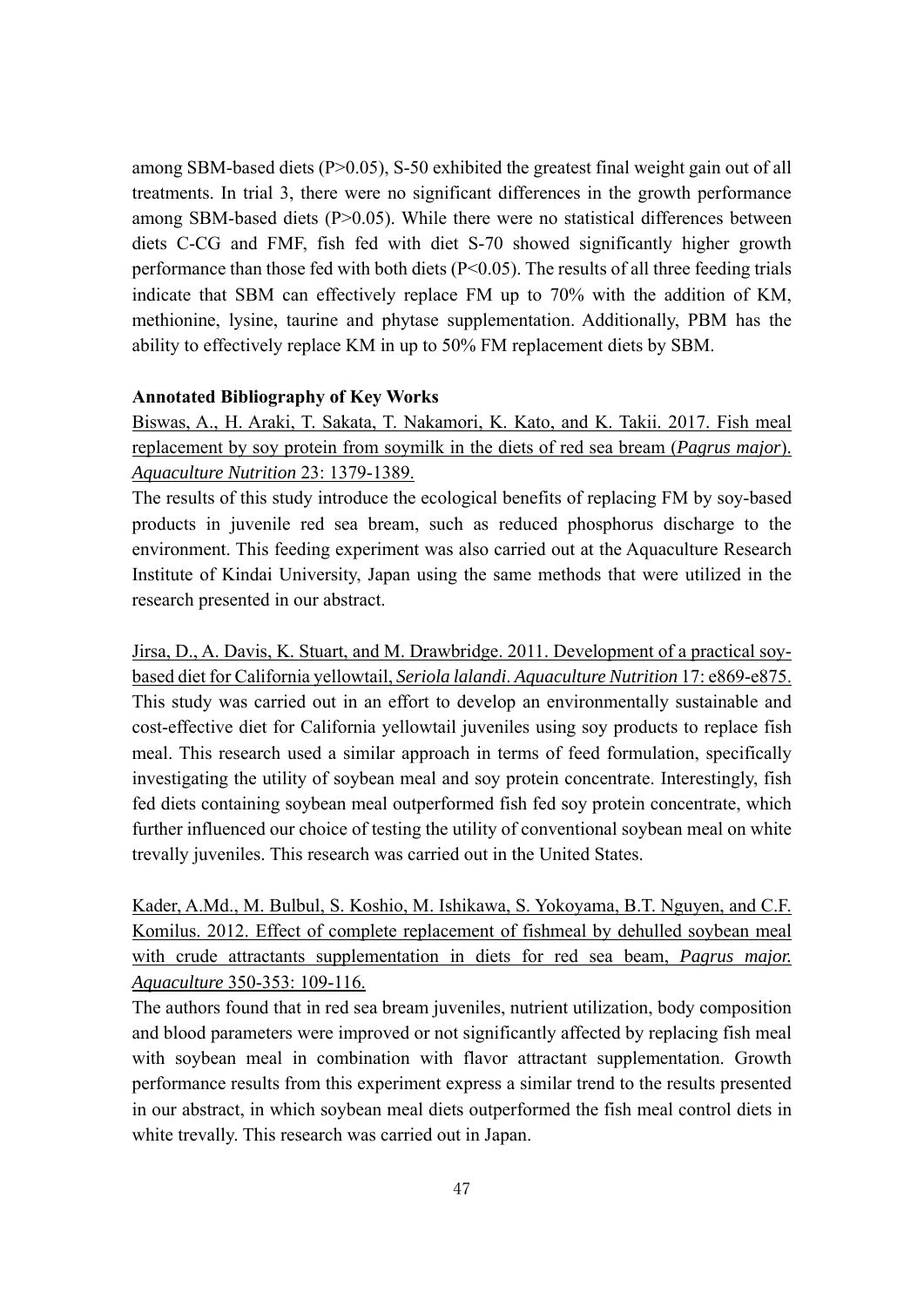among SBM-based diets ($P>0.05$), S-50 exhibited the greatest final weight gain out of all treatments. In trial 3, there were no significant differences in the growth performance among SBM-based diets ($P>0.05$). While there were no statistical differences between diets C-CG and FMF, fish fed with diet S-70 showed significantly higher growth performance than those fed with both diets ($P<0.05$). The results of all three feeding trials indicate that SBM can effectively replace FM up to 70% with the addition of KM, methionine, lysine, taurine and phytase supplementation. Additionally, PBM has the ability to effectively replace KM in up to 50% FM replacement diets by SBM.

**Annotated Bibliography of Key Works**

Biswas, A., H. Araki, T. Sakata, T. Nakamori, K. Kato, and K. Takii. 2017. Fish meal replacement by soy protein from soymilk in the diets of red sea bream (*Pagrus major*). *Aquaculture Nutrition* 23: 1379-1389.

The results of this study introduce the ecological benefits of replacing FM by soy-based products in juvenile red sea bream, such as reduced phosphorus discharge to the environment. This feeding experiment was also carried out at the Aquaculture Research Institute of Kindai University, Japan using the same methods that were utilized in the research presented in our abstract.

Jirsa, D., A. Davis, K. Stuart, and M. Drawbridge. 2011. Development of a practical soy-based diet for California yellowtail, *Seriola lalandi*. *Aquaculture Nutrition* 17: e869-e875.

This study was carried out in an effort to develop an environmentally sustainable and cost-effective diet for California yellowtail juveniles using soy products to replace fish meal. This research used a similar approach in terms of feed formulation, specifically investigating the utility of soybean meal and soy protein concentrate. Interestingly, fish fed diets containing soybean meal outperformed fish fed soy protein concentrate, which further influenced our choice of testing the utility of conventional soybean meal on white trevally juveniles. This research was carried out in the United States.

Kader, A.Md., M. Bulbul, S. Koshio, M. Ishikawa, S. Yokoyama, B.T. Nguyen, and C.F. Komilus. 2012. Effect of complete replacement of fishmeal by dehulled soybean meal with crude attractants supplementation in diets for red sea beam, *Pagrus major. Aquaculture* 350-353: 109-116.

The authors found that in red sea bream juveniles, nutrient utilization, body composition and blood parameters were improved or not significantly affected by replacing fish meal with soybean meal in combination with flavor attractant supplementation. Growth performance results from this experiment express a similar trend to the results presented in our abstract, in which soybean meal diets outperformed the fish meal control diets in white trevally. This research was carried out in Japan.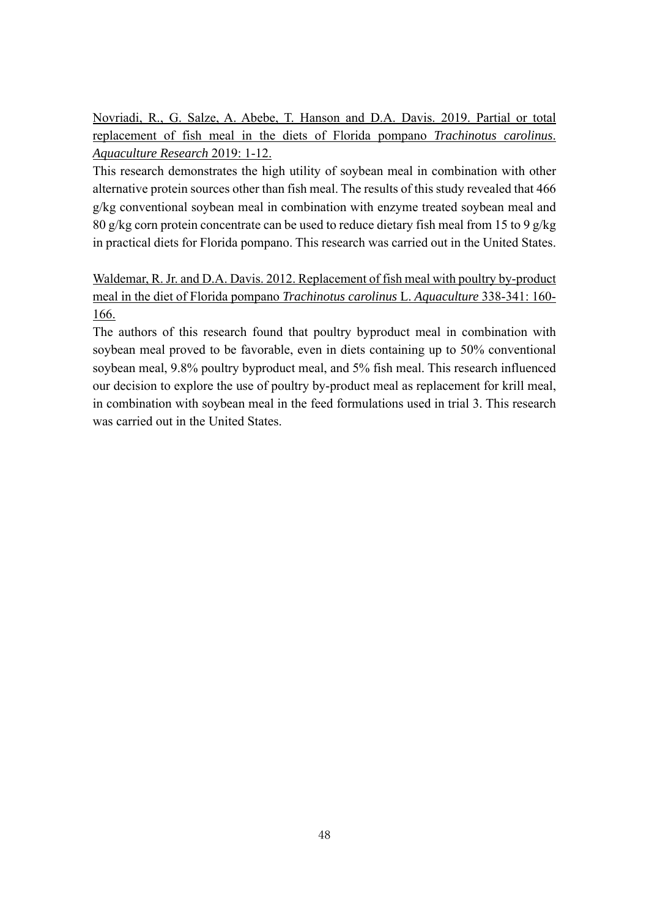<u>Novriadi, R., G. Salze, A. Abebe, T. Hanson and D.A. Davis. 2019. Partial or total replacement of fish meal in the diets of Florida pompano *Trachinotus carolinus*. *Aquaculture Research* 2019: 1-12.</u>

This research demonstrates the high utility of soybean meal in combination with other alternative protein sources other than fish meal. The results of this study revealed that 466 g/kg conventional soybean meal in combination with enzyme treated soybean meal and 80 g/kg corn protein concentrate can be used to reduce dietary fish meal from 15 to 9 g/kg in practical diets for Florida pompano. This research was carried out in the United States.

<u>Waldemar, R. Jr. and D.A. Davis. 2012. Replacement of fish meal with poultry by-product meal in the diet of Florida pompano *Trachinotus carolinus* L. *Aquaculture* 338-341: 160-166.</u>

The authors of this research found that poultry byproduct meal in combination with soybean meal proved to be favorable, even in diets containing up to 50% conventional soybean meal, 9.8% poultry byproduct meal, and 5% fish meal. This research influenced our decision to explore the use of poultry by-product meal as replacement for krill meal, in combination with soybean meal in the feed formulations used in trial 3. This research was carried out in the United States.